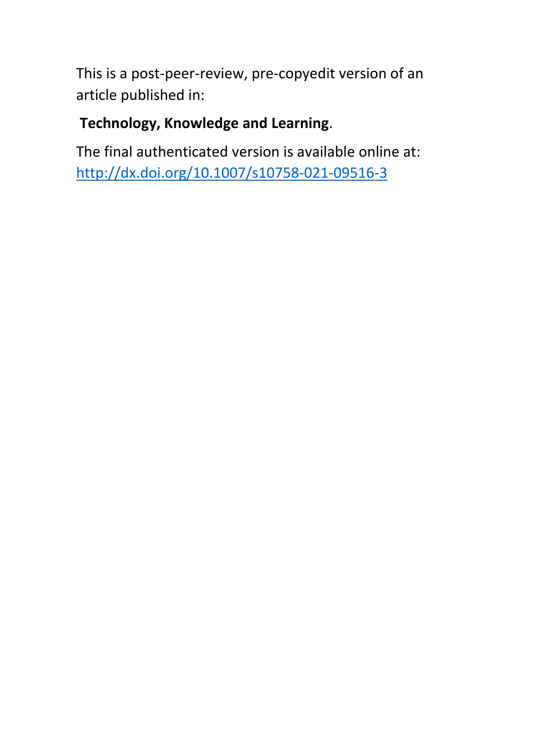This is a post-peer-review, pre-copyedit version of an article published in:

**Technology, Knowledge and Learning**.

The final authenticated version is available online at: [http://dx.doi.org/10.1007/s10758-021-09516-3](http://dx.doi.org/10.1007/s10758-021-09516-3)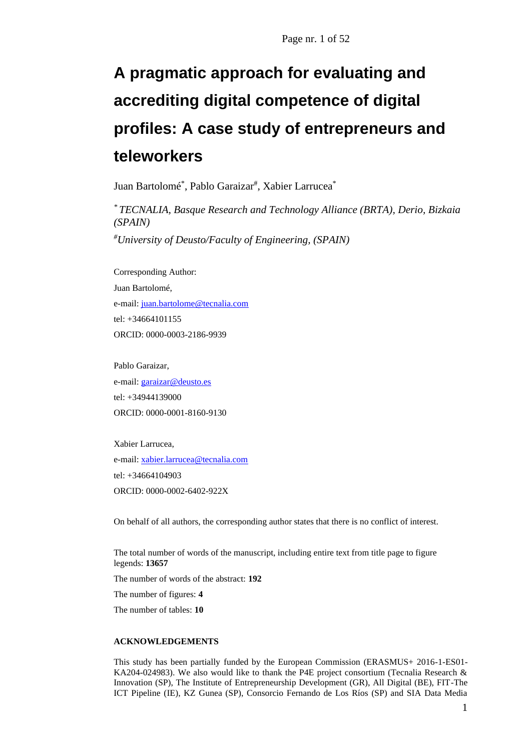# A pragmatic approach for evaluating and accrediting digital competence of digital profiles: A case study of entrepreneurs and teleworkers

Juan Bartolomé[\*], Pablo Garaizar[#], Xabier Larrucea[\*]

[\*] *TECNALIA, Basque Research and Technology Alliance (BRTA), Derio, Bizkaia (SPAIN)*

[#]*University of Deusto/Faculty of Engineering, (SPAIN)*

Corresponding Author:

Juan Bartolomé,

e-mail: juan.bartolome@tecnalia.com

tel: +34664101155

ORCID: 0000-0003-2186-9939

Pablo Garaizar,

e-mail: garaizar@deusto.es

tel: +34944139000

ORCID: 0000-0001-8160-9130

Xabier Larrucea,

e-mail: xabier.larrucea@tecnalia.com

tel: +34664104903

ORCID: 0000-0002-6402-922X

On behalf of all authors, the corresponding author states that there is no conflict of interest.

The total number of words of the manuscript, including entire text from title page to figure legends: **13657**

The number of words of the abstract: **192**

The number of figures: **4**

The number of tables: **10**

#### ACKNOWLEDGEMENTS

This study has been partially funded by the European Commission (ERASMUS+ 2016-1-ES01-KA204-024983). We also would like to thank the P4E project consortium (Tecnalia Research & Innovation (SP), The Institute of Entrepreneurship Development (GR), All Digital (BE), FIT-The ICT Pipeline (IE), KZ Gunea (SP), Consorcio Fernando de Los Ríos (SP) and SIA Data Media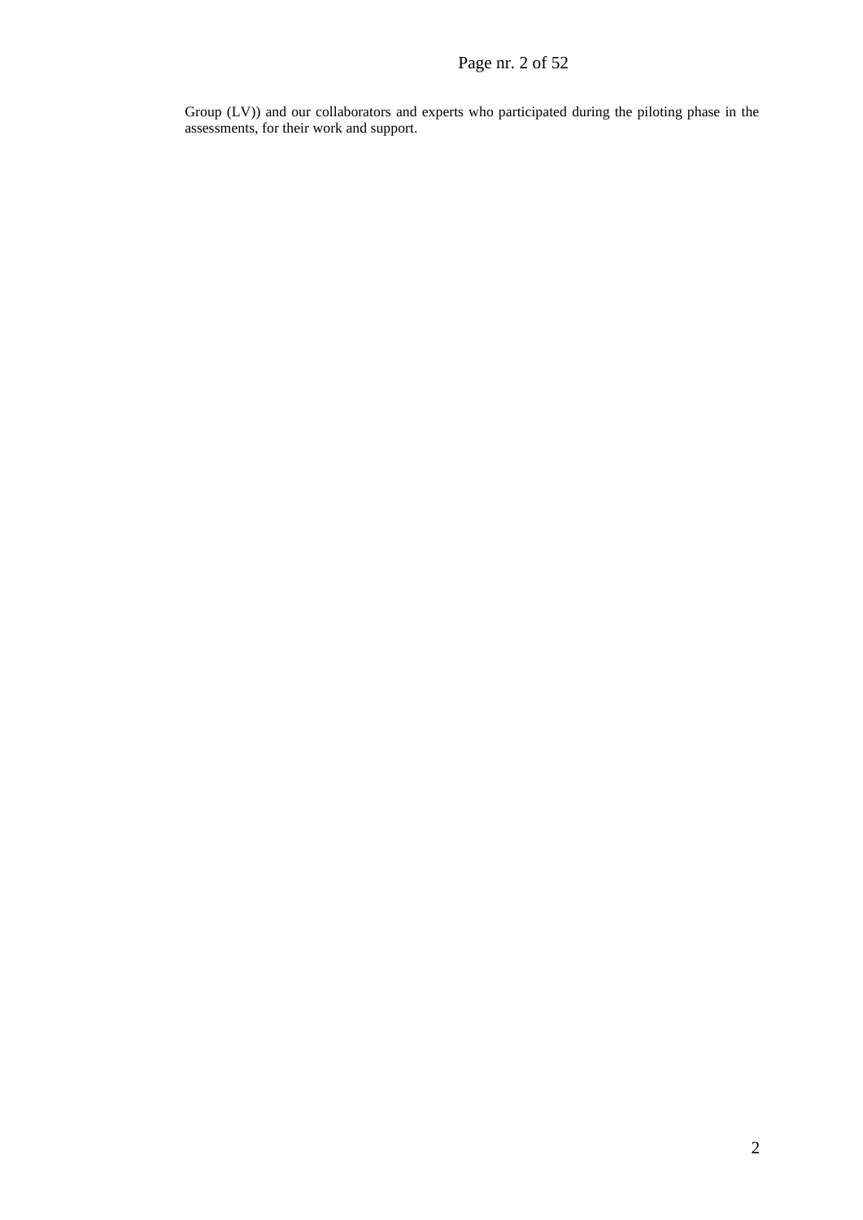Group (LV)) and our collaborators and experts who participated during the piloting phase in the assessments, for their work and support.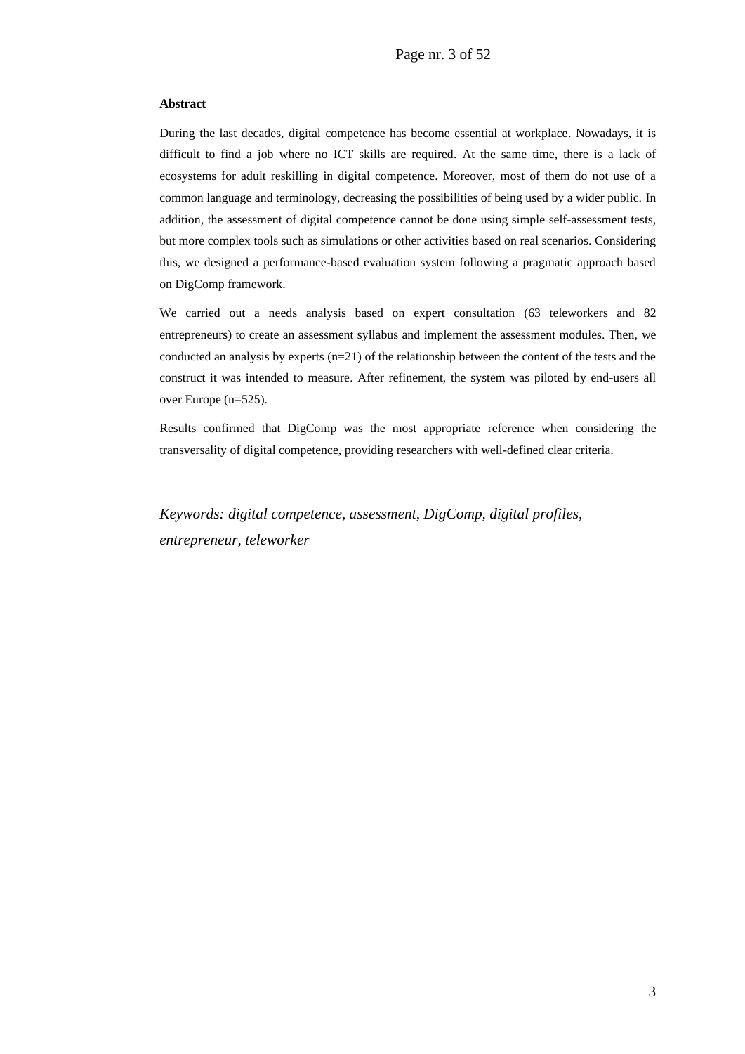**Abstract**

During the last decades, digital competence has become essential at workplace. Nowadays, it is difficult to find a job where no ICT skills are required. At the same time, there is a lack of ecosystems for adult reskilling in digital competence. Moreover, most of them do not use of a common language and terminology, decreasing the possibilities of being used by a wider public. In addition, the assessment of digital competence cannot be done using simple self-assessment tests, but more complex tools such as simulations or other activities based on real scenarios. Considering this, we designed a performance-based evaluation system following a pragmatic approach based on DigComp framework.

We carried out a needs analysis based on expert consultation (63 teleworkers and 82 entrepreneurs) to create an assessment syllabus and implement the assessment modules. Then, we conducted an analysis by experts (n=21) of the relationship between the content of the tests and the construct it was intended to measure. After refinement, the system was piloted by end-users all over Europe (n=525).

Results confirmed that DigComp was the most appropriate reference when considering the transversality of digital competence, providing researchers with well-defined clear criteria.

*Keywords: digital competence, assessment, DigComp, digital profiles, entrepreneur, teleworker*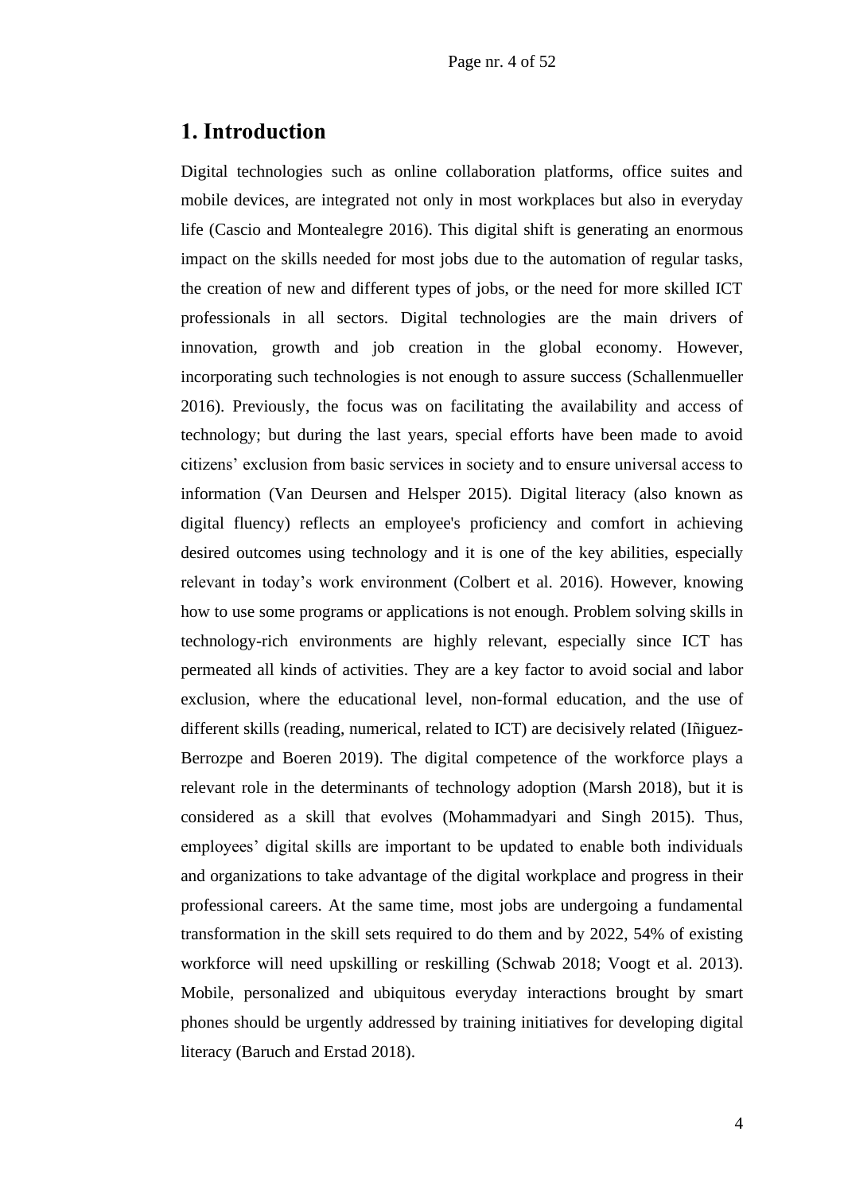# 1. Introduction

Digital technologies such as online collaboration platforms, office suites and mobile devices, are integrated not only in most workplaces but also in everyday life (Cascio and Montealegre 2016). This digital shift is generating an enormous impact on the skills needed for most jobs due to the automation of regular tasks, the creation of new and different types of jobs, or the need for more skilled ICT professionals in all sectors. Digital technologies are the main drivers of innovation, growth and job creation in the global economy. However, incorporating such technologies is not enough to assure success (Schallenmueller 2016). Previously, the focus was on facilitating the availability and access of technology; but during the last years, special efforts have been made to avoid citizens' exclusion from basic services in society and to ensure universal access to information (Van Deursen and Helsper 2015). Digital literacy (also known as digital fluency) reflects an employee's proficiency and comfort in achieving desired outcomes using technology and it is one of the key abilities, especially relevant in today's work environment (Colbert et al. 2016). However, knowing how to use some programs or applications is not enough. Problem solving skills in technology-rich environments are highly relevant, especially since ICT has permeated all kinds of activities. They are a key factor to avoid social and labor exclusion, where the educational level, non-formal education, and the use of different skills (reading, numerical, related to ICT) are decisively related (Iñiguez-Berrozpe and Boeren 2019). The digital competence of the workforce plays a relevant role in the determinants of technology adoption (Marsh 2018), but it is considered as a skill that evolves (Mohammadyari and Singh 2015). Thus, employees' digital skills are important to be updated to enable both individuals and organizations to take advantage of the digital workplace and progress in their professional careers. At the same time, most jobs are undergoing a fundamental transformation in the skill sets required to do them and by 2022, 54% of existing workforce will need upskilling or reskilling (Schwab 2018; Voogt et al. 2013). Mobile, personalized and ubiquitous everyday interactions brought by smart phones should be urgently addressed by training initiatives for developing digital literacy (Baruch and Erstad 2018).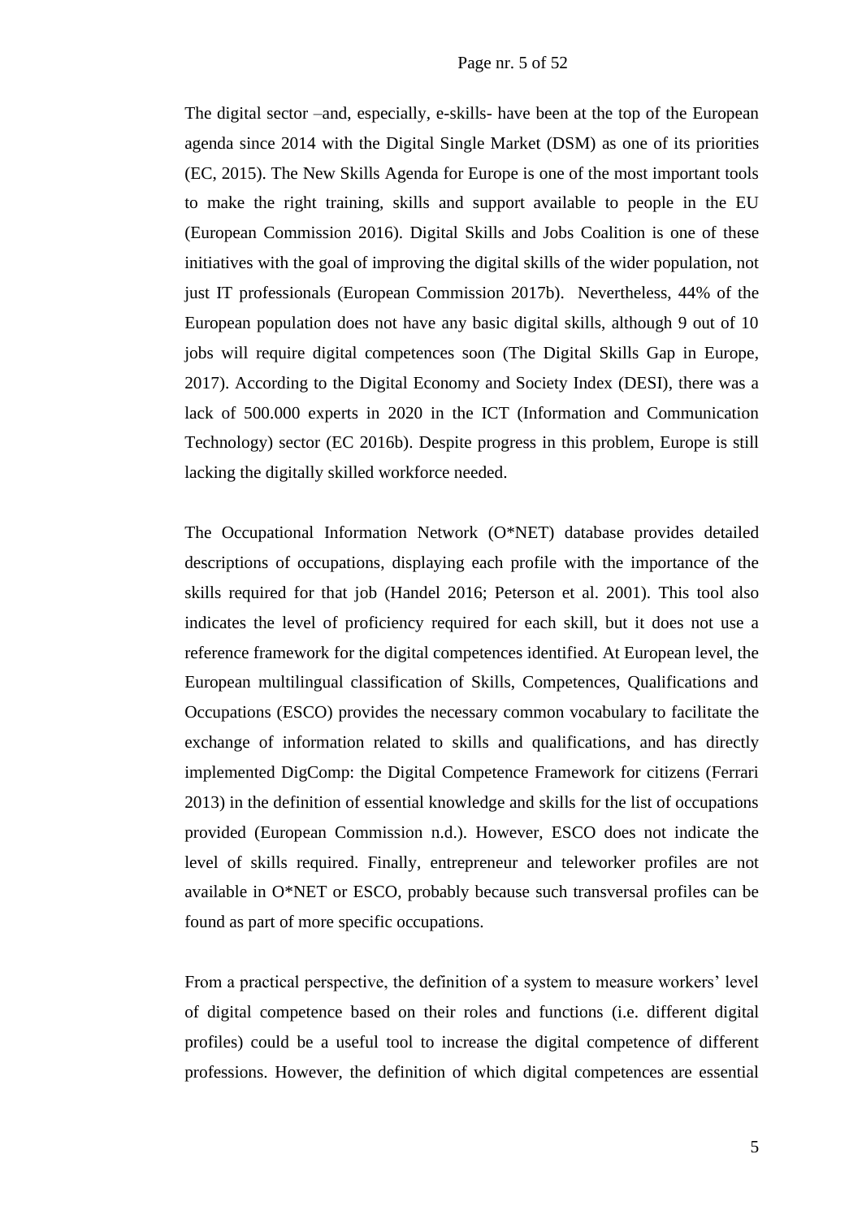The digital sector –and, especially, e-skills- have been at the top of the European agenda since 2014 with the Digital Single Market (DSM) as one of its priorities (EC, 2015). The New Skills Agenda for Europe is one of the most important tools to make the right training, skills and support available to people in the EU (European Commission 2016). Digital Skills and Jobs Coalition is one of these initiatives with the goal of improving the digital skills of the wider population, not just IT professionals (European Commission 2017b). Nevertheless, 44% of the European population does not have any basic digital skills, although 9 out of 10 jobs will require digital competences soon (The Digital Skills Gap in Europe, 2017). According to the Digital Economy and Society Index (DESI), there was a lack of 500.000 experts in 2020 in the ICT (Information and Communication Technology) sector (EC 2016b). Despite progress in this problem, Europe is still lacking the digitally skilled workforce needed.

The Occupational Information Network (O*NET) database provides detailed descriptions of occupations, displaying each profile with the importance of the skills required for that job (Handel 2016; Peterson et al. 2001). This tool also indicates the level of proficiency required for each skill, but it does not use a reference framework for the digital competences identified. At European level, the European multilingual classification of Skills, Competences, Qualifications and Occupations (ESCO) provides the necessary common vocabulary to facilitate the exchange of information related to skills and qualifications, and has directly implemented DigComp: the Digital Competence Framework for citizens (Ferrari 2013) in the definition of essential knowledge and skills for the list of occupations provided (European Commission n.d.). However, ESCO does not indicate the level of skills required. Finally, entrepreneur and teleworker profiles are not available in O*NET or ESCO, probably because such transversal profiles can be found as part of more specific occupations.

From a practical perspective, the definition of a system to measure workers' level of digital competence based on their roles and functions (i.e. different digital profiles) could be a useful tool to increase the digital competence of different professions. However, the definition of which digital competences are essential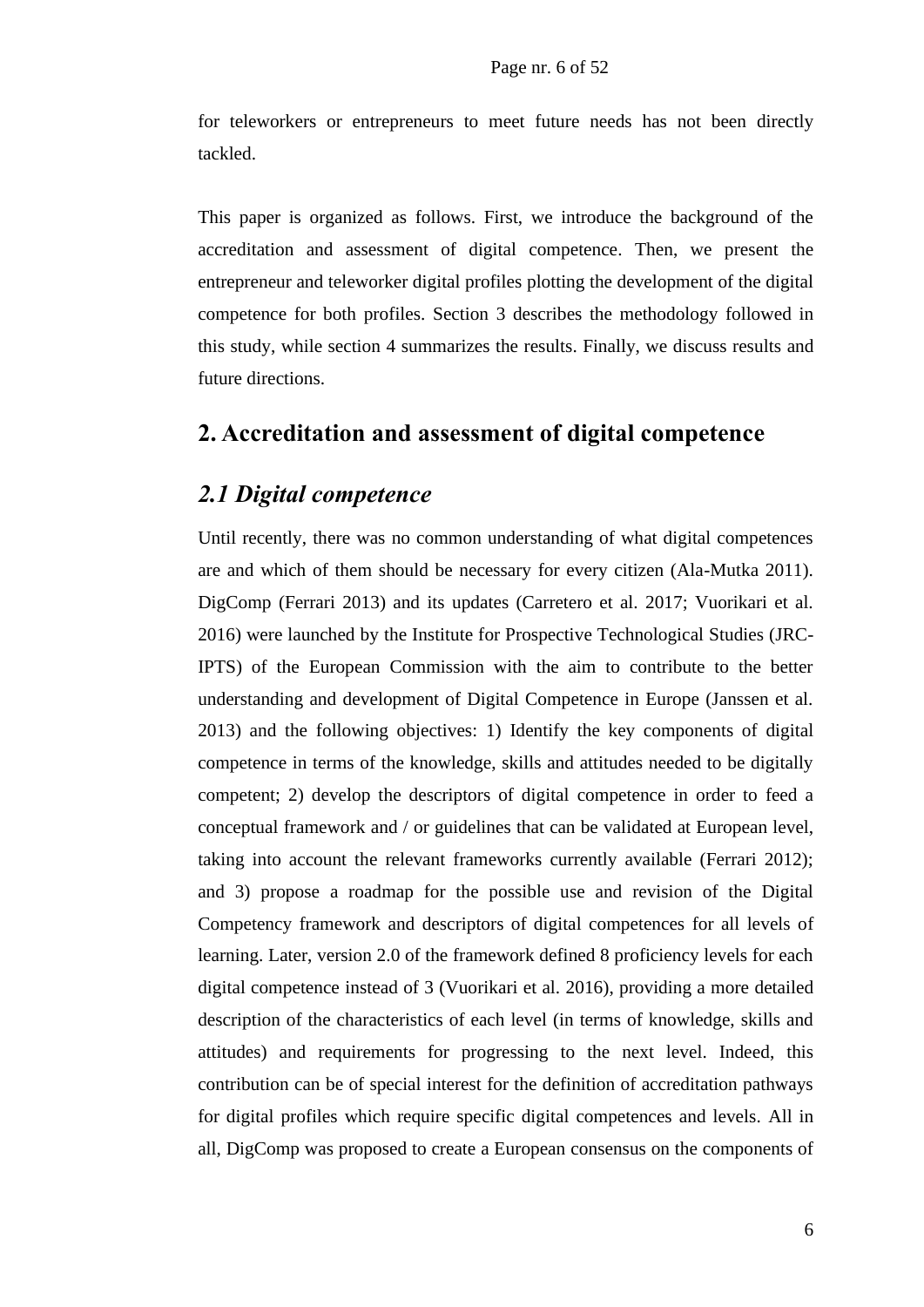for teleworkers or entrepreneurs to meet future needs has not been directly tackled.

This paper is organized as follows. First, we introduce the background of the accreditation and assessment of digital competence. Then, we present the entrepreneur and teleworker digital profiles plotting the development of the digital competence for both profiles. Section 3 describes the methodology followed in this study, while section 4 summarizes the results. Finally, we discuss results and future directions.

## 2. Accreditation and assessment of digital competence

### *2.1 Digital competence*

Until recently, there was no common understanding of what digital competences are and which of them should be necessary for every citizen (Ala-Mutka 2011). DigComp (Ferrari 2013) and its updates (Carretero et al. 2017; Vuorikari et al. 2016) were launched by the Institute for Prospective Technological Studies (JRC-IPTS) of the European Commission with the aim to contribute to the better understanding and development of Digital Competence in Europe (Janssen et al. 2013) and the following objectives: 1) Identify the key components of digital competence in terms of the knowledge, skills and attitudes needed to be digitally competent; 2) develop the descriptors of digital competence in order to feed a conceptual framework and / or guidelines that can be validated at European level, taking into account the relevant frameworks currently available (Ferrari 2012); and 3) propose a roadmap for the possible use and revision of the Digital Competency framework and descriptors of digital competences for all levels of learning. Later, version 2.0 of the framework defined 8 proficiency levels for each digital competence instead of 3 (Vuorikari et al. 2016), providing a more detailed description of the characteristics of each level (in terms of knowledge, skills and attitudes) and requirements for progressing to the next level. Indeed, this contribution can be of special interest for the definition of accreditation pathways for digital profiles which require specific digital competences and levels. All in all, DigComp was proposed to create a European consensus on the components of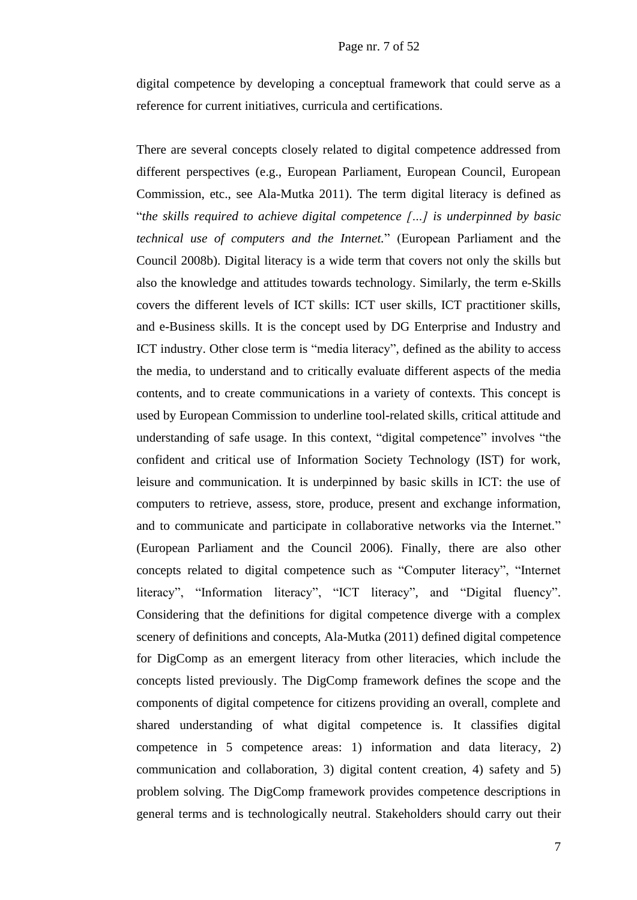digital competence by developing a conceptual framework that could serve as a reference for current initiatives, curricula and certifications.

There are several concepts closely related to digital competence addressed from different perspectives (e.g., European Parliament, European Council, European Commission, etc., see Ala-Mutka 2011). The term digital literacy is defined as "*the skills required to achieve digital competence […] is underpinned by basic technical use of computers and the Internet.*" (European Parliament and the Council 2008b). Digital literacy is a wide term that covers not only the skills but also the knowledge and attitudes towards technology. Similarly, the term e-Skills covers the different levels of ICT skills: ICT user skills, ICT practitioner skills, and e-Business skills. It is the concept used by DG Enterprise and Industry and ICT industry. Other close term is "media literacy", defined as the ability to access the media, to understand and to critically evaluate different aspects of the media contents, and to create communications in a variety of contexts. This concept is used by European Commission to underline tool-related skills, critical attitude and understanding of safe usage. In this context, "digital competence" involves "the confident and critical use of Information Society Technology (IST) for work, leisure and communication. It is underpinned by basic skills in ICT: the use of computers to retrieve, assess, store, produce, present and exchange information, and to communicate and participate in collaborative networks via the Internet." (European Parliament and the Council 2006). Finally, there are also other concepts related to digital competence such as "Computer literacy", "Internet literacy", "Information literacy", "ICT literacy", and "Digital fluency". Considering that the definitions for digital competence diverge with a complex scenery of definitions and concepts, Ala-Mutka (2011) defined digital competence for DigComp as an emergent literacy from other literacies, which include the concepts listed previously. The DigComp framework defines the scope and the components of digital competence for citizens providing an overall, complete and shared understanding of what digital competence is. It classifies digital competence in 5 competence areas: 1) information and data literacy, 2) communication and collaboration, 3) digital content creation, 4) safety and 5) problem solving. The DigComp framework provides competence descriptions in general terms and is technologically neutral. Stakeholders should carry out their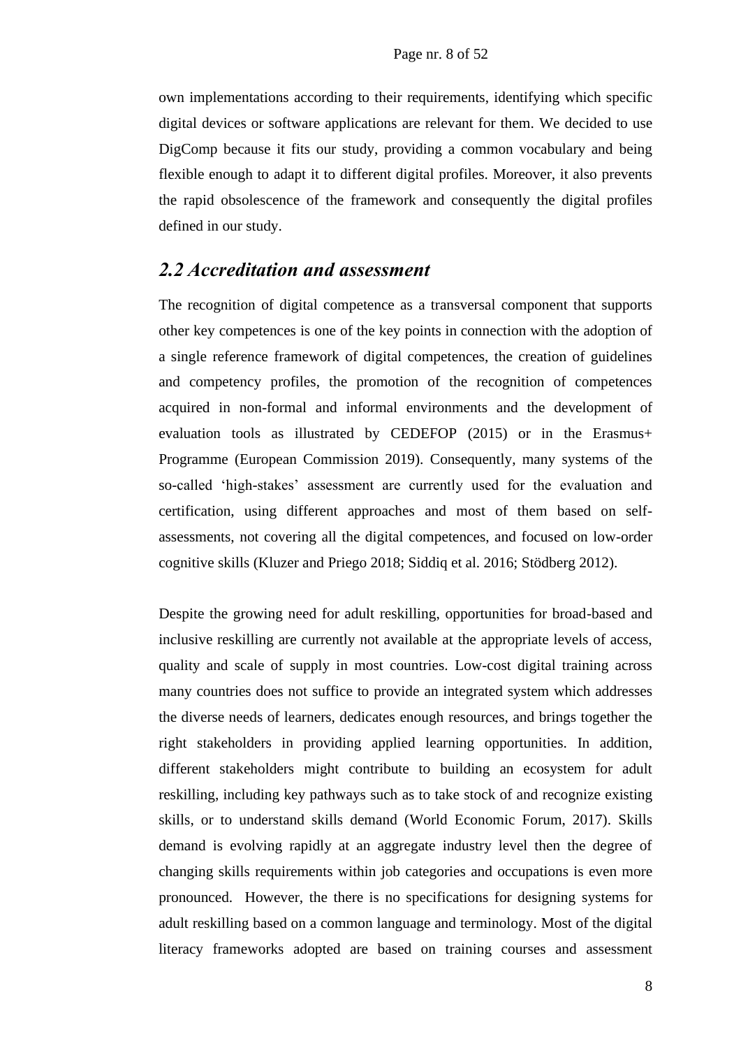own implementations according to their requirements, identifying which specific digital devices or software applications are relevant for them. We decided to use DigComp because it fits our study, providing a common vocabulary and being flexible enough to adapt it to different digital profiles. Moreover, it also prevents the rapid obsolescence of the framework and consequently the digital profiles defined in our study.

## *2.2 Accreditation and assessment*

The recognition of digital competence as a transversal component that supports other key competences is one of the key points in connection with the adoption of a single reference framework of digital competences, the creation of guidelines and competency profiles, the promotion of the recognition of competences acquired in non-formal and informal environments and the development of evaluation tools as illustrated by CEDEFOP (2015) or in the Erasmus+ Programme (European Commission 2019). Consequently, many systems of the so-called 'high-stakes' assessment are currently used for the evaluation and certification, using different approaches and most of them based on self-assessments, not covering all the digital competences, and focused on low-order cognitive skills (Kluzer and Priego 2018; Siddiq et al. 2016; Stödberg 2012).

Despite the growing need for adult reskilling, opportunities for broad-based and inclusive reskilling are currently not available at the appropriate levels of access, quality and scale of supply in most countries. Low-cost digital training across many countries does not suffice to provide an integrated system which addresses the diverse needs of learners, dedicates enough resources, and brings together the right stakeholders in providing applied learning opportunities. In addition, different stakeholders might contribute to building an ecosystem for adult reskilling, including key pathways such as to take stock of and recognize existing skills, or to understand skills demand (World Economic Forum, 2017). Skills demand is evolving rapidly at an aggregate industry level then the degree of changing skills requirements within job categories and occupations is even more pronounced. However, the there is no specifications for designing systems for adult reskilling based on a common language and terminology. Most of the digital literacy frameworks adopted are based on training courses and assessment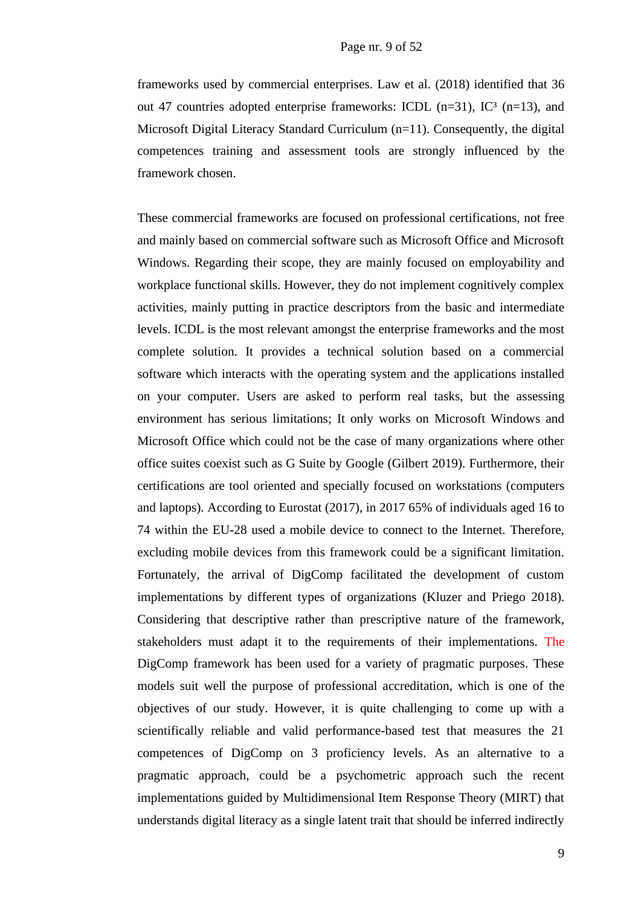frameworks used by commercial enterprises. Law et al. (2018) identified that 36 out 47 countries adopted enterprise frameworks: ICDL (n=31), IC³ (n=13), and Microsoft Digital Literacy Standard Curriculum (n=11). Consequently, the digital competences training and assessment tools are strongly influenced by the framework chosen.

These commercial frameworks are focused on professional certifications, not free and mainly based on commercial software such as Microsoft Office and Microsoft Windows. Regarding their scope, they are mainly focused on employability and workplace functional skills. However, they do not implement cognitively complex activities, mainly putting in practice descriptors from the basic and intermediate levels. ICDL is the most relevant amongst the enterprise frameworks and the most complete solution. It provides a technical solution based on a commercial software which interacts with the operating system and the applications installed on your computer. Users are asked to perform real tasks, but the assessing environment has serious limitations; It only works on Microsoft Windows and Microsoft Office which could not be the case of many organizations where other office suites coexist such as G Suite by Google (Gilbert 2019). Furthermore, their certifications are tool oriented and specially focused on workstations (computers and laptops). According to Eurostat (2017), in 2017 65% of individuals aged 16 to 74 within the EU-28 used a mobile device to connect to the Internet. Therefore, excluding mobile devices from this framework could be a significant limitation. Fortunately, the arrival of DigComp facilitated the development of custom implementations by different types of organizations (Kluzer and Priego 2018). Considering that descriptive rather than prescriptive nature of the framework, stakeholders must adapt it to the requirements of their implementations. The DigComp framework has been used for a variety of pragmatic purposes. These models suit well the purpose of professional accreditation, which is one of the objectives of our study. However, it is quite challenging to come up with a scientifically reliable and valid performance-based test that measures the 21 competences of DigComp on 3 proficiency levels. As an alternative to a pragmatic approach, could be a psychometric approach such the recent implementations guided by Multidimensional Item Response Theory (MIRT) that understands digital literacy as a single latent trait that should be inferred indirectly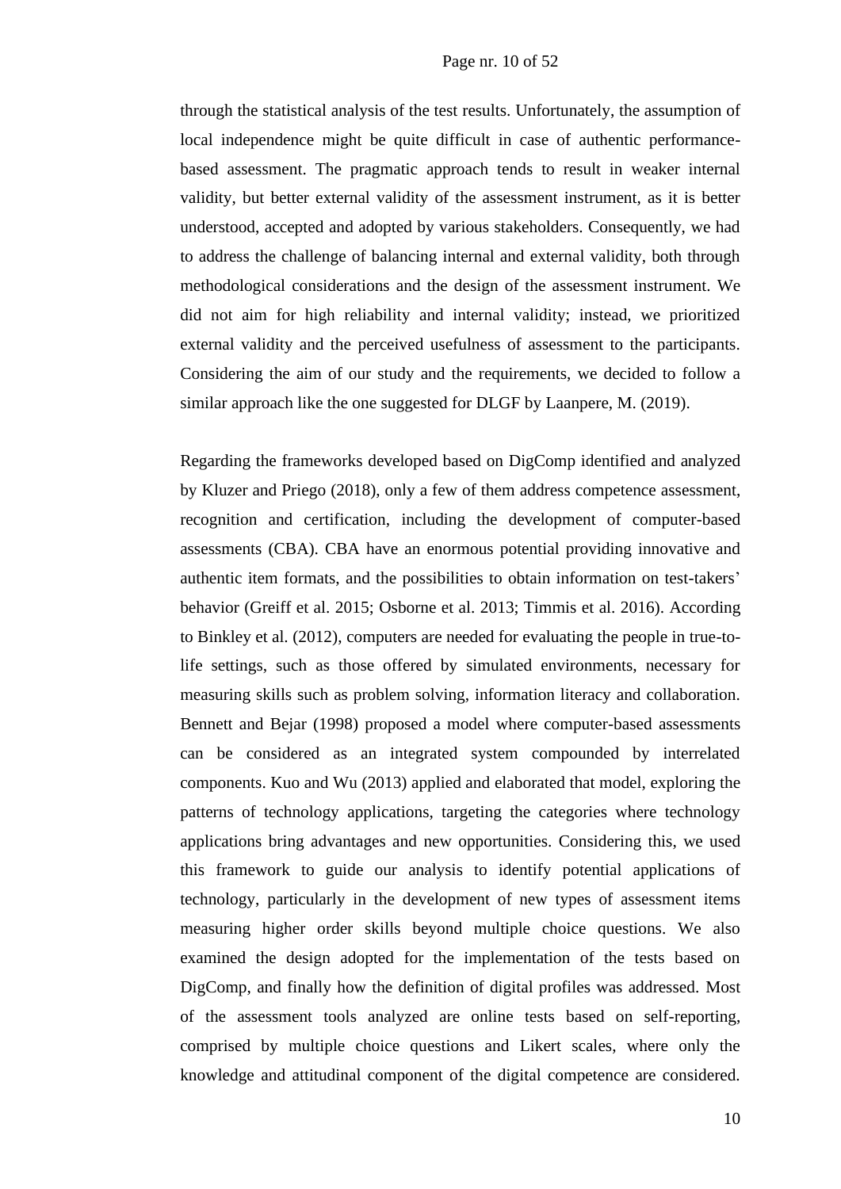through the statistical analysis of the test results. Unfortunately, the assumption of local independence might be quite difficult in case of authentic performance-based assessment. The pragmatic approach tends to result in weaker internal validity, but better external validity of the assessment instrument, as it is better understood, accepted and adopted by various stakeholders. Consequently, we had to address the challenge of balancing internal and external validity, both through methodological considerations and the design of the assessment instrument. We did not aim for high reliability and internal validity; instead, we prioritized external validity and the perceived usefulness of assessment to the participants. Considering the aim of our study and the requirements, we decided to follow a similar approach like the one suggested for DLGF by Laanpere, M. (2019).

Regarding the frameworks developed based on DigComp identified and analyzed by Kluzer and Priego (2018), only a few of them address competence assessment, recognition and certification, including the development of computer-based assessments (CBA). CBA have an enormous potential providing innovative and authentic item formats, and the possibilities to obtain information on test-takers' behavior (Greiff et al. 2015; Osborne et al. 2013; Timmis et al. 2016). According to Binkley et al. (2012), computers are needed for evaluating the people in true-to-life settings, such as those offered by simulated environments, necessary for measuring skills such as problem solving, information literacy and collaboration. Bennett and Bejar (1998) proposed a model where computer-based assessments can be considered as an integrated system compounded by interrelated components. Kuo and Wu (2013) applied and elaborated that model, exploring the patterns of technology applications, targeting the categories where technology applications bring advantages and new opportunities. Considering this, we used this framework to guide our analysis to identify potential applications of technology, particularly in the development of new types of assessment items measuring higher order skills beyond multiple choice questions. We also examined the design adopted for the implementation of the tests based on DigComp, and finally how the definition of digital profiles was addressed. Most of the assessment tools analyzed are online tests based on self-reporting, comprised by multiple choice questions and Likert scales, where only the knowledge and attitudinal component of the digital competence are considered.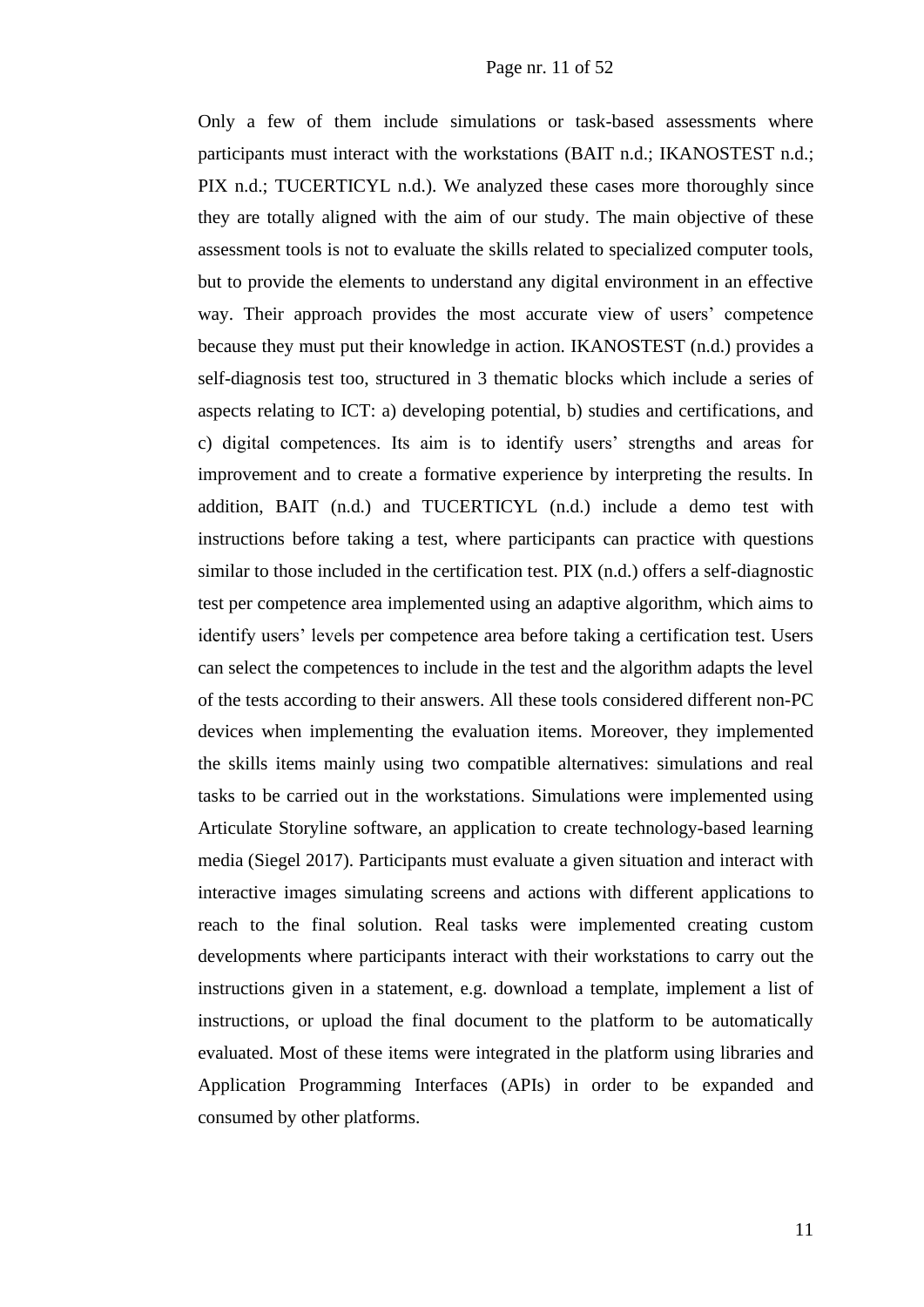Only a few of them include simulations or task-based assessments where participants must interact with the workstations (BAIT n.d.; IKANOSTEST n.d.; PIX n.d.; TUCERTICYL n.d.). We analyzed these cases more thoroughly since they are totally aligned with the aim of our study. The main objective of these assessment tools is not to evaluate the skills related to specialized computer tools, but to provide the elements to understand any digital environment in an effective way. Their approach provides the most accurate view of users' competence because they must put their knowledge in action. IKANOSTEST (n.d.) provides a self-diagnosis test too, structured in 3 thematic blocks which include a series of aspects relating to ICT: a) developing potential, b) studies and certifications, and c) digital competences. Its aim is to identify users' strengths and areas for improvement and to create a formative experience by interpreting the results. In addition, BAIT (n.d.) and TUCERTICYL (n.d.) include a demo test with instructions before taking a test, where participants can practice with questions similar to those included in the certification test. PIX (n.d.) offers a self-diagnostic test per competence area implemented using an adaptive algorithm, which aims to identify users' levels per competence area before taking a certification test. Users can select the competences to include in the test and the algorithm adapts the level of the tests according to their answers. All these tools considered different non-PC devices when implementing the evaluation items. Moreover, they implemented the skills items mainly using two compatible alternatives: simulations and real tasks to be carried out in the workstations. Simulations were implemented using Articulate Storyline software, an application to create technology-based learning media (Siegel 2017). Participants must evaluate a given situation and interact with interactive images simulating screens and actions with different applications to reach to the final solution. Real tasks were implemented creating custom developments where participants interact with their workstations to carry out the instructions given in a statement, e.g. download a template, implement a list of instructions, or upload the final document to the platform to be automatically evaluated. Most of these items were integrated in the platform using libraries and Application Programming Interfaces (APIs) in order to be expanded and consumed by other platforms.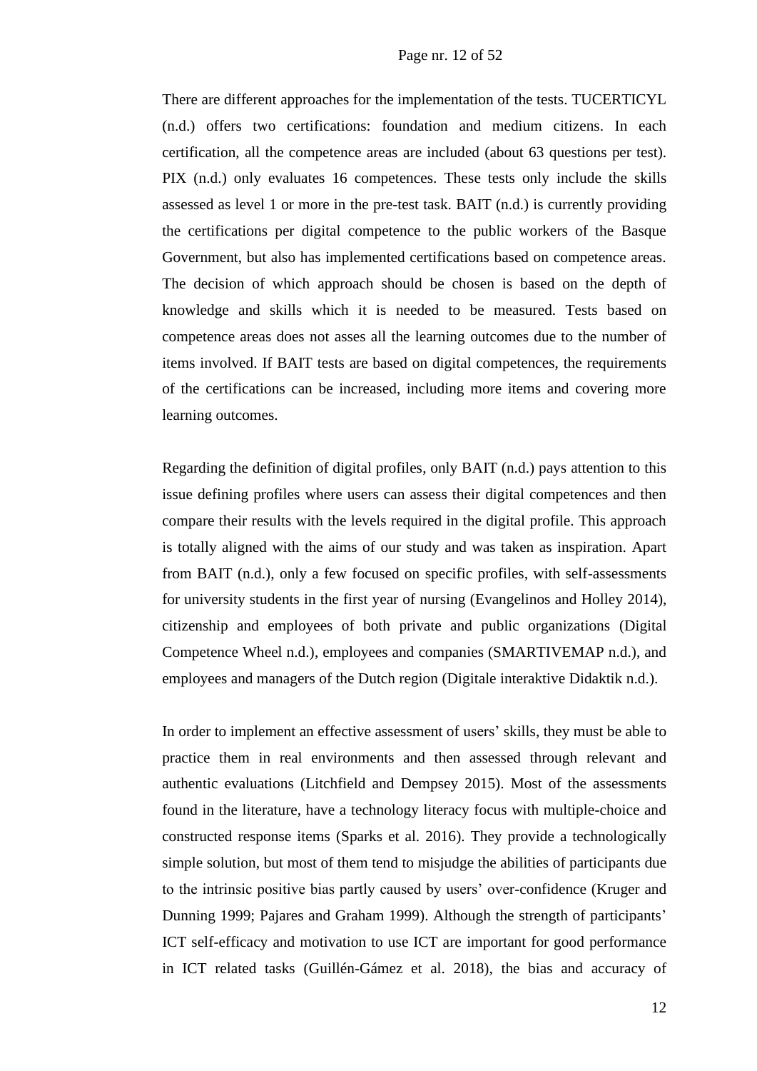There are different approaches for the implementation of the tests. TUCERTICYL (n.d.) offers two certifications: foundation and medium citizens. In each certification, all the competence areas are included (about 63 questions per test). PIX (n.d.) only evaluates 16 competences. These tests only include the skills assessed as level 1 or more in the pre-test task. BAIT (n.d.) is currently providing the certifications per digital competence to the public workers of the Basque Government, but also has implemented certifications based on competence areas. The decision of which approach should be chosen is based on the depth of knowledge and skills which it is needed to be measured. Tests based on competence areas does not asses all the learning outcomes due to the number of items involved. If BAIT tests are based on digital competences, the requirements of the certifications can be increased, including more items and covering more learning outcomes.

Regarding the definition of digital profiles, only BAIT (n.d.) pays attention to this issue defining profiles where users can assess their digital competences and then compare their results with the levels required in the digital profile. This approach is totally aligned with the aims of our study and was taken as inspiration. Apart from BAIT (n.d.), only a few focused on specific profiles, with self-assessments for university students in the first year of nursing (Evangelinos and Holley 2014), citizenship and employees of both private and public organizations (Digital Competence Wheel n.d.), employees and companies (SMARTIVEMAP n.d.), and employees and managers of the Dutch region (Digitale interaktive Didaktik n.d.).

In order to implement an effective assessment of users' skills, they must be able to practice them in real environments and then assessed through relevant and authentic evaluations (Litchfield and Dempsey 2015). Most of the assessments found in the literature, have a technology literacy focus with multiple-choice and constructed response items (Sparks et al. 2016). They provide a technologically simple solution, but most of them tend to misjudge the abilities of participants due to the intrinsic positive bias partly caused by users' over-confidence (Kruger and Dunning 1999; Pajares and Graham 1999). Although the strength of participants' ICT self-efficacy and motivation to use ICT are important for good performance in ICT related tasks (Guillén-Gámez et al. 2018), the bias and accuracy of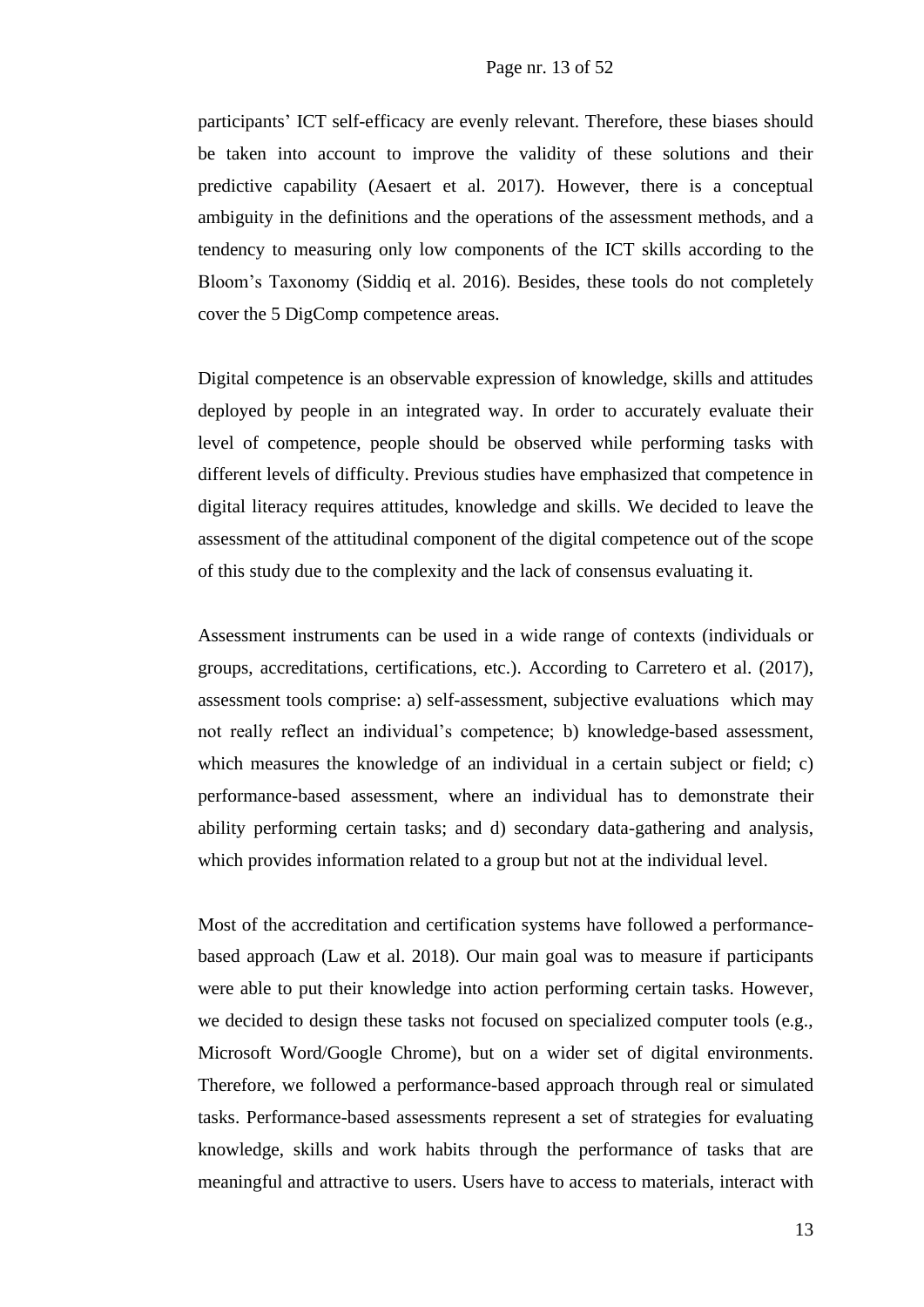participants' ICT self-efficacy are evenly relevant. Therefore, these biases should be taken into account to improve the validity of these solutions and their predictive capability (Aesaert et al. 2017). However, there is a conceptual ambiguity in the definitions and the operations of the assessment methods, and a tendency to measuring only low components of the ICT skills according to the Bloom's Taxonomy (Siddiq et al. 2016). Besides, these tools do not completely cover the 5 DigComp competence areas.

Digital competence is an observable expression of knowledge, skills and attitudes deployed by people in an integrated way. In order to accurately evaluate their level of competence, people should be observed while performing tasks with different levels of difficulty. Previous studies have emphasized that competence in digital literacy requires attitudes, knowledge and skills. We decided to leave the assessment of the attitudinal component of the digital competence out of the scope of this study due to the complexity and the lack of consensus evaluating it.

Assessment instruments can be used in a wide range of contexts (individuals or groups, accreditations, certifications, etc.). According to Carretero et al. (2017), assessment tools comprise: a) self-assessment, subjective evaluations which may not really reflect an individual's competence; b) knowledge-based assessment, which measures the knowledge of an individual in a certain subject or field; c) performance-based assessment, where an individual has to demonstrate their ability performing certain tasks; and d) secondary data-gathering and analysis, which provides information related to a group but not at the individual level.

Most of the accreditation and certification systems have followed a performance-based approach (Law et al. 2018). Our main goal was to measure if participants were able to put their knowledge into action performing certain tasks. However, we decided to design these tasks not focused on specialized computer tools (e.g., Microsoft Word/Google Chrome), but on a wider set of digital environments. Therefore, we followed a performance-based approach through real or simulated tasks. Performance-based assessments represent a set of strategies for evaluating knowledge, skills and work habits through the performance of tasks that are meaningful and attractive to users. Users have to access to materials, interact with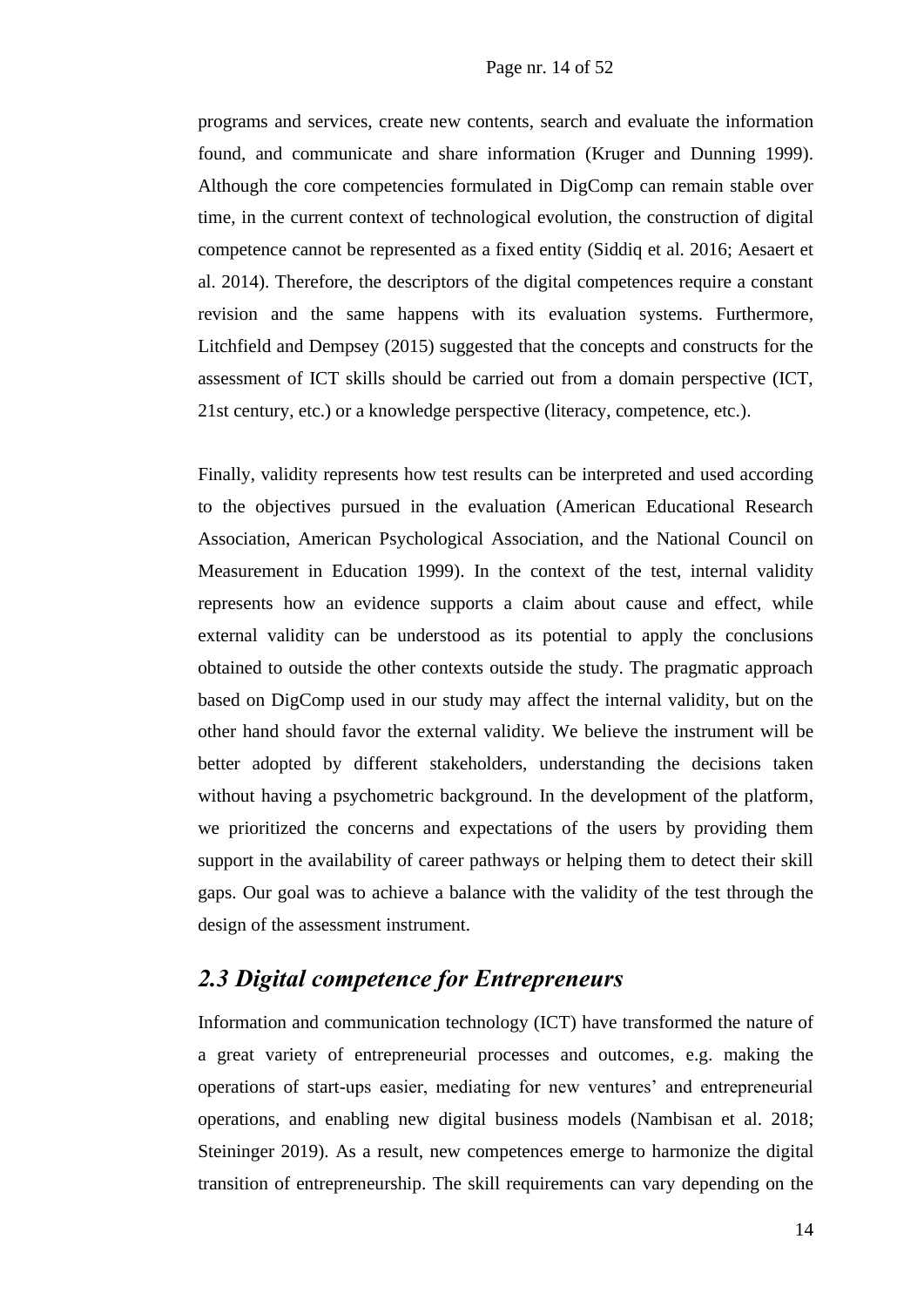programs and services, create new contents, search and evaluate the information found, and communicate and share information (Kruger and Dunning 1999). Although the core competencies formulated in DigComp can remain stable over time, in the current context of technological evolution, the construction of digital competence cannot be represented as a fixed entity (Siddiq et al. 2016; Aesaert et al. 2014). Therefore, the descriptors of the digital competences require a constant revision and the same happens with its evaluation systems. Furthermore, Litchfield and Dempsey (2015) suggested that the concepts and constructs for the assessment of ICT skills should be carried out from a domain perspective (ICT, 21st century, etc.) or a knowledge perspective (literacy, competence, etc.).

Finally, validity represents how test results can be interpreted and used according to the objectives pursued in the evaluation (American Educational Research Association, American Psychological Association, and the National Council on Measurement in Education 1999). In the context of the test, internal validity represents how an evidence supports a claim about cause and effect, while external validity can be understood as its potential to apply the conclusions obtained to outside the other contexts outside the study. The pragmatic approach based on DigComp used in our study may affect the internal validity, but on the other hand should favor the external validity. We believe the instrument will be better adopted by different stakeholders, understanding the decisions taken without having a psychometric background. In the development of the platform, we prioritized the concerns and expectations of the users by providing them support in the availability of career pathways or helping them to detect their skill gaps. Our goal was to achieve a balance with the validity of the test through the design of the assessment instrument.

## *2.3 Digital competence for Entrepreneurs*

Information and communication technology (ICT) have transformed the nature of a great variety of entrepreneurial processes and outcomes, e.g. making the operations of start-ups easier, mediating for new ventures' and entrepreneurial operations, and enabling new digital business models (Nambisan et al. 2018; Steininger 2019). As a result, new competences emerge to harmonize the digital transition of entrepreneurship. The skill requirements can vary depending on the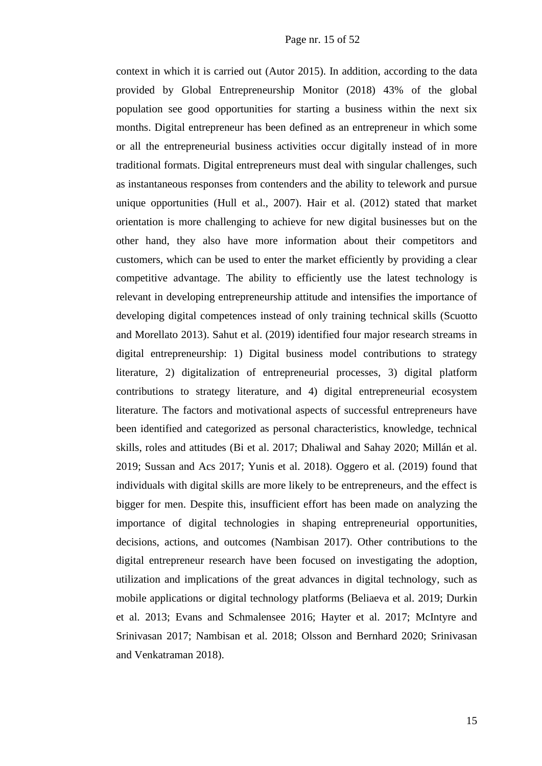context in which it is carried out (Autor 2015). In addition, according to the data provided by Global Entrepreneurship Monitor (2018) 43% of the global population see good opportunities for starting a business within the next six months. Digital entrepreneur has been defined as an entrepreneur in which some or all the entrepreneurial business activities occur digitally instead of in more traditional formats. Digital entrepreneurs must deal with singular challenges, such as instantaneous responses from contenders and the ability to telework and pursue unique opportunities (Hull et al., 2007). Hair et al. (2012) stated that market orientation is more challenging to achieve for new digital businesses but on the other hand, they also have more information about their competitors and customers, which can be used to enter the market efficiently by providing a clear competitive advantage. The ability to efficiently use the latest technology is relevant in developing entrepreneurship attitude and intensifies the importance of developing digital competences instead of only training technical skills (Scuotto and Morellato 2013). Sahut et al. (2019) identified four major research streams in digital entrepreneurship: 1) Digital business model contributions to strategy literature, 2) digitalization of entrepreneurial processes, 3) digital platform contributions to strategy literature, and 4) digital entrepreneurial ecosystem literature. The factors and motivational aspects of successful entrepreneurs have been identified and categorized as personal characteristics, knowledge, technical skills, roles and attitudes (Bi et al. 2017; Dhaliwal and Sahay 2020; Millán et al. 2019; Sussan and Acs 2017; Yunis et al. 2018). Oggero et al. (2019) found that individuals with digital skills are more likely to be entrepreneurs, and the effect is bigger for men. Despite this, insufficient effort has been made on analyzing the importance of digital technologies in shaping entrepreneurial opportunities, decisions, actions, and outcomes (Nambisan 2017). Other contributions to the digital entrepreneur research have been focused on investigating the adoption, utilization and implications of the great advances in digital technology, such as mobile applications or digital technology platforms (Beliaeva et al. 2019; Durkin et al. 2013; Evans and Schmalensee 2016; Hayter et al. 2017; McIntyre and Srinivasan 2017; Nambisan et al. 2018; Olsson and Bernhard 2020; Srinivasan and Venkatraman 2018).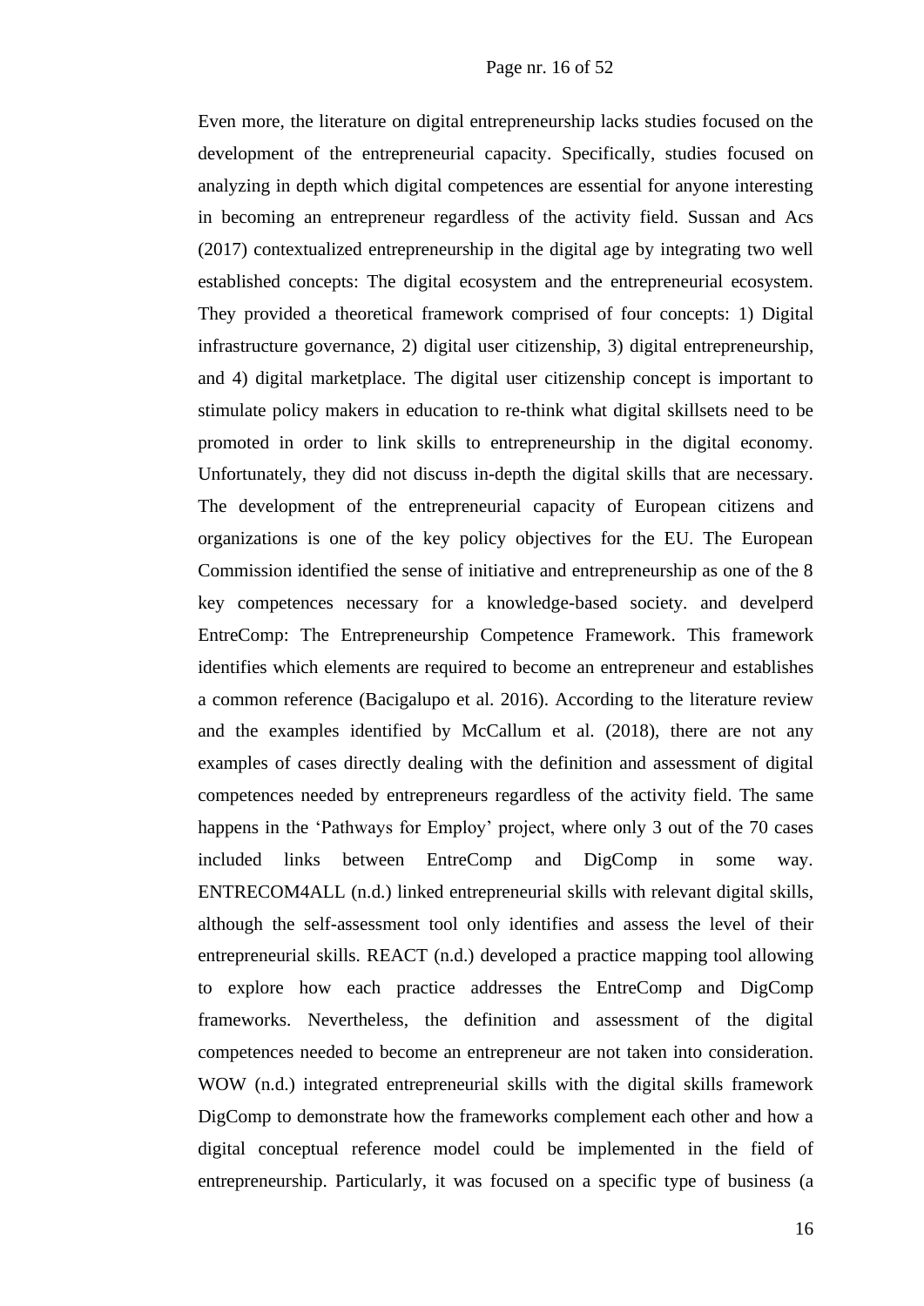Even more, the literature on digital entrepreneurship lacks studies focused on the development of the entrepreneurial capacity. Specifically, studies focused on analyzing in depth which digital competences are essential for anyone interesting in becoming an entrepreneur regardless of the activity field. Sussan and Acs (2017) contextualized entrepreneurship in the digital age by integrating two well established concepts: The digital ecosystem and the entrepreneurial ecosystem. They provided a theoretical framework comprised of four concepts: 1) Digital infrastructure governance, 2) digital user citizenship, 3) digital entrepreneurship, and 4) digital marketplace. The digital user citizenship concept is important to stimulate policy makers in education to re-think what digital skillsets need to be promoted in order to link skills to entrepreneurship in the digital economy. Unfortunately, they did not discuss in-depth the digital skills that are necessary. The development of the entrepreneurial capacity of European citizens and organizations is one of the key policy objectives for the EU. The European Commission identified the sense of initiative and entrepreneurship as one of the 8 key competences necessary for a knowledge-based society. and develperd EntreComp: The Entrepreneurship Competence Framework. This framework identifies which elements are required to become an entrepreneur and establishes a common reference (Bacigalupo et al. 2016). According to the literature review and the examples identified by McCallum et al. (2018), there are not any examples of cases directly dealing with the definition and assessment of digital competences needed by entrepreneurs regardless of the activity field. The same happens in the 'Pathways for Employ' project, where only 3 out of the 70 cases included links between EntreComp and DigComp in some way. ENTRECOM4ALL (n.d.) linked entrepreneurial skills with relevant digital skills, although the self-assessment tool only identifies and assess the level of their entrepreneurial skills. REACT (n.d.) developed a practice mapping tool allowing to explore how each practice addresses the EntreComp and DigComp frameworks. Nevertheless, the definition and assessment of the digital competences needed to become an entrepreneur are not taken into consideration. WOW (n.d.) integrated entrepreneurial skills with the digital skills framework DigComp to demonstrate how the frameworks complement each other and how a digital conceptual reference model could be implemented in the field of entrepreneurship. Particularly, it was focused on a specific type of business (a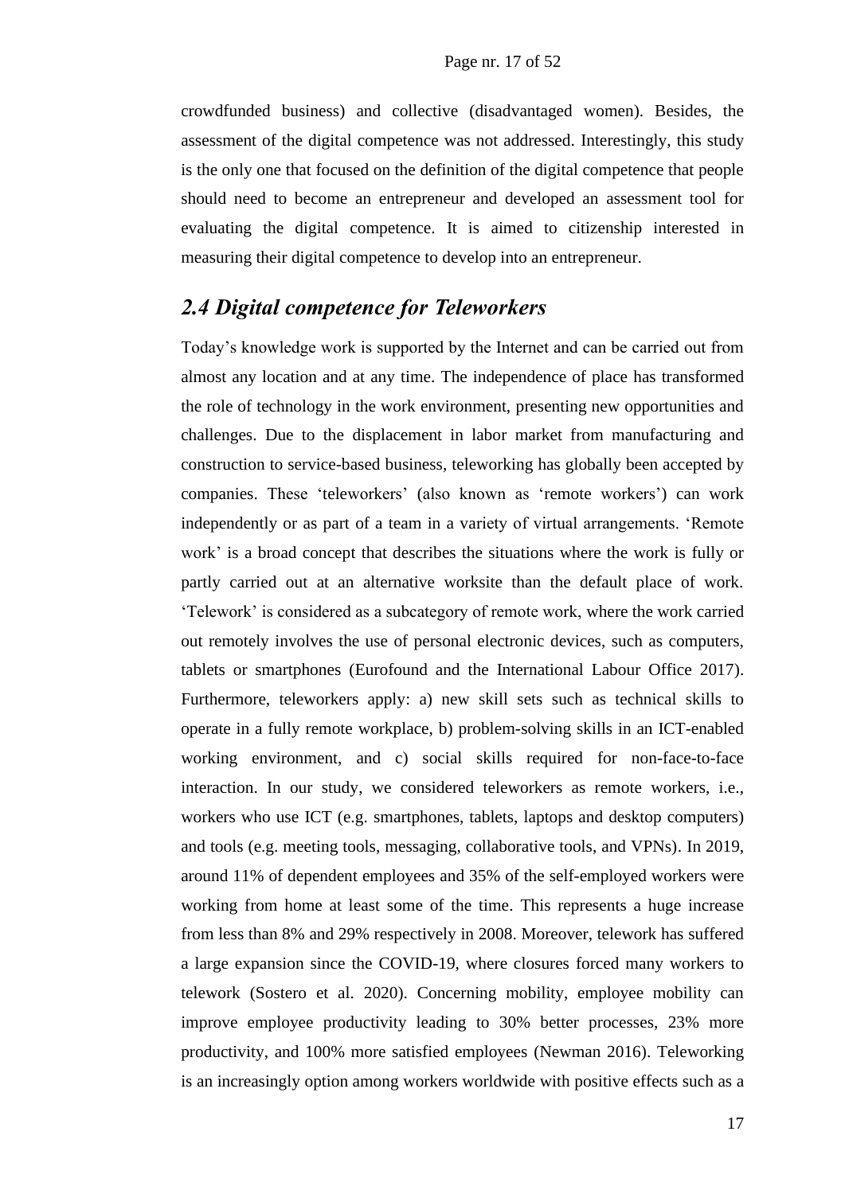crowdfunded business) and collective (disadvantaged women). Besides, the assessment of the digital competence was not addressed. Interestingly, this study is the only one that focused on the definition of the digital competence that people should need to become an entrepreneur and developed an assessment tool for evaluating the digital competence. It is aimed to citizenship interested in measuring their digital competence to develop into an entrepreneur.

## *2.4 Digital competence for Teleworkers*

Today's knowledge work is supported by the Internet and can be carried out from almost any location and at any time. The independence of place has transformed the role of technology in the work environment, presenting new opportunities and challenges. Due to the displacement in labor market from manufacturing and construction to service-based business, teleworking has globally been accepted by companies. These 'teleworkers' (also known as 'remote workers') can work independently or as part of a team in a variety of virtual arrangements. 'Remote work' is a broad concept that describes the situations where the work is fully or partly carried out at an alternative worksite than the default place of work. 'Telework' is considered as a subcategory of remote work, where the work carried out remotely involves the use of personal electronic devices, such as computers, tablets or smartphones (Eurofound and the International Labour Office 2017). Furthermore, teleworkers apply: a) new skill sets such as technical skills to operate in a fully remote workplace, b) problem-solving skills in an ICT-enabled working environment, and c) social skills required for non-face-to-face interaction. In our study, we considered teleworkers as remote workers, i.e., workers who use ICT (e.g. smartphones, tablets, laptops and desktop computers) and tools (e.g. meeting tools, messaging, collaborative tools, and VPNs). In 2019, around 11% of dependent employees and 35% of the self-employed workers were working from home at least some of the time. This represents a huge increase from less than 8% and 29% respectively in 2008. Moreover, telework has suffered a large expansion since the COVID-19, where closures forced many workers to telework (Sostero et al. 2020). Concerning mobility, employee mobility can improve employee productivity leading to 30% better processes, 23% more productivity, and 100% more satisfied employees (Newman 2016). Teleworking is an increasingly option among workers worldwide with positive effects such as a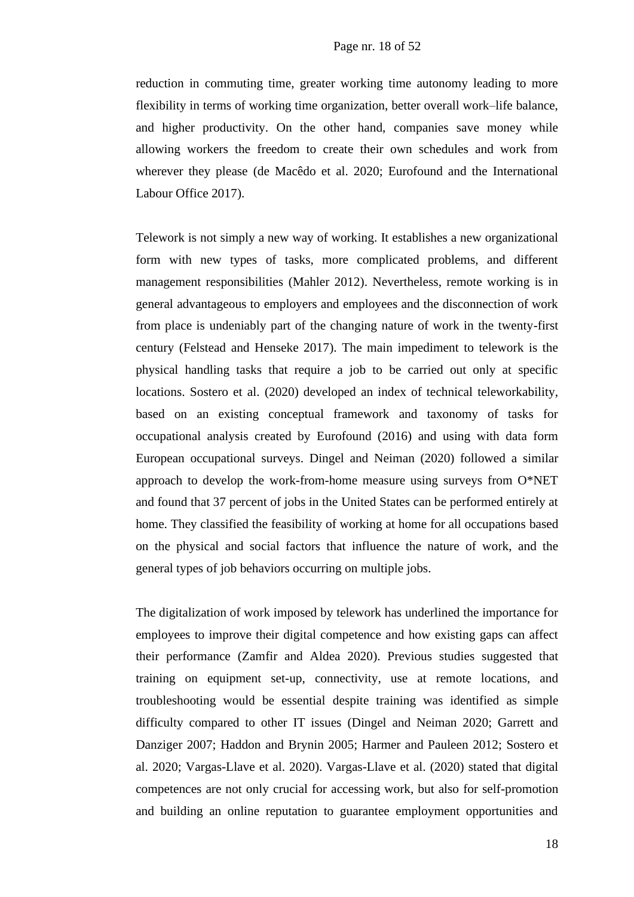reduction in commuting time, greater working time autonomy leading to more flexibility in terms of working time organization, better overall work–life balance, and higher productivity. On the other hand, companies save money while allowing workers the freedom to create their own schedules and work from wherever they please (de Macêdo et al. 2020; Eurofound and the International Labour Office 2017).

Telework is not simply a new way of working. It establishes a new organizational form with new types of tasks, more complicated problems, and different management responsibilities (Mahler 2012). Nevertheless, remote working is in general advantageous to employers and employees and the disconnection of work from place is undeniably part of the changing nature of work in the twenty-first century (Felstead and Henseke 2017). The main impediment to telework is the physical handling tasks that require a job to be carried out only at specific locations. Sostero et al. (2020) developed an index of technical teleworkability, based on an existing conceptual framework and taxonomy of tasks for occupational analysis created by Eurofound (2016) and using with data form European occupational surveys. Dingel and Neiman (2020) followed a similar approach to develop the work-from-home measure using surveys from O*NET and found that 37 percent of jobs in the United States can be performed entirely at home. They classified the feasibility of working at home for all occupations based on the physical and social factors that influence the nature of work, and the general types of job behaviors occurring on multiple jobs.

The digitalization of work imposed by telework has underlined the importance for employees to improve their digital competence and how existing gaps can affect their performance (Zamfir and Aldea 2020). Previous studies suggested that training on equipment set-up, connectivity, use at remote locations, and troubleshooting would be essential despite training was identified as simple difficulty compared to other IT issues (Dingel and Neiman 2020; Garrett and Danziger 2007; Haddon and Brynin 2005; Harmer and Pauleen 2012; Sostero et al. 2020; Vargas-Llave et al. 2020). Vargas-Llave et al. (2020) stated that digital competences are not only crucial for accessing work, but also for self-promotion and building an online reputation to guarantee employment opportunities and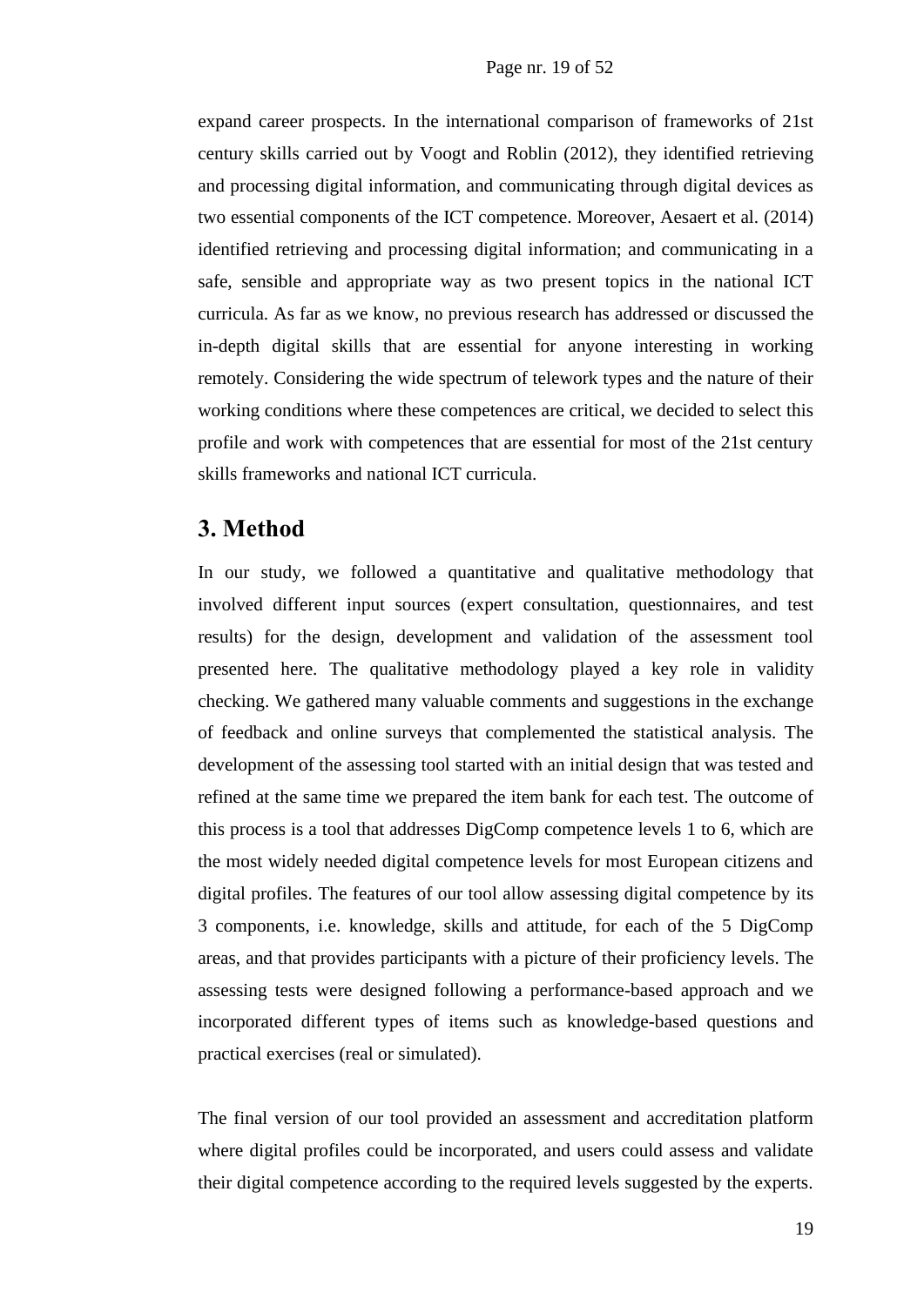expand career prospects. In the international comparison of frameworks of 21st century skills carried out by Voogt and Roblin (2012), they identified retrieving and processing digital information, and communicating through digital devices as two essential components of the ICT competence. Moreover, Aesaert et al. (2014) identified retrieving and processing digital information; and communicating in a safe, sensible and appropriate way as two present topics in the national ICT curricula. As far as we know, no previous research has addressed or discussed the in-depth digital skills that are essential for anyone interesting in working remotely. Considering the wide spectrum of telework types and the nature of their working conditions where these competences are critical, we decided to select this profile and work with competences that are essential for most of the 21st century skills frameworks and national ICT curricula.

## 3. Method

In our study, we followed a quantitative and qualitative methodology that involved different input sources (expert consultation, questionnaires, and test results) for the design, development and validation of the assessment tool presented here. The qualitative methodology played a key role in validity checking. We gathered many valuable comments and suggestions in the exchange of feedback and online surveys that complemented the statistical analysis. The development of the assessing tool started with an initial design that was tested and refined at the same time we prepared the item bank for each test. The outcome of this process is a tool that addresses DigComp competence levels 1 to 6, which are the most widely needed digital competence levels for most European citizens and digital profiles. The features of our tool allow assessing digital competence by its 3 components, i.e. knowledge, skills and attitude, for each of the 5 DigComp areas, and that provides participants with a picture of their proficiency levels. The assessing tests were designed following a performance-based approach and we incorporated different types of items such as knowledge-based questions and practical exercises (real or simulated).

The final version of our tool provided an assessment and accreditation platform where digital profiles could be incorporated, and users could assess and validate their digital competence according to the required levels suggested by the experts.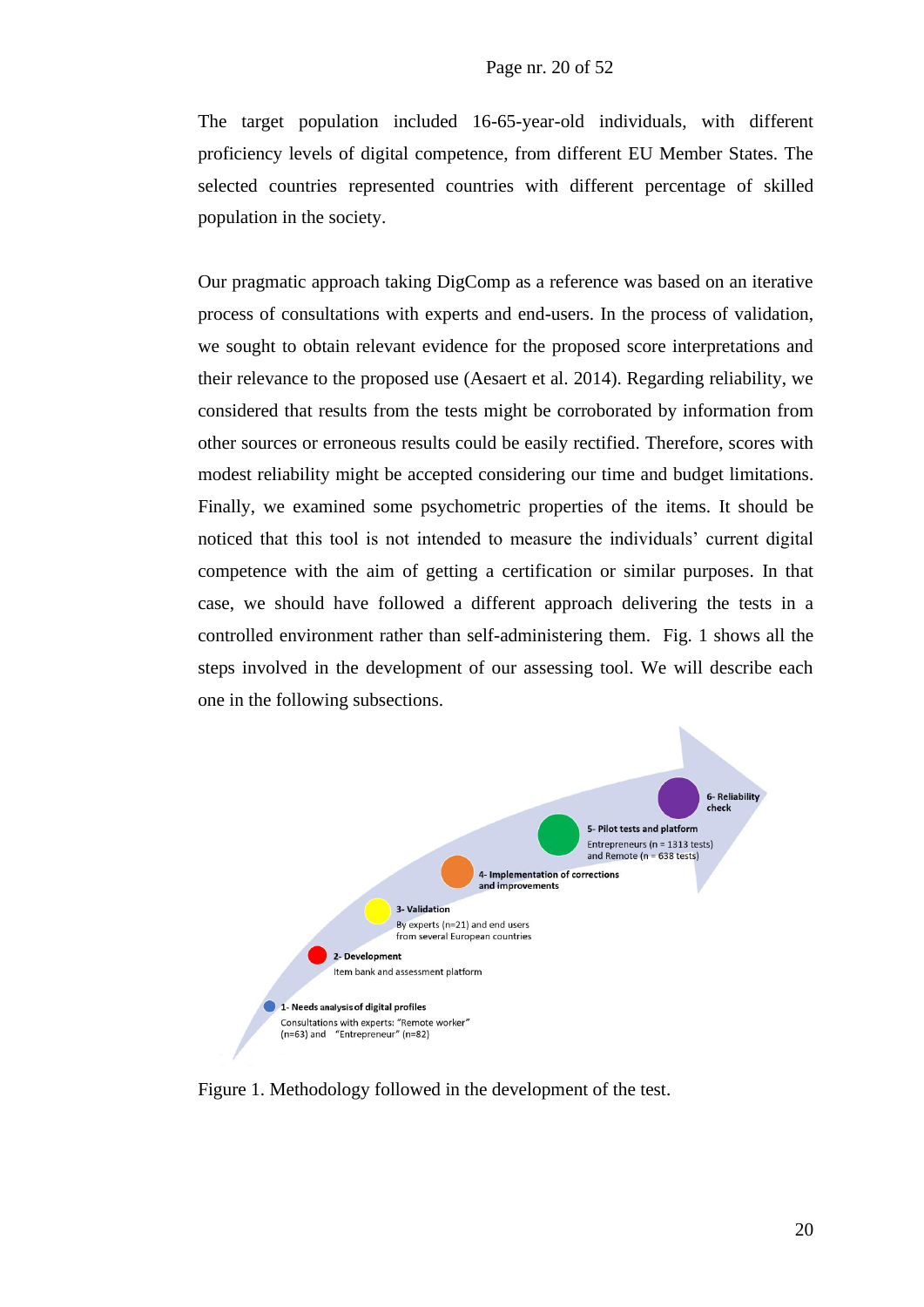The target population included 16-65-year-old individuals, with different proficiency levels of digital competence, from different EU Member States. The selected countries represented countries with different percentage of skilled population in the society.

Our pragmatic approach taking DigComp as a reference was based on an iterative process of consultations with experts and end-users. In the process of validation, we sought to obtain relevant evidence for the proposed score interpretations and their relevance to the proposed use (Aesaert et al. 2014). Regarding reliability, we considered that results from the tests might be corroborated by information from other sources or erroneous results could be easily rectified. Therefore, scores with modest reliability might be accepted considering our time and budget limitations. Finally, we examined some psychometric properties of the items. It should be noticed that this tool is not intended to measure the individuals' current digital competence with the aim of getting a certification or similar purposes. In that case, we should have followed a different approach delivering the tests in a controlled environment rather than self-administering them. Fig. 1 shows all the steps involved in the development of our assessing tool. We will describe each one in the following subsections.

1- Needs analysis of digital profiles
Consultations with experts: "Remote worker" (n=63) and "Entrepreneur" (n=82)

2- Development
Item bank and assessment platform

3- Validation
By experts (n=21) and end users from several European countries

4- Implementation of corrections and improvements

5- Pilot tests and platform
Entrepreneurs (n = 1313 tests) and Remote (n = 638 tests)

6- Reliability check

Figure 1. Methodology followed in the development of the test.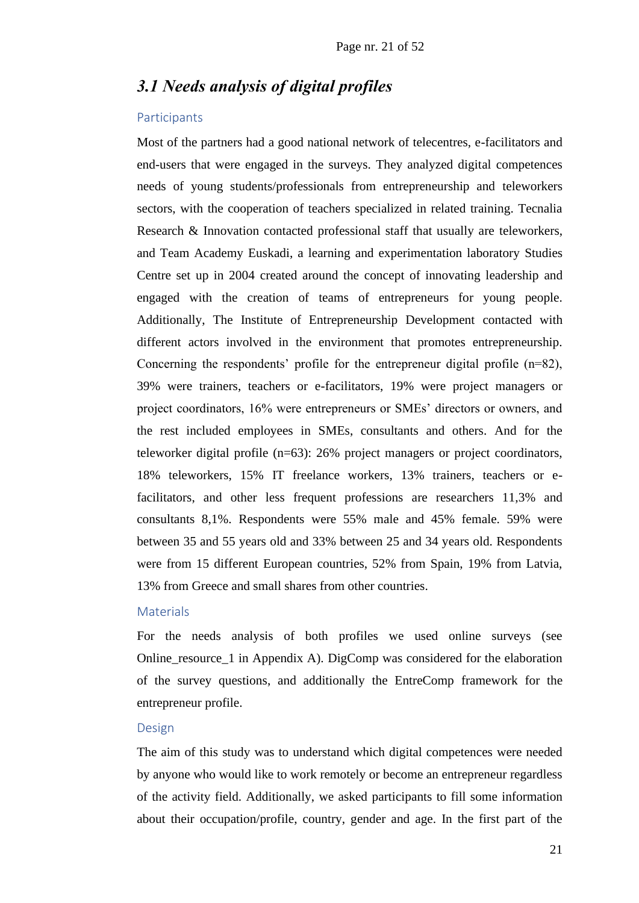## *3.1 Needs analysis of digital profiles*

### Participants

Most of the partners had a good national network of telecentres, e-facilitators and end-users that were engaged in the surveys. They analyzed digital competences needs of young students/professionals from entrepreneurship and teleworkers sectors, with the cooperation of teachers specialized in related training. Tecnalia Research & Innovation contacted professional staff that usually are teleworkers, and Team Academy Euskadi, a learning and experimentation laboratory Studies Centre set up in 2004 created around the concept of innovating leadership and engaged with the creation of teams of entrepreneurs for young people. Additionally, The Institute of Entrepreneurship Development contacted with different actors involved in the environment that promotes entrepreneurship. Concerning the respondents' profile for the entrepreneur digital profile (n=82), 39% were trainers, teachers or e-facilitators, 19% were project managers or project coordinators, 16% were entrepreneurs or SMEs' directors or owners, and the rest included employees in SMEs, consultants and others. And for the teleworker digital profile (n=63): 26% project managers or project coordinators, 18% teleworkers, 15% IT freelance workers, 13% trainers, teachers or e-facilitators, and other less frequent professions are researchers 11,3% and consultants 8,1%. Respondents were 55% male and 45% female. 59% were between 35 and 55 years old and 33% between 25 and 34 years old. Respondents were from 15 different European countries, 52% from Spain, 19% from Latvia, 13% from Greece and small shares from other countries.

### Materials

For the needs analysis of both profiles we used online surveys (see Online_resource_1 in Appendix A). DigComp was considered for the elaboration of the survey questions, and additionally the EntreComp framework for the entrepreneur profile.

### Design

The aim of this study was to understand which digital competences were needed by anyone who would like to work remotely or become an entrepreneur regardless of the activity field. Additionally, we asked participants to fill some information about their occupation/profile, country, gender and age. In the first part of the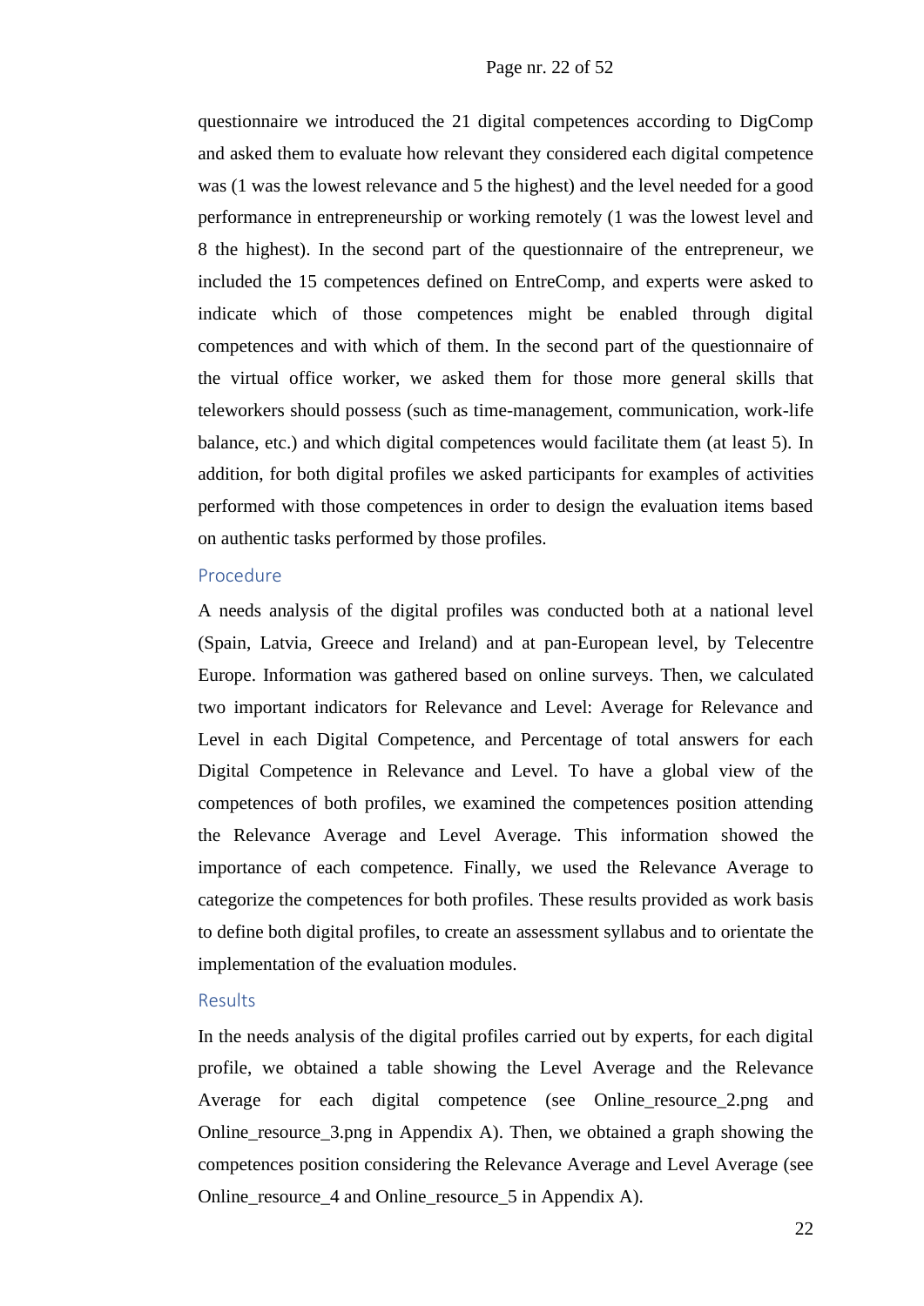questionnaire we introduced the 21 digital competences according to DigComp and asked them to evaluate how relevant they considered each digital competence was (1 was the lowest relevance and 5 the highest) and the level needed for a good performance in entrepreneurship or working remotely (1 was the lowest level and 8 the highest). In the second part of the questionnaire of the entrepreneur, we included the 15 competences defined on EntreComp, and experts were asked to indicate which of those competences might be enabled through digital competences and with which of them. In the second part of the questionnaire of the virtual office worker, we asked them for those more general skills that teleworkers should possess (such as time-management, communication, work-life balance, etc.) and which digital competences would facilitate them (at least 5). In addition, for both digital profiles we asked participants for examples of activities performed with those competences in order to design the evaluation items based on authentic tasks performed by those profiles.

### Procedure

A needs analysis of the digital profiles was conducted both at a national level (Spain, Latvia, Greece and Ireland) and at pan-European level, by Telecentre Europe. Information was gathered based on online surveys. Then, we calculated two important indicators for Relevance and Level: Average for Relevance and Level in each Digital Competence, and Percentage of total answers for each Digital Competence in Relevance and Level. To have a global view of the competences of both profiles, we examined the competences position attending the Relevance Average and Level Average. This information showed the importance of each competence. Finally, we used the Relevance Average to categorize the competences for both profiles. These results provided as work basis to define both digital profiles, to create an assessment syllabus and to orientate the implementation of the evaluation modules.

### Results

In the needs analysis of the digital profiles carried out by experts, for each digital profile, we obtained a table showing the Level Average and the Relevance Average for each digital competence (see Online_resource_2.png and Online_resource_3.png in Appendix A). Then, we obtained a graph showing the competences position considering the Relevance Average and Level Average (see Online_resource_4 and Online_resource_5 in Appendix A).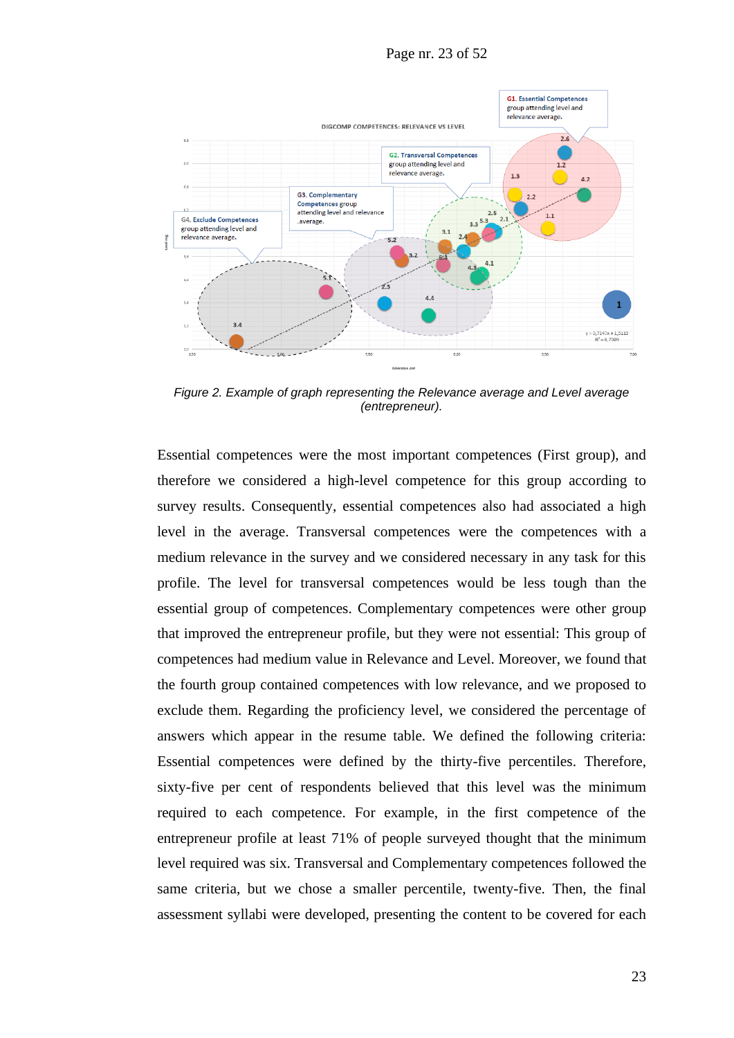*Figure 2. Example of graph representing the Relevance average and Level average (entrepreneur).*

Essential competences were the most important competences (First group), and therefore we considered a high-level competence for this group according to survey results. Consequently, essential competences also had associated a high level in the average. Transversal competences were the competences with a medium relevance in the survey and we considered necessary in any task for this profile. The level for transversal competences would be less tough than the essential group of competences. Complementary competences were other group that improved the entrepreneur profile, but they were not essential: This group of competences had medium value in Relevance and Level. Moreover, we found that the fourth group contained competences with low relevance, and we proposed to exclude them. Regarding the proficiency level, we considered the percentage of answers which appear in the resume table. We defined the following criteria: Essential competences were defined by the thirty-five percentiles. Therefore, sixty-five per cent of respondents believed that this level was the minimum required to each competence. For example, in the first competence of the entrepreneur profile at least 71% of people surveyed thought that the minimum level required was six. Transversal and Complementary competences followed the same criteria, but we chose a smaller percentile, twenty-five. Then, the final assessment syllabi were developed, presenting the content to be covered for each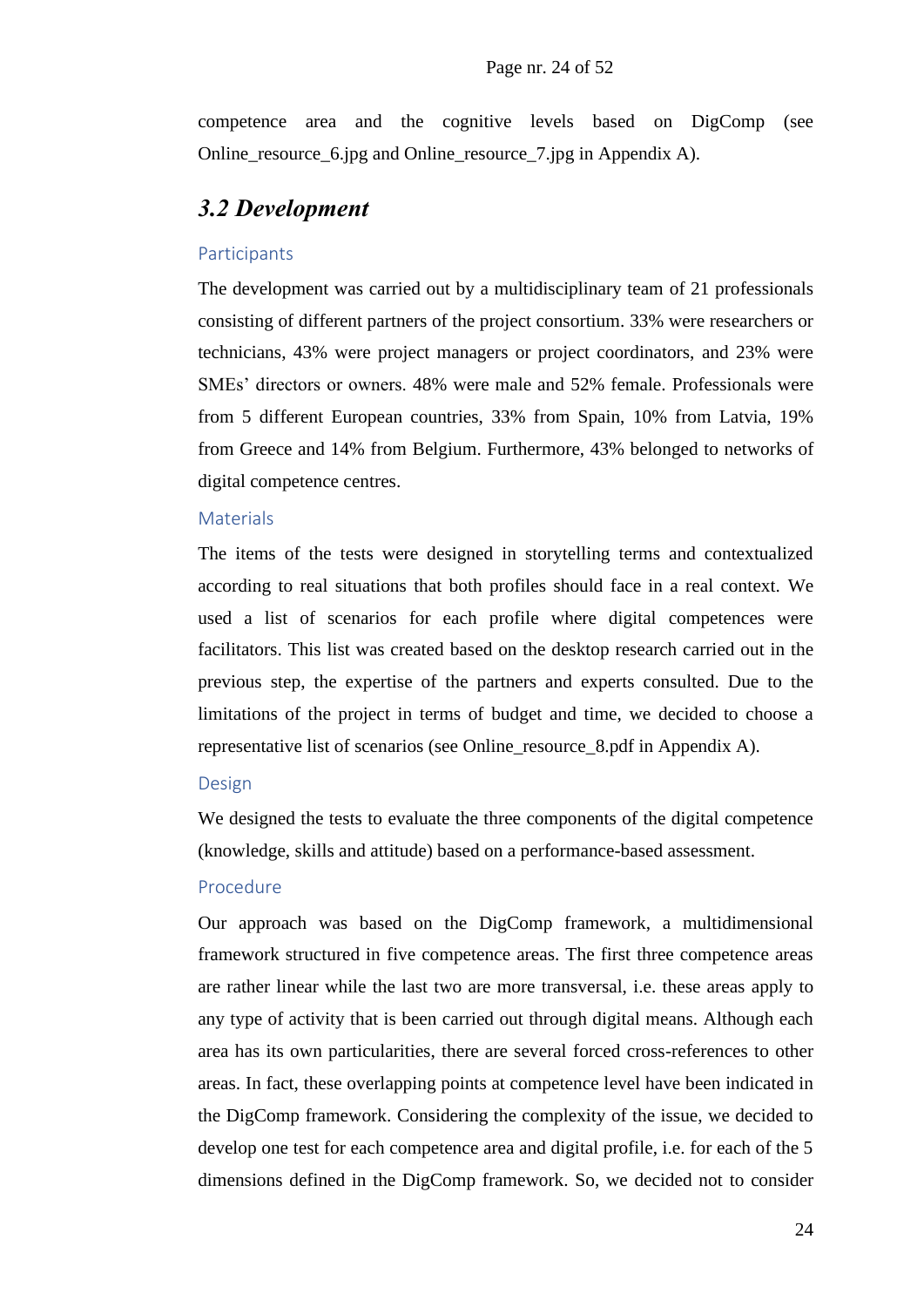competence area and the cognitive levels based on DigComp (see Online_resource_6.jpg and Online_resource_7.jpg in Appendix A).

## *3.2 Development*

### Participants

The development was carried out by a multidisciplinary team of 21 professionals consisting of different partners of the project consortium. 33% were researchers or technicians, 43% were project managers or project coordinators, and 23% were SMEs' directors or owners. 48% were male and 52% female. Professionals were from 5 different European countries, 33% from Spain, 10% from Latvia, 19% from Greece and 14% from Belgium. Furthermore, 43% belonged to networks of digital competence centres.

### Materials

The items of the tests were designed in storytelling terms and contextualized according to real situations that both profiles should face in a real context. We used a list of scenarios for each profile where digital competences were facilitators. This list was created based on the desktop research carried out in the previous step, the expertise of the partners and experts consulted. Due to the limitations of the project in terms of budget and time, we decided to choose a representative list of scenarios (see Online_resource_8.pdf in Appendix A).

### Design

We designed the tests to evaluate the three components of the digital competence (knowledge, skills and attitude) based on a performance-based assessment.

### Procedure

Our approach was based on the DigComp framework, a multidimensional framework structured in five competence areas. The first three competence areas are rather linear while the last two are more transversal, i.e. these areas apply to any type of activity that is been carried out through digital means. Although each area has its own particularities, there are several forced cross-references to other areas. In fact, these overlapping points at competence level have been indicated in the DigComp framework. Considering the complexity of the issue, we decided to develop one test for each competence area and digital profile, i.e. for each of the 5 dimensions defined in the DigComp framework. So, we decided not to consider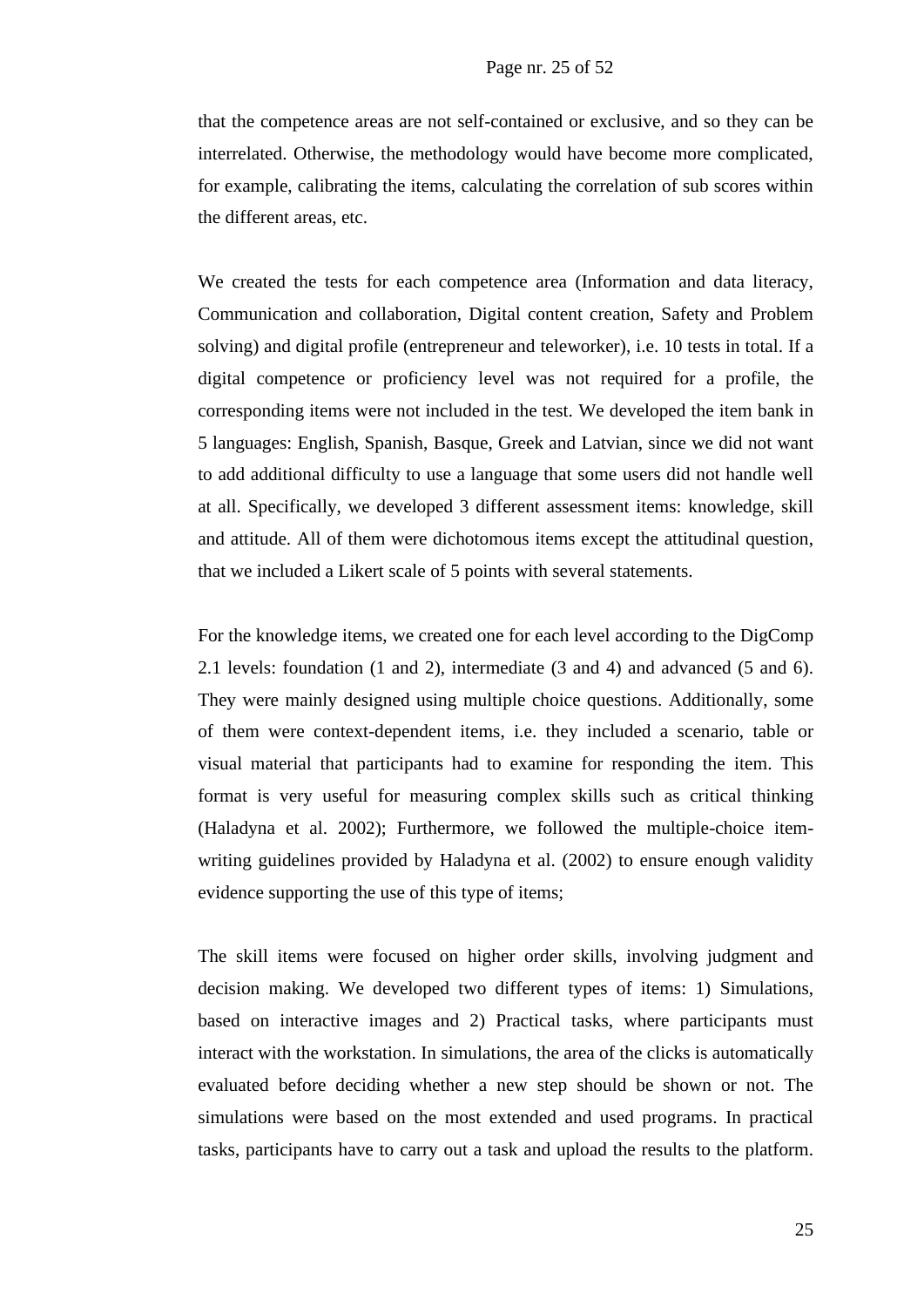that the competence areas are not self-contained or exclusive, and so they can be interrelated. Otherwise, the methodology would have become more complicated, for example, calibrating the items, calculating the correlation of sub scores within the different areas, etc.

We created the tests for each competence area (Information and data literacy, Communication and collaboration, Digital content creation, Safety and Problem solving) and digital profile (entrepreneur and teleworker), i.e. 10 tests in total. If a digital competence or proficiency level was not required for a profile, the corresponding items were not included in the test. We developed the item bank in 5 languages: English, Spanish, Basque, Greek and Latvian, since we did not want to add additional difficulty to use a language that some users did not handle well at all. Specifically, we developed 3 different assessment items: knowledge, skill and attitude. All of them were dichotomous items except the attitudinal question, that we included a Likert scale of 5 points with several statements.

For the knowledge items, we created one for each level according to the DigComp 2.1 levels: foundation (1 and 2), intermediate (3 and 4) and advanced (5 and 6). They were mainly designed using multiple choice questions. Additionally, some of them were context-dependent items, i.e. they included a scenario, table or visual material that participants had to examine for responding the item. This format is very useful for measuring complex skills such as critical thinking (Haladyna et al. 2002); Furthermore, we followed the multiple-choice item-writing guidelines provided by Haladyna et al. (2002) to ensure enough validity evidence supporting the use of this type of items;

The skill items were focused on higher order skills, involving judgment and decision making. We developed two different types of items: 1) Simulations, based on interactive images and 2) Practical tasks, where participants must interact with the workstation. In simulations, the area of the clicks is automatically evaluated before deciding whether a new step should be shown or not. The simulations were based on the most extended and used programs. In practical tasks, participants have to carry out a task and upload the results to the platform.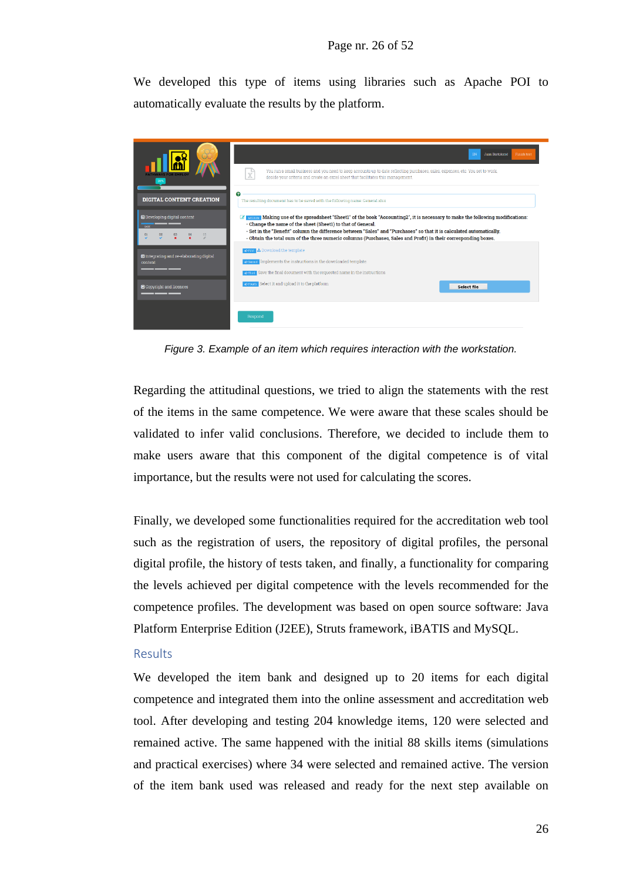We developed this type of items using libraries such as Apache POI to automatically evaluate the results by the platform.

*Figure 3. Example of an item which requires interaction with the workstation.*

Regarding the attitudinal questions, we tried to align the statements with the rest of the items in the same competence. We were aware that these scales should be validated to infer valid conclusions. Therefore, we decided to include them to make users aware that this component of the digital competence is of vital importance, but the results were not used for calculating the scores.

Finally, we developed some functionalities required for the accreditation web tool such as the registration of users, the repository of digital profiles, the personal digital profile, the history of tests taken, and finally, a functionality for comparing the levels achieved per digital competence with the levels recommended for the competence profiles. The development was based on open source software: Java Platform Enterprise Edition (J2EE), Struts framework, iBATIS and MySQL.

## Results

We developed the item bank and designed up to 20 items for each digital competence and integrated them into the online assessment and accreditation web tool. After developing and testing 204 knowledge items, 120 were selected and remained active. The same happened with the initial 88 skills items (simulations and practical exercises) where 34 were selected and remained active. The version of the item bank used was released and ready for the next step available on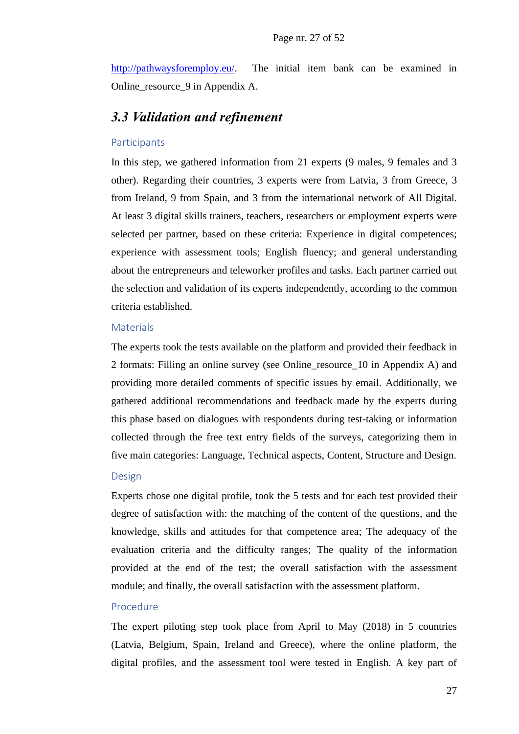http://pathwaysforemploy.eu/. The initial item bank can be examined in Online_resource_9 in Appendix A.

## *3.3 Validation and refinement*

### Participants

In this step, we gathered information from 21 experts (9 males, 9 females and 3 other). Regarding their countries, 3 experts were from Latvia, 3 from Greece, 3 from Ireland, 9 from Spain, and 3 from the international network of All Digital. At least 3 digital skills trainers, teachers, researchers or employment experts were selected per partner, based on these criteria: Experience in digital competences; experience with assessment tools; English fluency; and general understanding about the entrepreneurs and teleworker profiles and tasks. Each partner carried out the selection and validation of its experts independently, according to the common criteria established.

### Materials

The experts took the tests available on the platform and provided their feedback in 2 formats: Filling an online survey (see Online_resource_10 in Appendix A) and providing more detailed comments of specific issues by email. Additionally, we gathered additional recommendations and feedback made by the experts during this phase based on dialogues with respondents during test-taking or information collected through the free text entry fields of the surveys, categorizing them in five main categories: Language, Technical aspects, Content, Structure and Design.

### Design

Experts chose one digital profile, took the 5 tests and for each test provided their degree of satisfaction with: the matching of the content of the questions, and the knowledge, skills and attitudes for that competence area; The adequacy of the evaluation criteria and the difficulty ranges; The quality of the information provided at the end of the test; the overall satisfaction with the assessment module; and finally, the overall satisfaction with the assessment platform.

### Procedure

The expert piloting step took place from April to May (2018) in 5 countries (Latvia, Belgium, Spain, Ireland and Greece), where the online platform, the digital profiles, and the assessment tool were tested in English. A key part of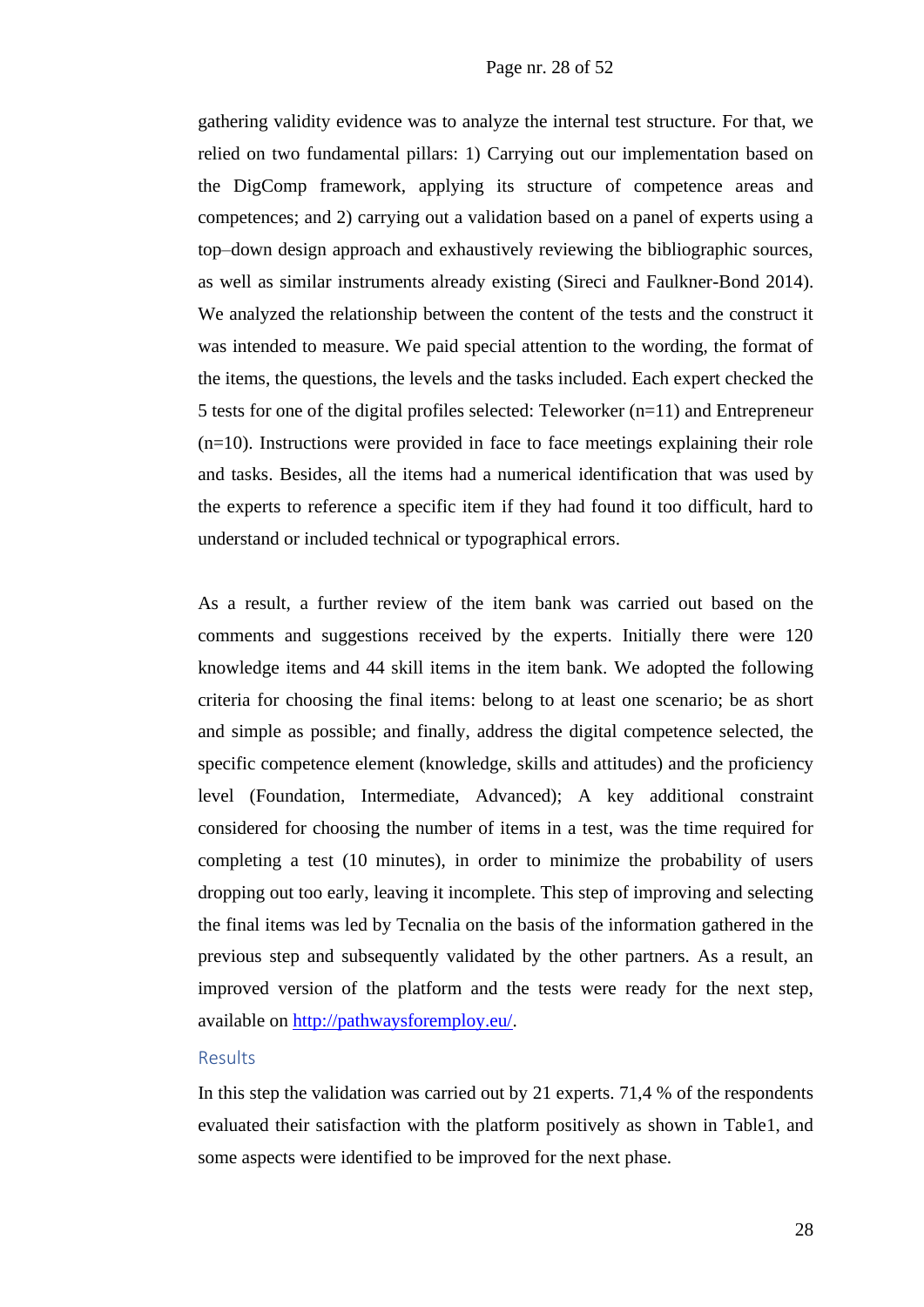gathering validity evidence was to analyze the internal test structure. For that, we relied on two fundamental pillars: 1) Carrying out our implementation based on the DigComp framework, applying its structure of competence areas and competences; and 2) carrying out a validation based on a panel of experts using a top–down design approach and exhaustively reviewing the bibliographic sources, as well as similar instruments already existing (Sireci and Faulkner-Bond 2014). We analyzed the relationship between the content of the tests and the construct it was intended to measure. We paid special attention to the wording, the format of the items, the questions, the levels and the tasks included. Each expert checked the 5 tests for one of the digital profiles selected: Teleworker (n=11) and Entrepreneur (n=10). Instructions were provided in face to face meetings explaining their role and tasks. Besides, all the items had a numerical identification that was used by the experts to reference a specific item if they had found it too difficult, hard to understand or included technical or typographical errors.

As a result, a further review of the item bank was carried out based on the comments and suggestions received by the experts. Initially there were 120 knowledge items and 44 skill items in the item bank. We adopted the following criteria for choosing the final items: belong to at least one scenario; be as short and simple as possible; and finally, address the digital competence selected, the specific competence element (knowledge, skills and attitudes) and the proficiency level (Foundation, Intermediate, Advanced); A key additional constraint considered for choosing the number of items in a test, was the time required for completing a test (10 minutes), in order to minimize the probability of users dropping out too early, leaving it incomplete. This step of improving and selecting the final items was led by Tecnalia on the basis of the information gathered in the previous step and subsequently validated by the other partners. As a result, an improved version of the platform and the tests were ready for the next step, available on [http://pathwaysforemploy.eu/](http://pathwaysforemploy.eu/).

### Results

In this step the validation was carried out by 21 experts. 71,4 % of the respondents evaluated their satisfaction with the platform positively as shown in Table1, and some aspects were identified to be improved for the next phase.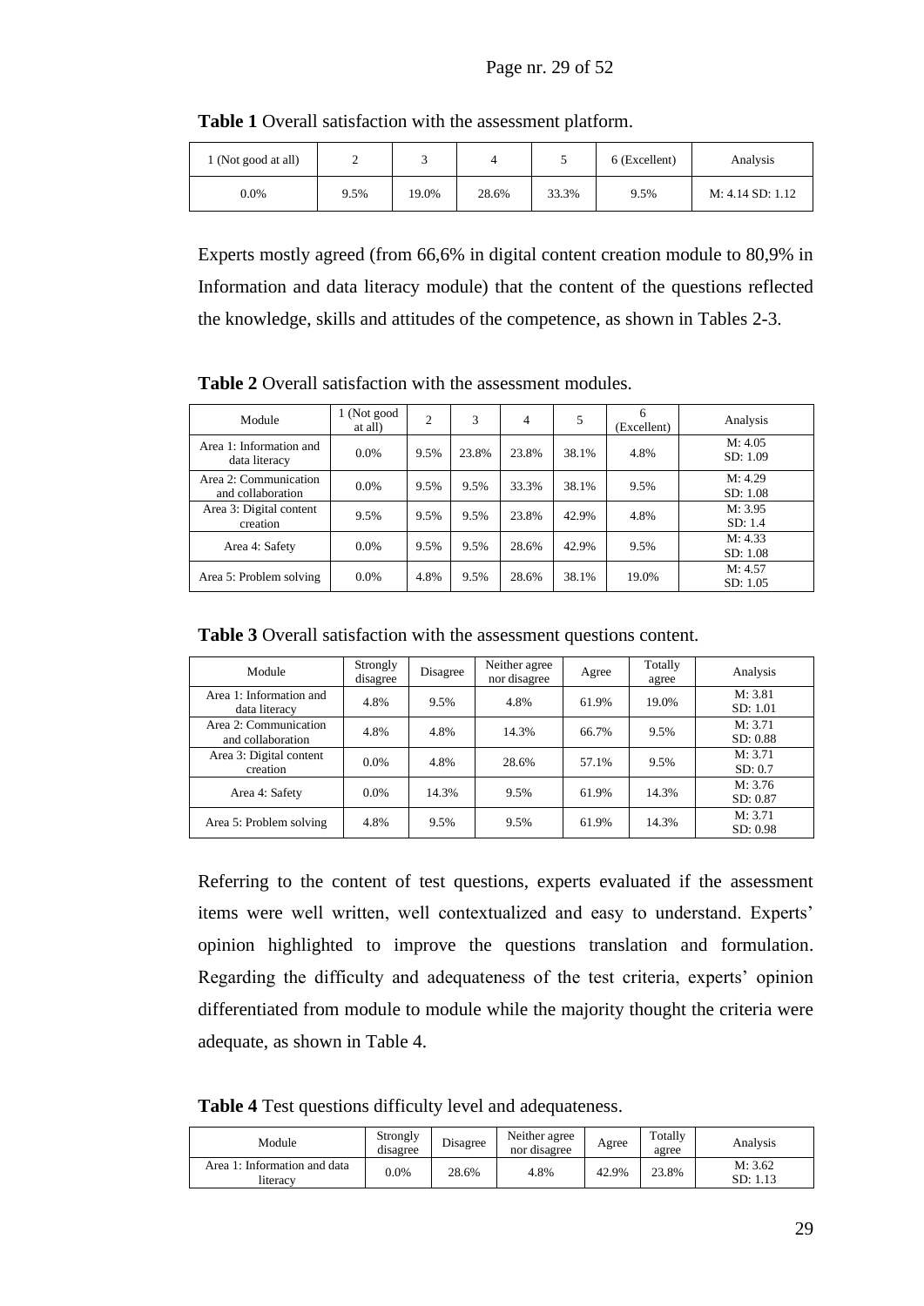**Table 1** Overall satisfaction with the assessment platform.

| 1 (Not good at all) | 2 | 3 | 4 | 5 | 6 (Excellent) | Analysis |
|---|---|---|---|---|---|---|
| 0.0% | 9.5% | 19.0% | 28.6% | 33.3% | 9.5% | M: 4.14 SD: 1.12 |

Experts mostly agreed (from 66,6% in digital content creation module to 80,9% in Information and data literacy module) that the content of the questions reflected the knowledge, skills and attitudes of the competence, as shown in Tables 2-3.

**Table 2** Overall satisfaction with the assessment modules.

| Module | 1 (Not good at all) | 2 | 3 | 4 | 5 | 6 (Excellent) | Analysis |
|---|---|---|---|---|---|---|---|
| Area 1: Information and data literacy | 0.0% | 9.5% | 23.8% | 23.8% | 38.1% | 4.8% | M: 4.05 SD: 1.09 |
| Area 2: Communication and collaboration | 0.0% | 9.5% | 9.5% | 33.3% | 38.1% | 9.5% | M: 4.29 SD: 1.08 |
| Area 3: Digital content creation | 9.5% | 9.5% | 9.5% | 23.8% | 42.9% | 4.8% | M: 3.95 SD: 1.4 |
| Area 4: Safety | 0.0% | 9.5% | 9.5% | 28.6% | 42.9% | 9.5% | M: 4.33 SD: 1.08 |
| Area 5: Problem solving | 0.0% | 4.8% | 9.5% | 28.6% | 38.1% | 19.0% | M: 4.57 SD: 1.05 |

**Table 3** Overall satisfaction with the assessment questions content.

| Module | Strongly disagree | Disagree | Neither agree nor disagree | Agree | Totally agree | Analysis |
|---|---|---|---|---|---|---|
| Area 1: Information and data literacy | 4.8% | 9.5% | 4.8% | 61.9% | 19.0% | M: 3.81 SD: 1.01 |
| Area 2: Communication and collaboration | 4.8% | 4.8% | 14.3% | 66.7% | 9.5% | M: 3.71 SD: 0.88 |
| Area 3: Digital content creation | 0.0% | 4.8% | 28.6% | 57.1% | 9.5% | M: 3.71 SD: 0.7 |
| Area 4: Safety | 0.0% | 14.3% | 9.5% | 61.9% | 14.3% | M: 3.76 SD: 0.87 |
| Area 5: Problem solving | 4.8% | 9.5% | 9.5% | 61.9% | 14.3% | M: 3.71 SD: 0.98 |

Referring to the content of test questions, experts evaluated if the assessment items were well written, well contextualized and easy to understand. Experts' opinion highlighted to improve the questions translation and formulation. Regarding the difficulty and adequateness of the test criteria, experts' opinion differentiated from module to module while the majority thought the criteria were adequate, as shown in Table 4.

**Table 4** Test questions difficulty level and adequateness.

| Module | Strongly disagree | Disagree | Neither agree nor disagree | Agree | Totally agree | Analysis |
|---|---|---|---|---|---|---|
| Area 1: Information and data literacy | 0.0% | 28.6% | 4.8% | 42.9% | 23.8% | M: 3.62 SD: 1.13 |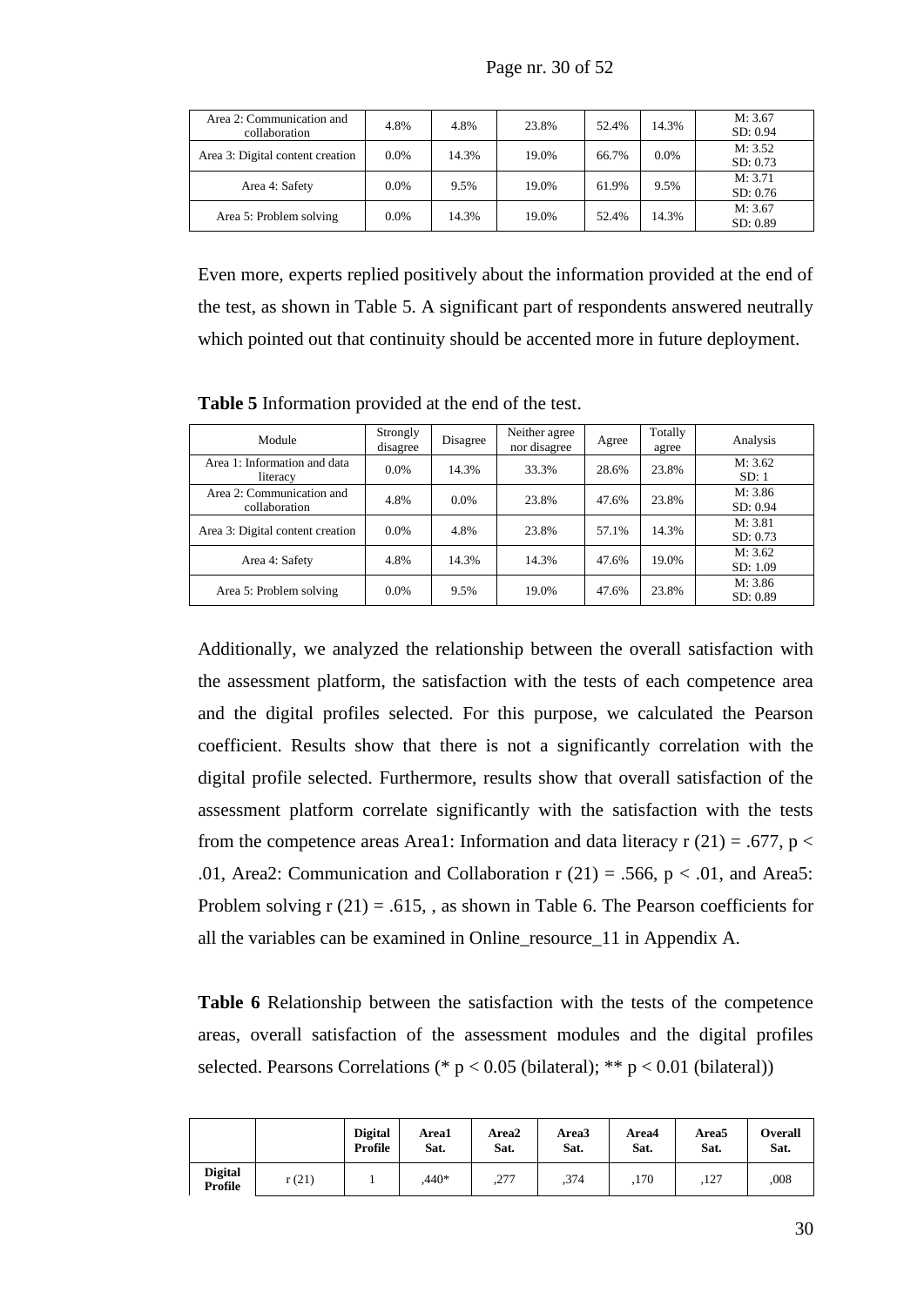| Area 2: Communication and collaboration | 4.8% | 4.8% | 23.8% | 52.4% | 14.3% | M: 3.67 SD: 0.94 |
|---|---|---|---|---|---|---|
| Area 3: Digital content creation | 0.0% | 14.3% | 19.0% | 66.7% | 0.0% | M: 3.52 SD: 0.73 |
| Area 4: Safety | 0.0% | 9.5% | 19.0% | 61.9% | 9.5% | M: 3.71 SD: 0.76 |
| Area 5: Problem solving | 0.0% | 14.3% | 19.0% | 52.4% | 14.3% | M: 3.67 SD: 0.89 |

Even more, experts replied positively about the information provided at the end of the test, as shown in Table 5. A significant part of respondents answered neutrally which pointed out that continuity should be accented more in future deployment.

**Table 5** Information provided at the end of the test.

| Module | Strongly disagree | Disagree | Neither agree nor disagree | Agree | Totally agree | Analysis |
|---|---|---|---|---|---|---|
| Area 1: Information and data literacy | 0.0% | 14.3% | 33.3% | 28.6% | 23.8% | M: 3.62 SD: 1 |
| Area 2: Communication and collaboration | 4.8% | 0.0% | 23.8% | 47.6% | 23.8% | M: 3.86 SD: 0.94 |
| Area 3: Digital content creation | 0.0% | 4.8% | 23.8% | 57.1% | 14.3% | M: 3.81 SD: 0.73 |
| Area 4: Safety | 4.8% | 14.3% | 14.3% | 47.6% | 19.0% | M: 3.62 SD: 1.09 |
| Area 5: Problem solving | 0.0% | 9.5% | 19.0% | 47.6% | 23.8% | M: 3.86 SD: 0.89 |

Additionally, we analyzed the relationship between the overall satisfaction with the assessment platform, the satisfaction with the tests of each competence area and the digital profiles selected. For this purpose, we calculated the Pearson coefficient. Results show that there is not a significantly correlation with the digital profile selected. Furthermore, results show that overall satisfaction of the assessment platform correlate significantly with the satisfaction with the tests from the competence areas Area1: Information and data literacy $r(21) = .677$, $p < .01$, Area2: Communication and Collaboration $r(21) = .566$, $p < .01$, and Area5: Problem solving $r(21) = .615$, , as shown in Table 6. The Pearson coefficients for all the variables can be examined in Online_resource_11 in Appendix A.

**Table 6** Relationship between the satisfaction with the tests of the competence areas, overall satisfaction of the assessment modules and the digital profiles selected. Pearsons Correlations (* $p < 0.05$ (bilateral); ** $p < 0.01$ (bilateral))

| | | **Digital Profile** | **Area1 Sat.** | **Area2 Sat.** | **Area3 Sat.** | **Area4 Sat.** | **Area5 Sat.** | **Overall Sat.** |
|---|---|---|---|---|---|---|---|---|
| **Digital Profile** | r (21) | 1 | ,440* | ,277 | ,374 | ,170 | ,127 | ,008 |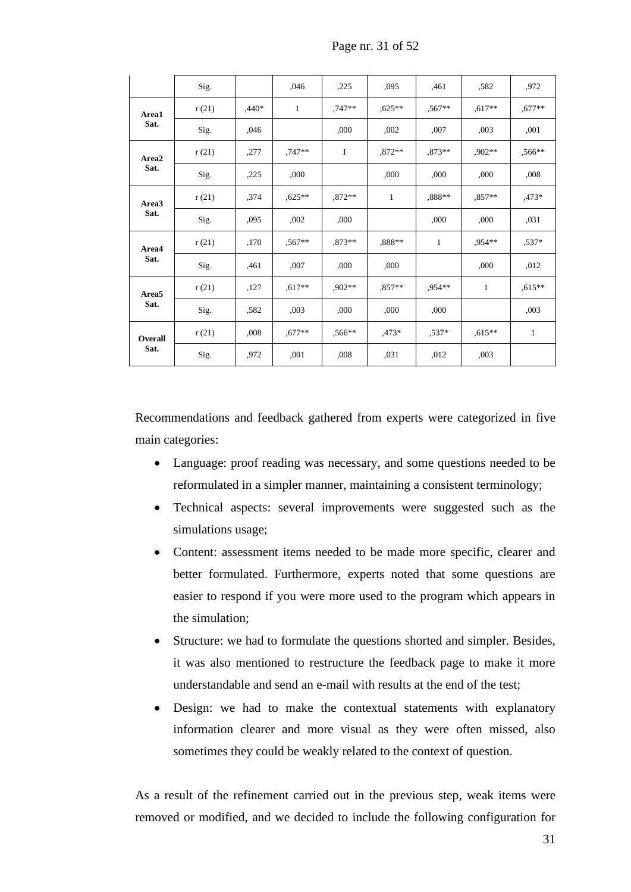| | Sig. | | ,046 | ,225 | ,095 | ,461 | ,582 | ,972 |
|---|---|---|---|---|---|---|---|---|
| **Area1 Sat.** | r (21) | ,440* | 1 | ,747** | ,625** | ,567** | ,617** | ,677** |
| | Sig. | ,046 | | ,000 | ,002 | ,007 | ,003 | ,001 |
| **Area2 Sat.** | r (21) | ,277 | ,747** | 1 | ,872** | ,873** | ,902** | ,566** |
| | Sig. | ,225 | ,000 | | ,000 | ,000 | ,000 | ,008 |
| **Area3 Sat.** | r (21) | ,374 | ,625** | ,872** | 1 | ,888** | ,857** | ,473* |
| | Sig. | ,095 | ,002 | ,000 | | ,000 | ,000 | ,031 |
| **Area4 Sat.** | r (21) | ,170 | ,567** | ,873** | ,888** | 1 | ,954** | ,537* |
| | Sig. | ,461 | ,007 | ,000 | ,000 | | ,000 | ,012 |
| **Area5 Sat.** | r (21) | ,127 | ,617** | ,902** | ,857** | ,954** | 1 | ,615** |
| | Sig. | ,582 | ,003 | ,000 | ,000 | ,000 | | ,003 |
| **Overall Sat.** | r (21) | ,008 | ,677** | ,566** | ,473* | ,537* | ,615** | 1 |
| | Sig. | ,972 | ,001 | ,008 | ,031 | ,012 | ,003 | |

Recommendations and feedback gathered from experts were categorized in five main categories:

- Language: proof reading was necessary, and some questions needed to be reformulated in a simpler manner, maintaining a consistent terminology;
- Technical aspects: several improvements were suggested such as the simulations usage;
- Content: assessment items needed to be made more specific, clearer and better formulated. Furthermore, experts noted that some questions are easier to respond if you were more used to the program which appears in the simulation;
- Structure: we had to formulate the questions shorted and simpler. Besides, it was also mentioned to restructure the feedback page to make it more understandable and send an e-mail with results at the end of the test;
- Design: we had to make the contextual statements with explanatory information clearer and more visual as they were often missed, also sometimes they could be weakly related to the context of question.

As a result of the refinement carried out in the previous step, weak items were removed or modified, and we decided to include the following configuration for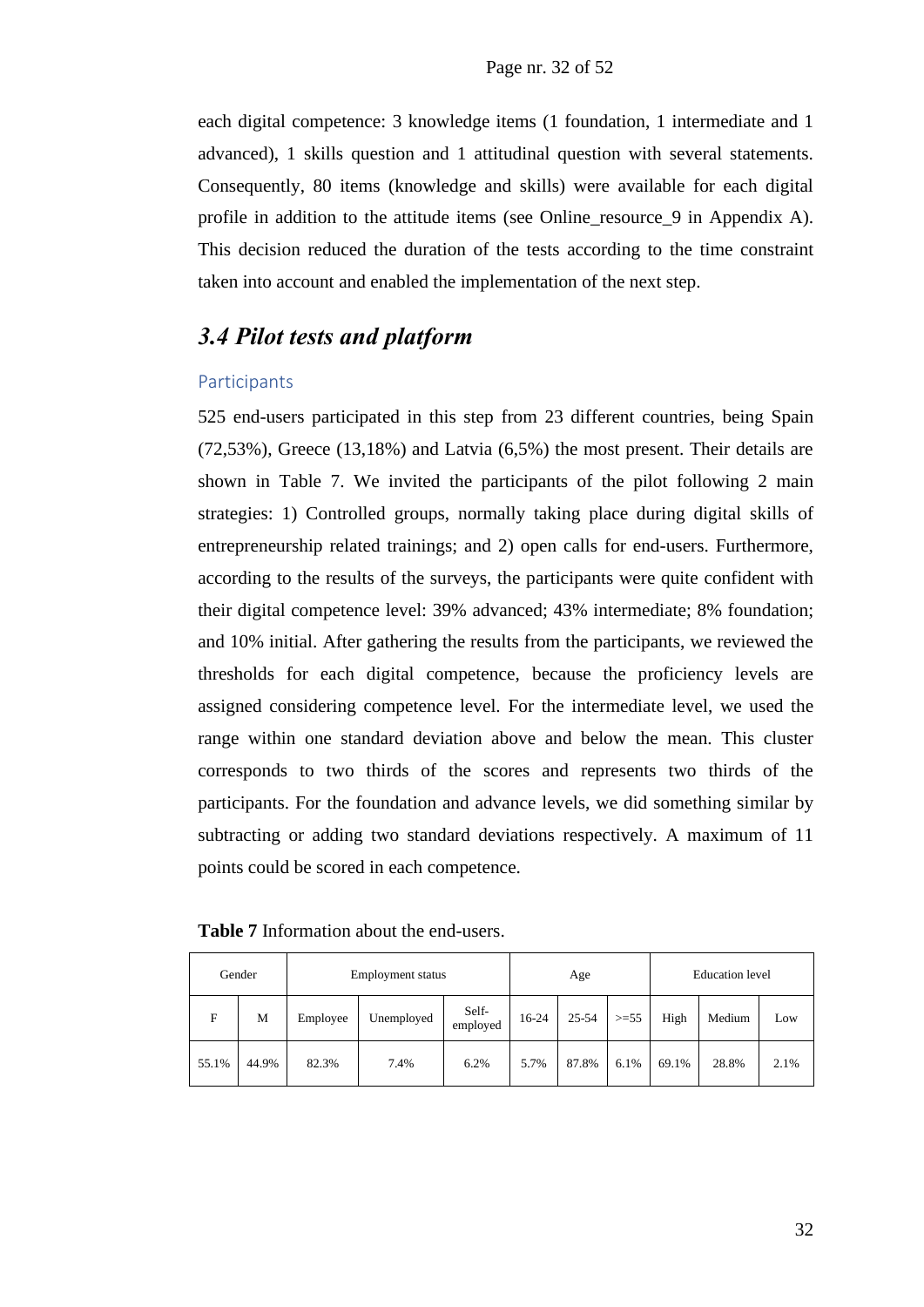each digital competence: 3 knowledge items (1 foundation, 1 intermediate and 1 advanced), 1 skills question and 1 attitudinal question with several statements. Consequently, 80 items (knowledge and skills) were available for each digital profile in addition to the attitude items (see Online_resource_9 in Appendix A). This decision reduced the duration of the tests according to the time constraint taken into account and enabled the implementation of the next step.

## *3.4 Pilot tests and platform*

### Participants

525 end-users participated in this step from 23 different countries, being Spain (72,53%), Greece (13,18%) and Latvia (6,5%) the most present. Their details are shown in Table 7. We invited the participants of the pilot following 2 main strategies: 1) Controlled groups, normally taking place during digital skills of entrepreneurship related trainings; and 2) open calls for end-users. Furthermore, according to the results of the surveys, the participants were quite confident with their digital competence level: 39% advanced; 43% intermediate; 8% foundation; and 10% initial. After gathering the results from the participants, we reviewed the thresholds for each digital competence, because the proficiency levels are assigned considering competence level. For the intermediate level, we used the range within one standard deviation above and below the mean. This cluster corresponds to two thirds of the scores and represents two thirds of the participants. For the foundation and advance levels, we did something similar by subtracting or adding two standard deviations respectively. A maximum of 11 points could be scored in each competence.

**Table 7** Information about the end-users.

| Gender | | Employment status | | | Age | | | Education level | | |
|---|---|---|---|---|---|---|---|---|---|---|
| F | M | Employee | Unemployed | Self-employed | 16-24 | 25-54 | >=55 | High | Medium | Low |
| 55.1% | 44.9% | 82.3% | 7.4% | 6.2% | 5.7% | 87.8% | 6.1% | 69.1% | 28.8% | 2.1% |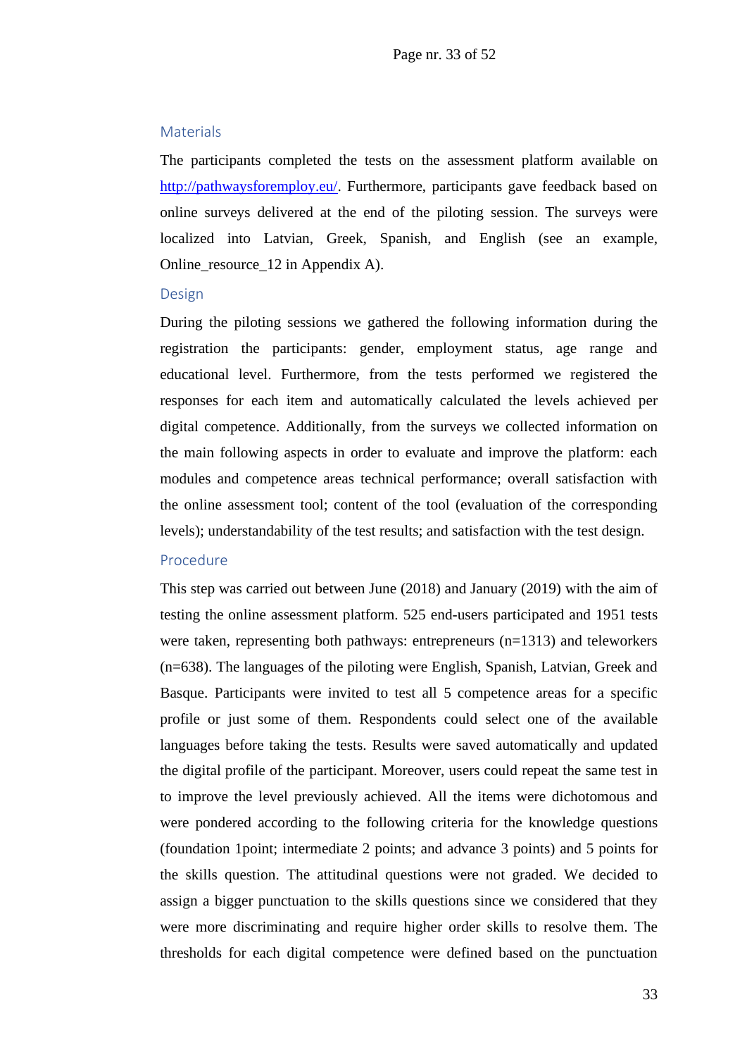### Materials

The participants completed the tests on the assessment platform available on [http://pathwaysforemploy.eu/](http://pathwaysforemploy.eu/). Furthermore, participants gave feedback based on online surveys delivered at the end of the piloting session. The surveys were localized into Latvian, Greek, Spanish, and English (see an example, Online_resource_12 in Appendix A).

### Design

During the piloting sessions we gathered the following information during the registration the participants: gender, employment status, age range and educational level. Furthermore, from the tests performed we registered the responses for each item and automatically calculated the levels achieved per digital competence. Additionally, from the surveys we collected information on the main following aspects in order to evaluate and improve the platform: each modules and competence areas technical performance; overall satisfaction with the online assessment tool; content of the tool (evaluation of the corresponding levels); understandability of the test results; and satisfaction with the test design.

### Procedure

This step was carried out between June (2018) and January (2019) with the aim of testing the online assessment platform. 525 end-users participated and 1951 tests were taken, representing both pathways: entrepreneurs (n=1313) and teleworkers (n=638). The languages of the piloting were English, Spanish, Latvian, Greek and Basque. Participants were invited to test all 5 competence areas for a specific profile or just some of them. Respondents could select one of the available languages before taking the tests. Results were saved automatically and updated the digital profile of the participant. Moreover, users could repeat the same test in to improve the level previously achieved. All the items were dichotomous and were pondered according to the following criteria for the knowledge questions (foundation 1point; intermediate 2 points; and advance 3 points) and 5 points for the skills question. The attitudinal questions were not graded. We decided to assign a bigger punctuation to the skills questions since we considered that they were more discriminating and require higher order skills to resolve them. The thresholds for each digital competence were defined based on the punctuation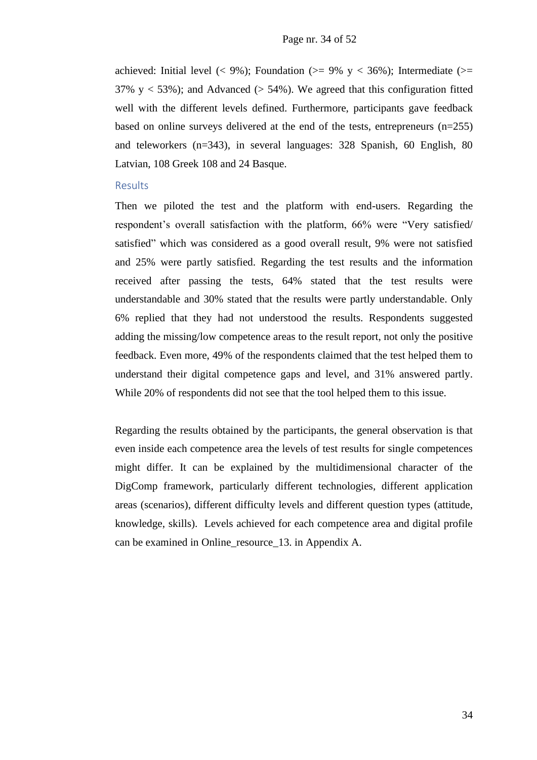achieved: Initial level (< 9%); Foundation (>= 9% y < 36%); Intermediate (>= 37% y < 53%); and Advanced (> 54%). We agreed that this configuration fitted well with the different levels defined. Furthermore, participants gave feedback based on online surveys delivered at the end of the tests, entrepreneurs (n=255) and teleworkers (n=343), in several languages: 328 Spanish, 60 English, 80 Latvian, 108 Greek 108 and 24 Basque.

### Results

Then we piloted the test and the platform with end-users. Regarding the respondent's overall satisfaction with the platform, 66% were "Very satisfied/ satisfied" which was considered as a good overall result, 9% were not satisfied and 25% were partly satisfied. Regarding the test results and the information received after passing the tests, 64% stated that the test results were understandable and 30% stated that the results were partly understandable. Only 6% replied that they had not understood the results. Respondents suggested adding the missing/low competence areas to the result report, not only the positive feedback. Even more, 49% of the respondents claimed that the test helped them to understand their digital competence gaps and level, and 31% answered partly. While 20% of respondents did not see that the tool helped them to this issue.

Regarding the results obtained by the participants, the general observation is that even inside each competence area the levels of test results for single competences might differ. It can be explained by the multidimensional character of the DigComp framework, particularly different technologies, different application areas (scenarios), different difficulty levels and different question types (attitude, knowledge, skills). Levels achieved for each competence area and digital profile can be examined in Online_resource_13. in Appendix A.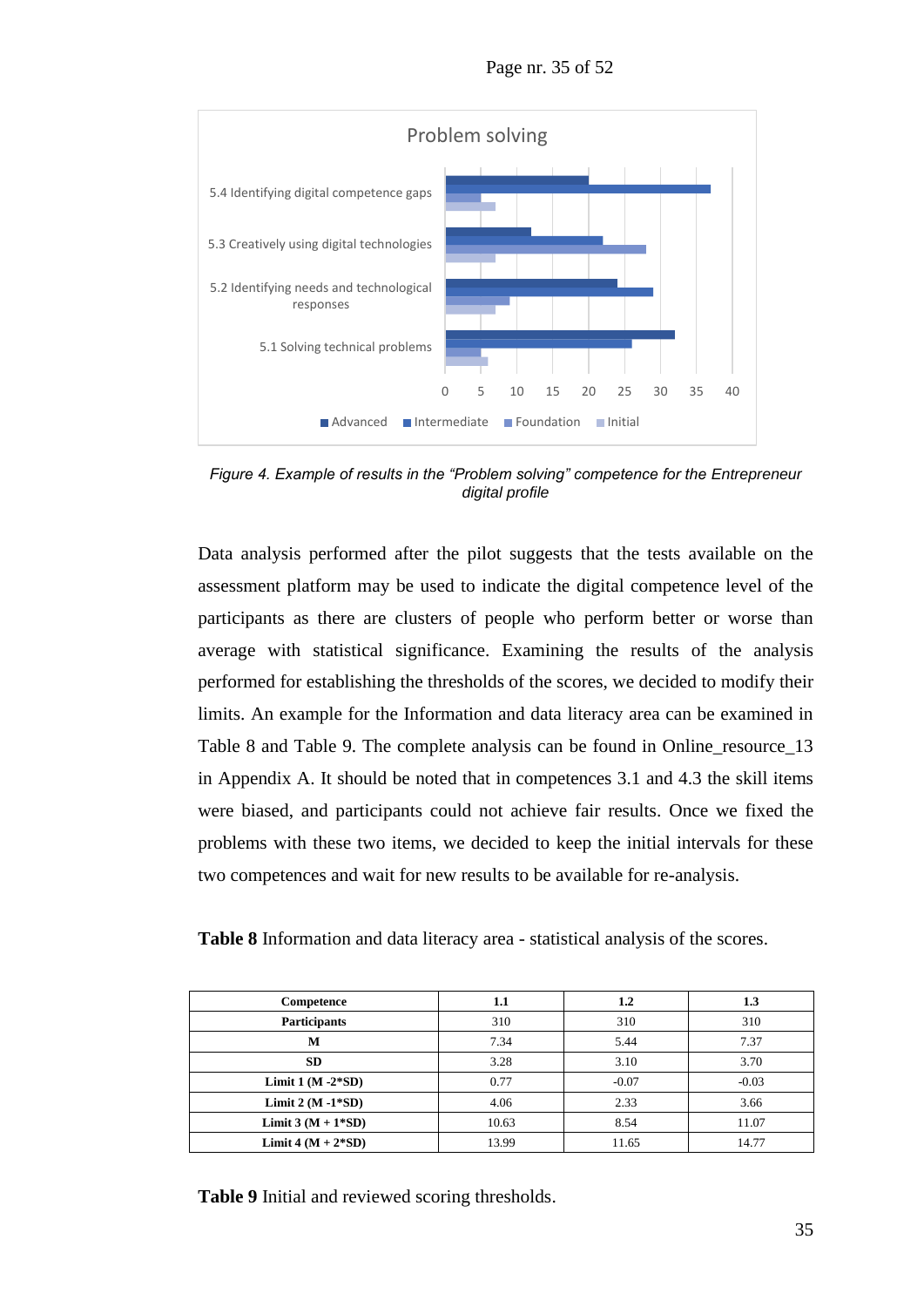Figure 4. Example of results in the "Problem solving" competence for the Entrepreneur digital profile

Data analysis performed after the pilot suggests that the tests available on the assessment platform may be used to indicate the digital competence level of the participants as there are clusters of people who perform better or worse than average with statistical significance. Examining the results of the analysis performed for establishing the thresholds of the scores, we decided to modify their limits. An example for the Information and data literacy area can be examined in Table 8 and Table 9. The complete analysis can be found in Online_resource_13 in Appendix A. It should be noted that in competences 3.1 and 4.3 the skill items were biased, and participants could not achieve fair results. Once we fixed the problems with these two items, we decided to keep the initial intervals for these two competences and wait for new results to be available for re-analysis.

**Table 8** Information and data literacy area - statistical analysis of the scores.

| Competence | 1.1 | 1.2 | 1.3 |
|---|---|---|---|
| **Participants** | 310 | 310 | 310 |
| **M** | 7.34 | 5.44 | 7.37 |
| **SD** | 3.28 | 3.10 | 3.70 |
| **Limit 1 (M -2*SD)** | 0.77 | -0.07 | -0.03 |
| **Limit 2 (M -1*SD)** | 4.06 | 2.33 | 3.66 |
| **Limit 3 (M + 1*SD)** | 10.63 | 8.54 | 11.07 |
| **Limit 4 (M + 2*SD)** | 13.99 | 11.65 | 14.77 |

**Table 9** Initial and reviewed scoring thresholds.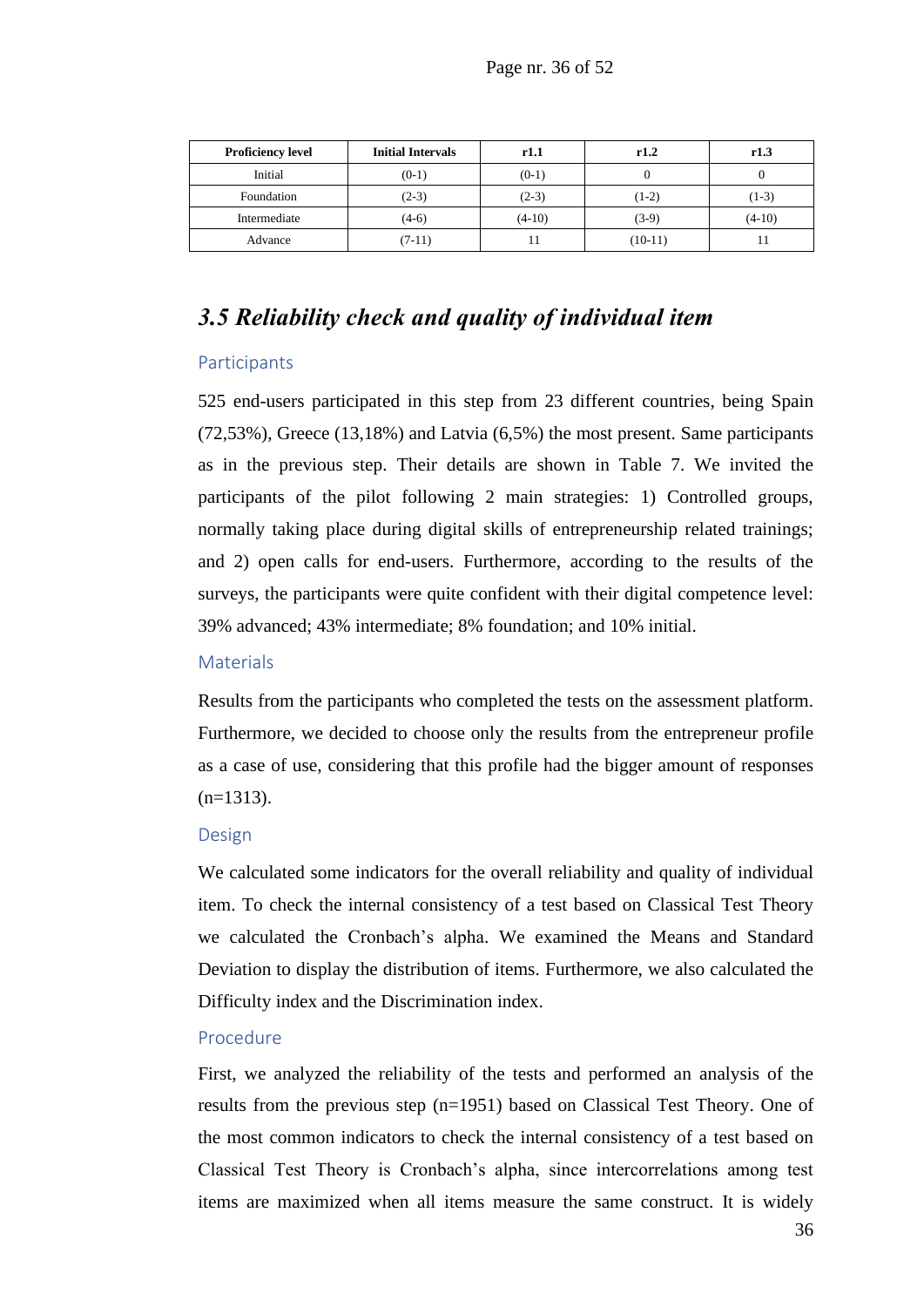| Proficiency level | Initial Intervals | r1.1 | r1.2 | r1.3 |
|---|---|---|---|---|
| Initial | (0-1) | (0-1) | 0 | 0 |
| Foundation | (2-3) | (2-3) | (1-2) | (1-3) |
| Intermediate | (4-6) | (4-10) | (3-9) | (4-10) |
| Advance | (7-11) | 11 | (10-11) | 11 |

## *3.5 Reliability check and quality of individual item*

### Participants

525 end-users participated in this step from 23 different countries, being Spain (72,53%), Greece (13,18%) and Latvia (6,5%) the most present. Same participants as in the previous step. Their details are shown in Table 7. We invited the participants of the pilot following 2 main strategies: 1) Controlled groups, normally taking place during digital skills of entrepreneurship related trainings; and 2) open calls for end-users. Furthermore, according to the results of the surveys, the participants were quite confident with their digital competence level: 39% advanced; 43% intermediate; 8% foundation; and 10% initial.

### Materials

Results from the participants who completed the tests on the assessment platform. Furthermore, we decided to choose only the results from the entrepreneur profile as a case of use, considering that this profile had the bigger amount of responses (n=1313).

### Design

We calculated some indicators for the overall reliability and quality of individual item. To check the internal consistency of a test based on Classical Test Theory we calculated the Cronbach's alpha. We examined the Means and Standard Deviation to display the distribution of items. Furthermore, we also calculated the Difficulty index and the Discrimination index.

### Procedure

First, we analyzed the reliability of the tests and performed an analysis of the results from the previous step (n=1951) based on Classical Test Theory. One of the most common indicators to check the internal consistency of a test based on Classical Test Theory is Cronbach's alpha, since intercorrelations among test items are maximized when all items measure the same construct. It is widely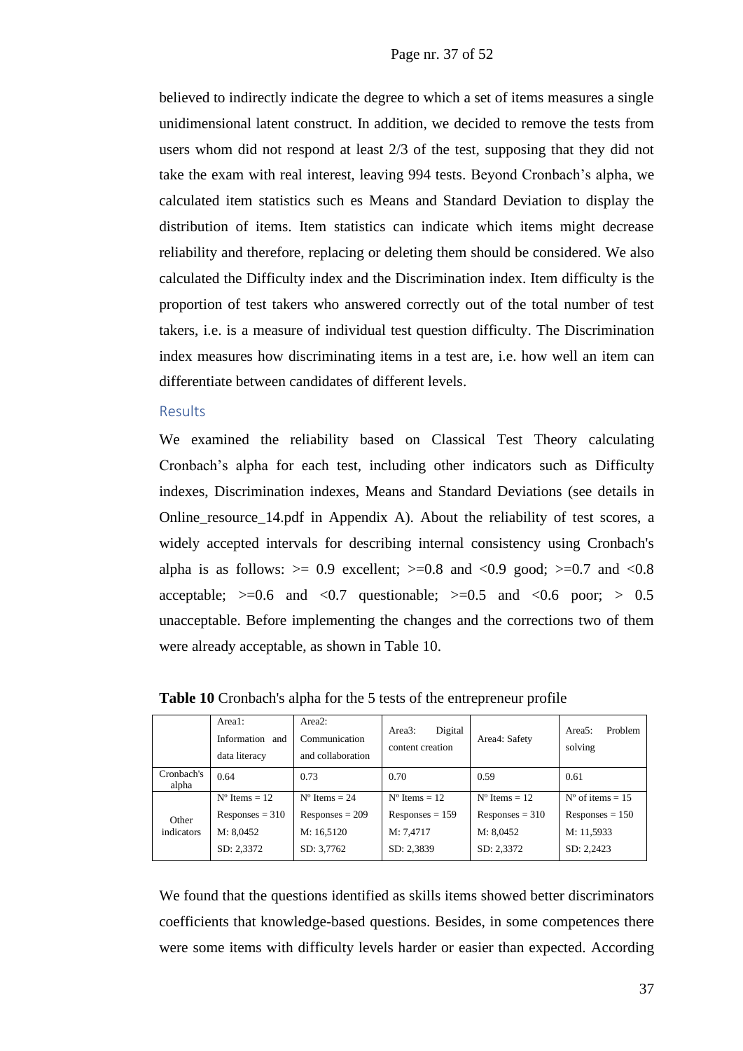believed to indirectly indicate the degree to which a set of items measures a single unidimensional latent construct. In addition, we decided to remove the tests from users whom did not respond at least 2/3 of the test, supposing that they did not take the exam with real interest, leaving 994 tests. Beyond Cronbach's alpha, we calculated item statistics such es Means and Standard Deviation to display the distribution of items. Item statistics can indicate which items might decrease reliability and therefore, replacing or deleting them should be considered. We also calculated the Difficulty index and the Discrimination index. Item difficulty is the proportion of test takers who answered correctly out of the total number of test takers, i.e. is a measure of individual test question difficulty. The Discrimination index measures how discriminating items in a test are, i.e. how well an item can differentiate between candidates of different levels.

## Results

We examined the reliability based on Classical Test Theory calculating Cronbach's alpha for each test, including other indicators such as Difficulty indexes, Discrimination indexes, Means and Standard Deviations (see details in Online_resource_14.pdf in Appendix A). About the reliability of test scores, a widely accepted intervals for describing internal consistency using Cronbach's alpha is as follows: >= 0.9 excellent; >=0.8 and <0.9 good; >=0.7 and <0.8 acceptable; >=0.6 and <0.7 questionable; >=0.5 and <0.6 poor; > 0.5 unacceptable. Before implementing the changes and the corrections two of them were already acceptable, as shown in Table 10.

**Table 10** Cronbach's alpha for the 5 tests of the entrepreneur profile

| | Area1: Information and data literacy | Area2: Communication and collaboration | Area3: Digital content creation | Area4: Safety | Area5: Problem solving |
|---|---|---|---|---|---|
| Cronbach's alpha | 0.64 | 0.73 | 0.70 | 0.59 | 0.61 |
| Other indicators | Nº Items = 12<br>Responses = 310<br>M: 8,0452<br>SD: 2,3372 | Nº Items = 24<br>Responses = 209<br>M: 16,5120<br>SD: 3,7762 | Nº Items = 12<br>Responses = 159<br>M: 7,4717<br>SD: 2,3839 | Nº Items = 12<br>Responses = 310<br>M: 8,0452<br>SD: 2,3372 | Nº of items = 15<br>Responses = 150<br>M: 11,5933<br>SD: 2,2423 |

We found that the questions identified as skills items showed better discriminators coefficients that knowledge-based questions. Besides, in some competences there were some items with difficulty levels harder or easier than expected. According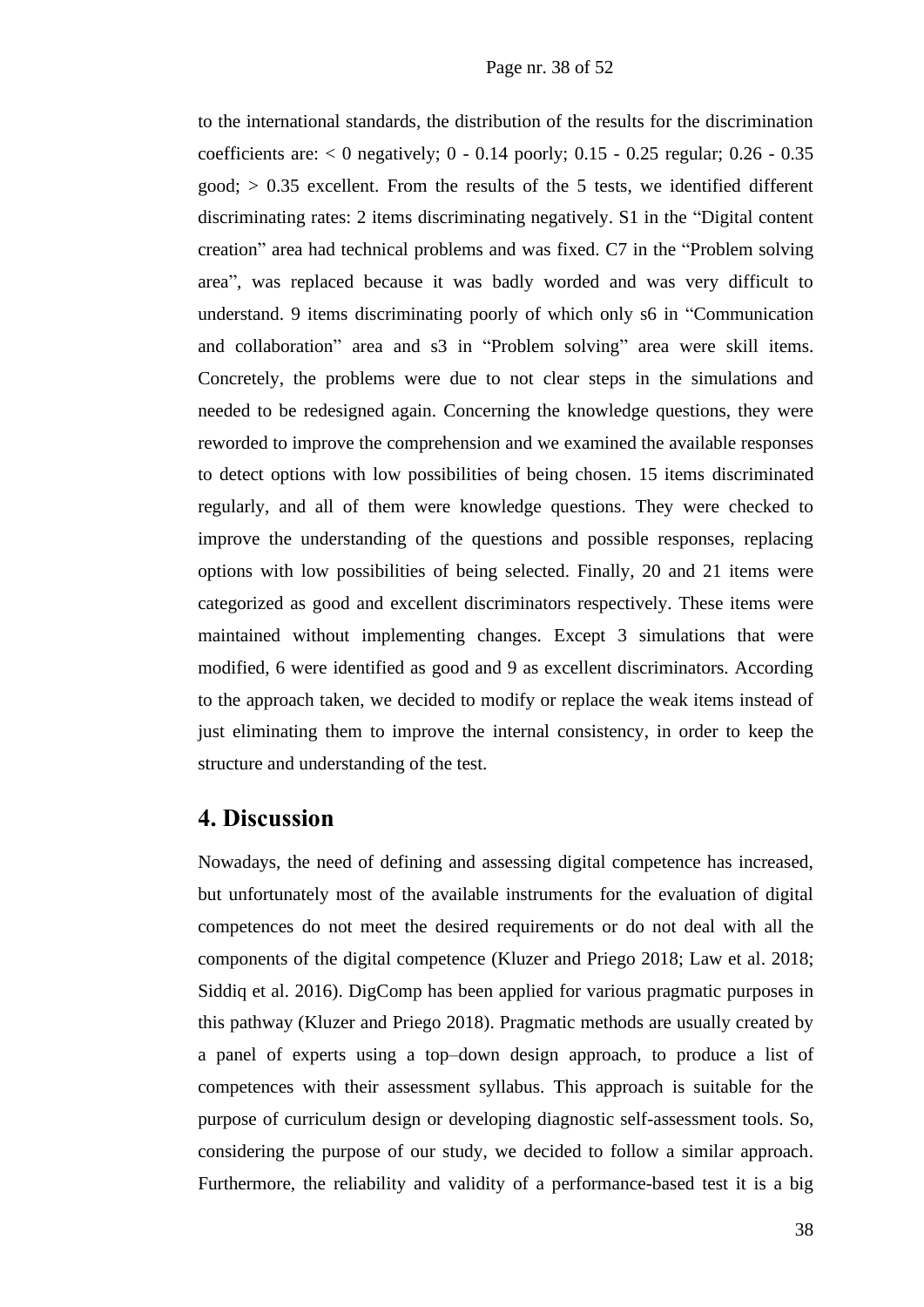to the international standards, the distribution of the results for the discrimination coefficients are: $< 0$ negatively; 0 - 0.14 poorly; 0.15 - 0.25 regular; 0.26 - 0.35 good; $> 0.35$ excellent. From the results of the 5 tests, we identified different discriminating rates: 2 items discriminating negatively. S1 in the "Digital content creation" area had technical problems and was fixed. C7 in the "Problem solving area", was replaced because it was badly worded and was very difficult to understand. 9 items discriminating poorly of which only s6 in "Communication and collaboration" area and s3 in "Problem solving" area were skill items. Concretely, the problems were due to not clear steps in the simulations and needed to be redesigned again. Concerning the knowledge questions, they were reworded to improve the comprehension and we examined the available responses to detect options with low possibilities of being chosen. 15 items discriminated regularly, and all of them were knowledge questions. They were checked to improve the understanding of the questions and possible responses, replacing options with low possibilities of being selected. Finally, 20 and 21 items were categorized as good and excellent discriminators respectively. These items were maintained without implementing changes. Except 3 simulations that were modified, 6 were identified as good and 9 as excellent discriminators. According to the approach taken, we decided to modify or replace the weak items instead of just eliminating them to improve the internal consistency, in order to keep the structure and understanding of the test.

## 4. Discussion

Nowadays, the need of defining and assessing digital competence has increased, but unfortunately most of the available instruments for the evaluation of digital competences do not meet the desired requirements or do not deal with all the components of the digital competence (Kluzer and Priego 2018; Law et al. 2018; Siddiq et al. 2016). DigComp has been applied for various pragmatic purposes in this pathway (Kluzer and Priego 2018). Pragmatic methods are usually created by a panel of experts using a top–down design approach, to produce a list of competences with their assessment syllabus. This approach is suitable for the purpose of curriculum design or developing diagnostic self-assessment tools. So, considering the purpose of our study, we decided to follow a similar approach. Furthermore, the reliability and validity of a performance-based test it is a big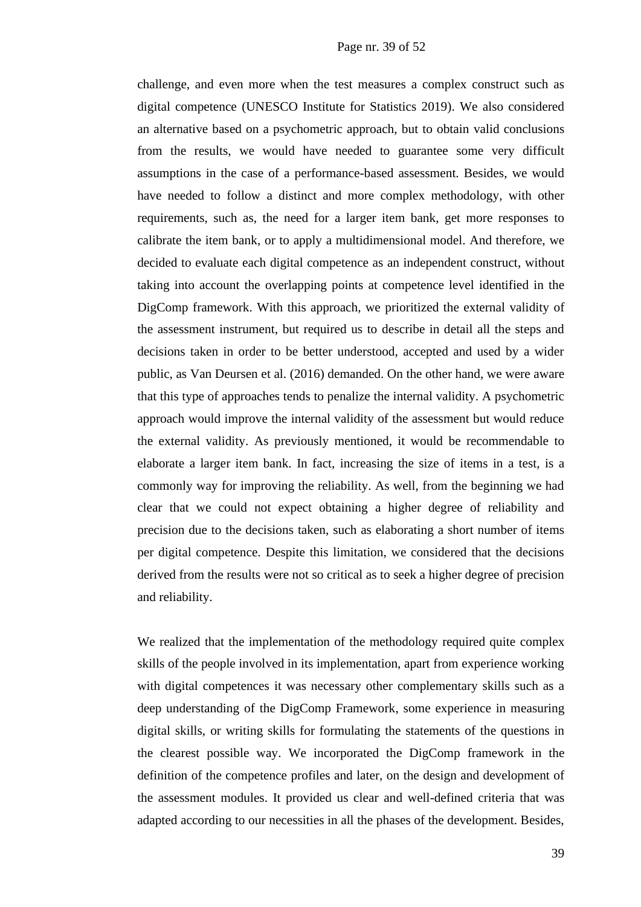challenge, and even more when the test measures a complex construct such as digital competence (UNESCO Institute for Statistics 2019). We also considered an alternative based on a psychometric approach, but to obtain valid conclusions from the results, we would have needed to guarantee some very difficult assumptions in the case of a performance-based assessment. Besides, we would have needed to follow a distinct and more complex methodology, with other requirements, such as, the need for a larger item bank, get more responses to calibrate the item bank, or to apply a multidimensional model. And therefore, we decided to evaluate each digital competence as an independent construct, without taking into account the overlapping points at competence level identified in the DigComp framework. With this approach, we prioritized the external validity of the assessment instrument, but required us to describe in detail all the steps and decisions taken in order to be better understood, accepted and used by a wider public, as Van Deursen et al. (2016) demanded. On the other hand, we were aware that this type of approaches tends to penalize the internal validity. A psychometric approach would improve the internal validity of the assessment but would reduce the external validity. As previously mentioned, it would be recommendable to elaborate a larger item bank. In fact, increasing the size of items in a test, is a commonly way for improving the reliability. As well, from the beginning we had clear that we could not expect obtaining a higher degree of reliability and precision due to the decisions taken, such as elaborating a short number of items per digital competence. Despite this limitation, we considered that the decisions derived from the results were not so critical as to seek a higher degree of precision and reliability.

We realized that the implementation of the methodology required quite complex skills of the people involved in its implementation, apart from experience working with digital competences it was necessary other complementary skills such as a deep understanding of the DigComp Framework, some experience in measuring digital skills, or writing skills for formulating the statements of the questions in the clearest possible way. We incorporated the DigComp framework in the definition of the competence profiles and later, on the design and development of the assessment modules. It provided us clear and well-defined criteria that was adapted according to our necessities in all the phases of the development. Besides,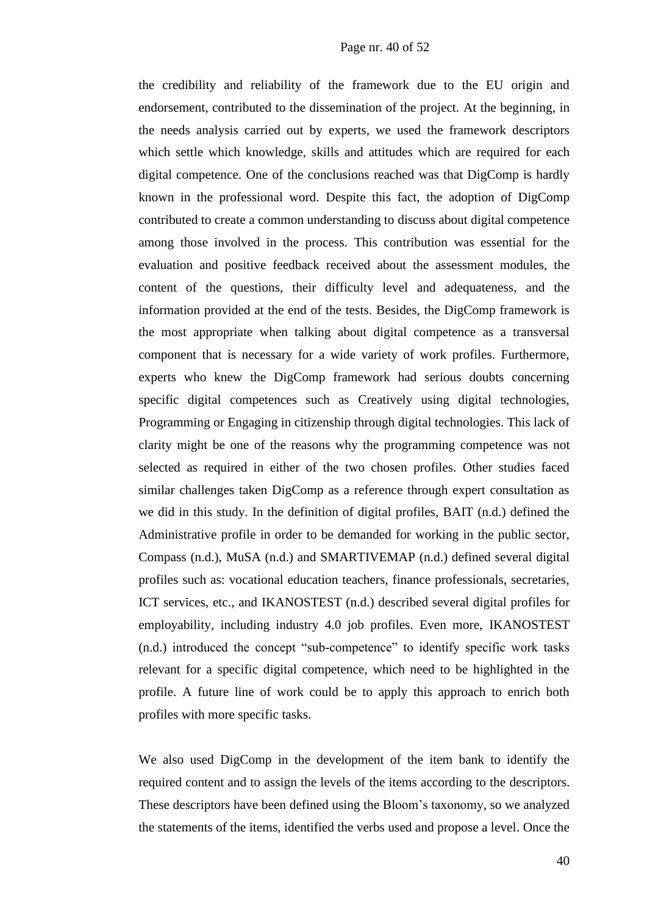the credibility and reliability of the framework due to the EU origin and endorsement, contributed to the dissemination of the project. At the beginning, in the needs analysis carried out by experts, we used the framework descriptors which settle which knowledge, skills and attitudes which are required for each digital competence. One of the conclusions reached was that DigComp is hardly known in the professional word. Despite this fact, the adoption of DigComp contributed to create a common understanding to discuss about digital competence among those involved in the process. This contribution was essential for the evaluation and positive feedback received about the assessment modules, the content of the questions, their difficulty level and adequateness, and the information provided at the end of the tests. Besides, the DigComp framework is the most appropriate when talking about digital competence as a transversal component that is necessary for a wide variety of work profiles. Furthermore, experts who knew the DigComp framework had serious doubts concerning specific digital competences such as Creatively using digital technologies, Programming or Engaging in citizenship through digital technologies. This lack of clarity might be one of the reasons why the programming competence was not selected as required in either of the two chosen profiles. Other studies faced similar challenges taken DigComp as a reference through expert consultation as we did in this study. In the definition of digital profiles, BAIT (n.d.) defined the Administrative profile in order to be demanded for working in the public sector, Compass (n.d.), MuSA (n.d.) and SMARTIVEMAP (n.d.) defined several digital profiles such as: vocational education teachers, finance professionals, secretaries, ICT services, etc., and IKANOSTEST (n.d.) described several digital profiles for employability, including industry 4.0 job profiles. Even more, IKANOSTEST (n.d.) introduced the concept "sub-competence" to identify specific work tasks relevant for a specific digital competence, which need to be highlighted in the profile. A future line of work could be to apply this approach to enrich both profiles with more specific tasks.

We also used DigComp in the development of the item bank to identify the required content and to assign the levels of the items according to the descriptors. These descriptors have been defined using the Bloom's taxonomy, so we analyzed the statements of the items, identified the verbs used and propose a level. Once the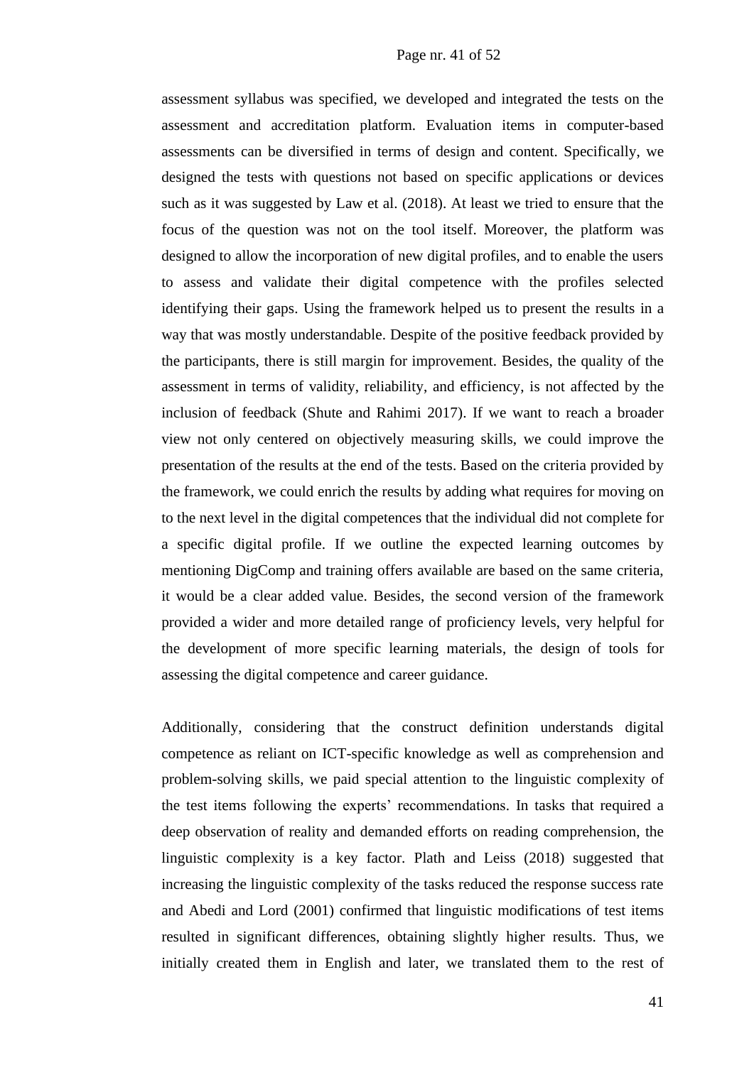assessment syllabus was specified, we developed and integrated the tests on the assessment and accreditation platform. Evaluation items in computer-based assessments can be diversified in terms of design and content. Specifically, we designed the tests with questions not based on specific applications or devices such as it was suggested by Law et al. (2018). At least we tried to ensure that the focus of the question was not on the tool itself. Moreover, the platform was designed to allow the incorporation of new digital profiles, and to enable the users to assess and validate their digital competence with the profiles selected identifying their gaps. Using the framework helped us to present the results in a way that was mostly understandable. Despite of the positive feedback provided by the participants, there is still margin for improvement. Besides, the quality of the assessment in terms of validity, reliability, and efficiency, is not affected by the inclusion of feedback (Shute and Rahimi 2017). If we want to reach a broader view not only centered on objectively measuring skills, we could improve the presentation of the results at the end of the tests. Based on the criteria provided by the framework, we could enrich the results by adding what requires for moving on to the next level in the digital competences that the individual did not complete for a specific digital profile. If we outline the expected learning outcomes by mentioning DigComp and training offers available are based on the same criteria, it would be a clear added value. Besides, the second version of the framework provided a wider and more detailed range of proficiency levels, very helpful for the development of more specific learning materials, the design of tools for assessing the digital competence and career guidance.

Additionally, considering that the construct definition understands digital competence as reliant on ICT-specific knowledge as well as comprehension and problem-solving skills, we paid special attention to the linguistic complexity of the test items following the experts' recommendations. In tasks that required a deep observation of reality and demanded efforts on reading comprehension, the linguistic complexity is a key factor. Plath and Leiss (2018) suggested that increasing the linguistic complexity of the tasks reduced the response success rate and Abedi and Lord (2001) confirmed that linguistic modifications of test items resulted in significant differences, obtaining slightly higher results. Thus, we initially created them in English and later, we translated them to the rest of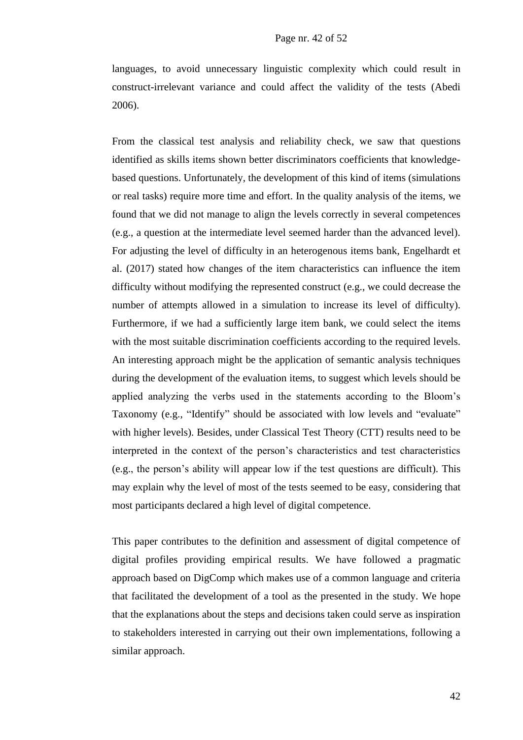languages, to avoid unnecessary linguistic complexity which could result in construct-irrelevant variance and could affect the validity of the tests (Abedi 2006).

From the classical test analysis and reliability check, we saw that questions identified as skills items shown better discriminators coefficients that knowledge-based questions. Unfortunately, the development of this kind of items (simulations or real tasks) require more time and effort. In the quality analysis of the items, we found that we did not manage to align the levels correctly in several competences (e.g., a question at the intermediate level seemed harder than the advanced level). For adjusting the level of difficulty in an heterogenous items bank, Engelhardt et al. (2017) stated how changes of the item characteristics can influence the item difficulty without modifying the represented construct (e.g., we could decrease the number of attempts allowed in a simulation to increase its level of difficulty). Furthermore, if we had a sufficiently large item bank, we could select the items with the most suitable discrimination coefficients according to the required levels. An interesting approach might be the application of semantic analysis techniques during the development of the evaluation items, to suggest which levels should be applied analyzing the verbs used in the statements according to the Bloom's Taxonomy (e.g., "Identify" should be associated with low levels and "evaluate" with higher levels). Besides, under Classical Test Theory (CTT) results need to be interpreted in the context of the person's characteristics and test characteristics (e.g., the person's ability will appear low if the test questions are difficult). This may explain why the level of most of the tests seemed to be easy, considering that most participants declared a high level of digital competence.

This paper contributes to the definition and assessment of digital competence of digital profiles providing empirical results. We have followed a pragmatic approach based on DigComp which makes use of a common language and criteria that facilitated the development of a tool as the presented in the study. We hope that the explanations about the steps and decisions taken could serve as inspiration to stakeholders interested in carrying out their own implementations, following a similar approach.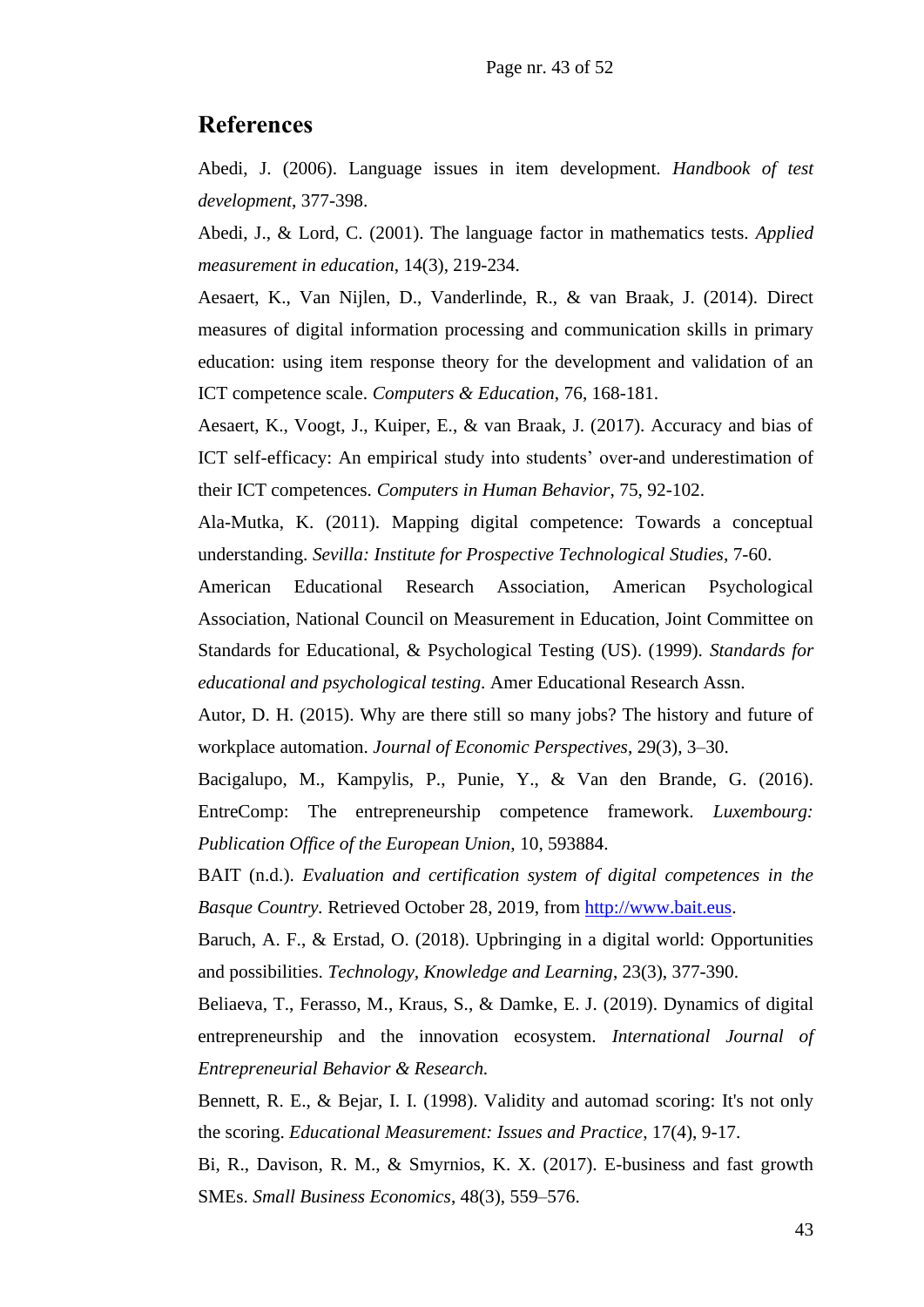## References

Abedi, J. (2006). Language issues in item development. *Handbook of test development*, 377-398.

Abedi, J., & Lord, C. (2001). The language factor in mathematics tests. *Applied measurement in education*, 14(3), 219-234.

Aesaert, K., Van Nijlen, D., Vanderlinde, R., & van Braak, J. (2014). Direct measures of digital information processing and communication skills in primary education: using item response theory for the development and validation of an ICT competence scale. *Computers & Education*, 76, 168-181.

Aesaert, K., Voogt, J., Kuiper, E., & van Braak, J. (2017). Accuracy and bias of ICT self-efficacy: An empirical study into students' over-and underestimation of their ICT competences. *Computers in Human Behavior*, 75, 92-102.

Ala-Mutka, K. (2011). Mapping digital competence: Towards a conceptual understanding. *Sevilla: Institute for Prospective Technological Studies*, 7-60.

American Educational Research Association, American Psychological Association, National Council on Measurement in Education, Joint Committee on Standards for Educational, & Psychological Testing (US). (1999). *Standards for educational and psychological testing*. Amer Educational Research Assn.

Autor, D. H. (2015). Why are there still so many jobs? The history and future of workplace automation. *Journal of Economic Perspectives*, 29(3), 3–30.

Bacigalupo, M., Kampylis, P., Punie, Y., & Van den Brande, G. (2016). EntreComp: The entrepreneurship competence framework. *Luxembourg: Publication Office of the European Union*, 10, 593884.

BAIT (n.d.). *Evaluation and certification system of digital competences in the Basque Country.* Retrieved October 28, 2019, from [http://www.bait.eus](http://www.bait.eus).

Baruch, A. F., & Erstad, O. (2018). Upbringing in a digital world: Opportunities and possibilities. *Technology, Knowledge and Learning*, 23(3), 377-390.

Beliaeva, T., Ferasso, M., Kraus, S., & Damke, E. J. (2019). Dynamics of digital entrepreneurship and the innovation ecosystem. *International Journal of Entrepreneurial Behavior & Research.*

Bennett, R. E., & Bejar, I. I. (1998). Validity and automad scoring: It's not only the scoring. *Educational Measurement: Issues and Practice*, 17(4), 9-17.

Bi, R., Davison, R. M., & Smyrnios, K. X. (2017). E-business and fast growth SMEs. *Small Business Economics*, 48(3), 559–576.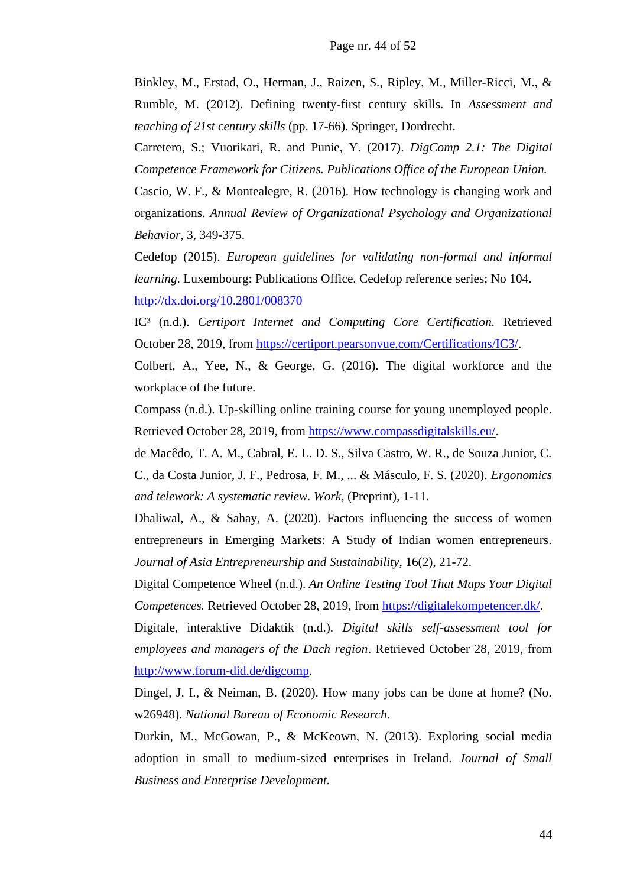Binkley, M., Erstad, O., Herman, J., Raizen, S., Ripley, M., Miller-Ricci, M., & Rumble, M. (2012). Defining twenty-first century skills. In *Assessment and teaching of 21st century skills* (pp. 17-66). Springer, Dordrecht.

Carretero, S.; Vuorikari, R. and Punie, Y. (2017). *DigComp 2.1: The Digital Competence Framework for Citizens. Publications Office of the European Union.*

Cascio, W. F., & Montealegre, R. (2016). How technology is changing work and organizations. *Annual Review of Organizational Psychology and Organizational Behavior*, 3, 349-375.

Cedefop (2015). *European guidelines for validating non-formal and informal learning*. Luxembourg: Publications Office. Cedefop reference series; No 104. [http://dx.doi.org/10.2801/008370](http://dx.doi.org/10.2801/008370)

IC³ (n.d.). *Certiport Internet and Computing Core Certification.* Retrieved October 28, 2019, from [https://certiport.pearsonvue.com/Certifications/IC3/](https://certiport.pearsonvue.com/Certifications/IC3/).

Colbert, A., Yee, N., & George, G. (2016). The digital workforce and the workplace of the future.

Compass (n.d.). Up-skilling online training course for young unemployed people. Retrieved October 28, 2019, from [https://www.compassdigitalskills.eu/](https://www.compassdigitalskills.eu/).

de Macêdo, T. A. M., Cabral, E. L. D. S., Silva Castro, W. R., de Souza Junior, C. C., da Costa Junior, J. F., Pedrosa, F. M., ... & Másculo, F. S. (2020). *Ergonomics and telework: A systematic review. Work*, (Preprint), 1-11.

Dhaliwal, A., & Sahay, A. (2020). Factors influencing the success of women entrepreneurs in Emerging Markets: A Study of Indian women entrepreneurs. *Journal of Asia Entrepreneurship and Sustainability*, 16(2), 21-72.

Digital Competence Wheel (n.d.). *An Online Testing Tool That Maps Your Digital Competences.* Retrieved October 28, 2019, from [https://digitalekompetencer.dk/](https://digitalekompetencer.dk/).

Digitale, interaktive Didaktik (n.d.). *Digital skills self-assessment tool for employees and managers of the Dach region*. Retrieved October 28, 2019, from [http://www.forum-did.de/digcomp](http://www.forum-did.de/digcomp).

Dingel, J. I., & Neiman, B. (2020). How many jobs can be done at home? (No. w26948). *National Bureau of Economic Research*.

Durkin, M., McGowan, P., & McKeown, N. (2013). Exploring social media adoption in small to medium-sized enterprises in Ireland. *Journal of Small Business and Enterprise Development.*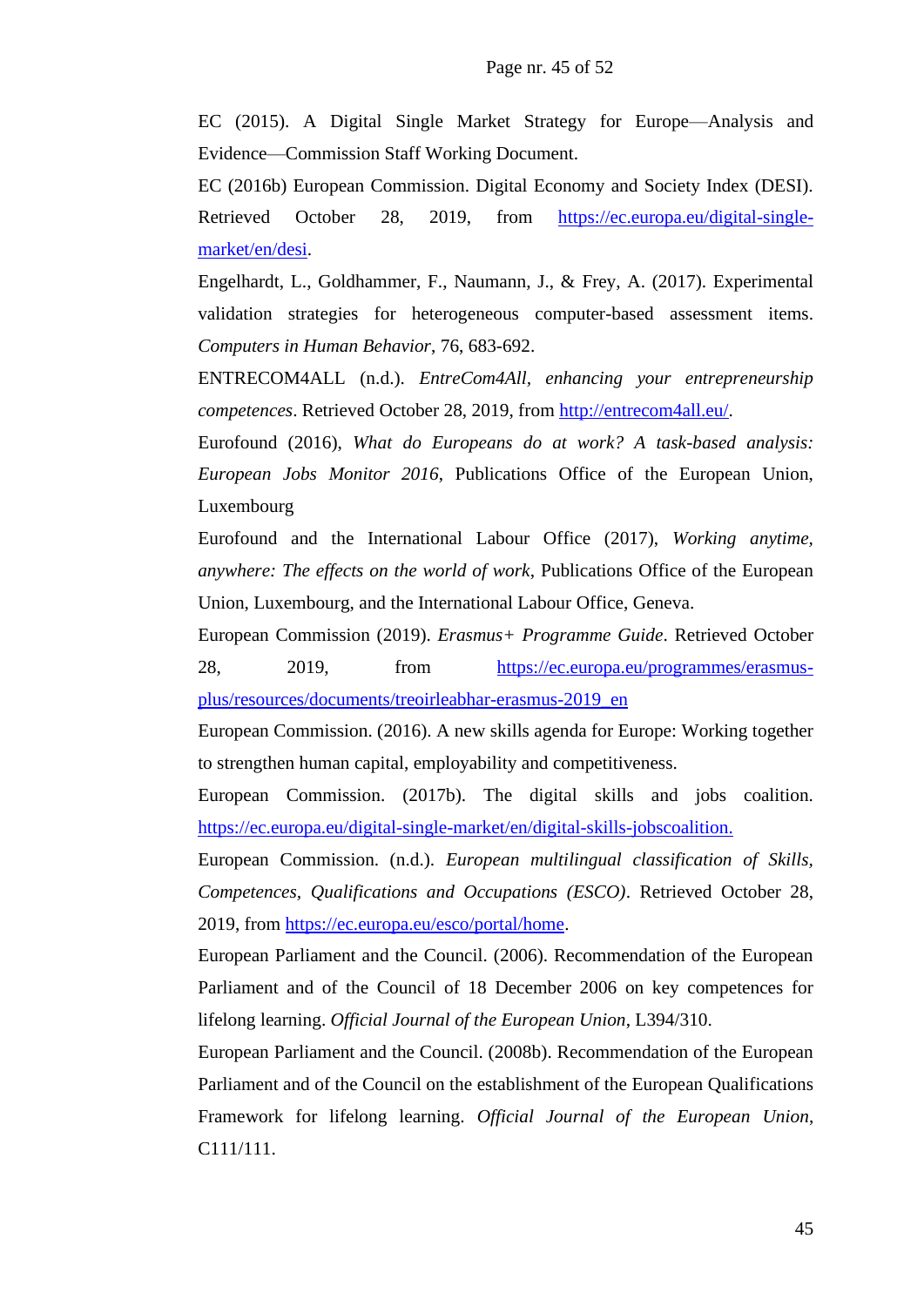EC (2015). A Digital Single Market Strategy for Europe—Analysis and Evidence—Commission Staff Working Document.

EC (2016b) European Commission. Digital Economy and Society Index (DESI). Retrieved October 28, 2019, from https://ec.europa.eu/digital-single-market/en/desi.

Engelhardt, L., Goldhammer, F., Naumann, J., & Frey, A. (2017). Experimental validation strategies for heterogeneous computer-based assessment items. *Computers in Human Behavior*, 76, 683-692.

ENTRECOM4ALL (n.d.). *EntreCom4All, enhancing your entrepreneurship competences*. Retrieved October 28, 2019, from http://entrecom4all.eu/.

Eurofound (2016), *What do Europeans do at work? A task-based analysis: European Jobs Monitor 2016*, Publications Office of the European Union, Luxembourg

Eurofound and the International Labour Office (2017), *Working anytime, anywhere: The effects on the world of work*, Publications Office of the European Union, Luxembourg, and the International Labour Office, Geneva.

European Commission (2019). *Erasmus+ Programme Guide*. Retrieved October 28, 2019, from https://ec.europa.eu/programmes/erasmus-plus/resources/documents/treoirleabhar-erasmus-2019_en

European Commission. (2016). A new skills agenda for Europe: Working together to strengthen human capital, employability and competitiveness.

European Commission. (2017b). The digital skills and jobs coalition. https://ec.europa.eu/digital-single-market/en/digital-skills-jobscoalition.

European Commission. (n.d.). *European multilingual classification of Skills, Competences, Qualifications and Occupations (ESCO)*. Retrieved October 28, 2019, from https://ec.europa.eu/esco/portal/home.

European Parliament and the Council. (2006). Recommendation of the European Parliament and of the Council of 18 December 2006 on key competences for lifelong learning. *Official Journal of the European Union*, L394/310.

European Parliament and the Council. (2008b). Recommendation of the European Parliament and of the Council on the establishment of the European Qualifications Framework for lifelong learning. *Official Journal of the European Union*, C111/111.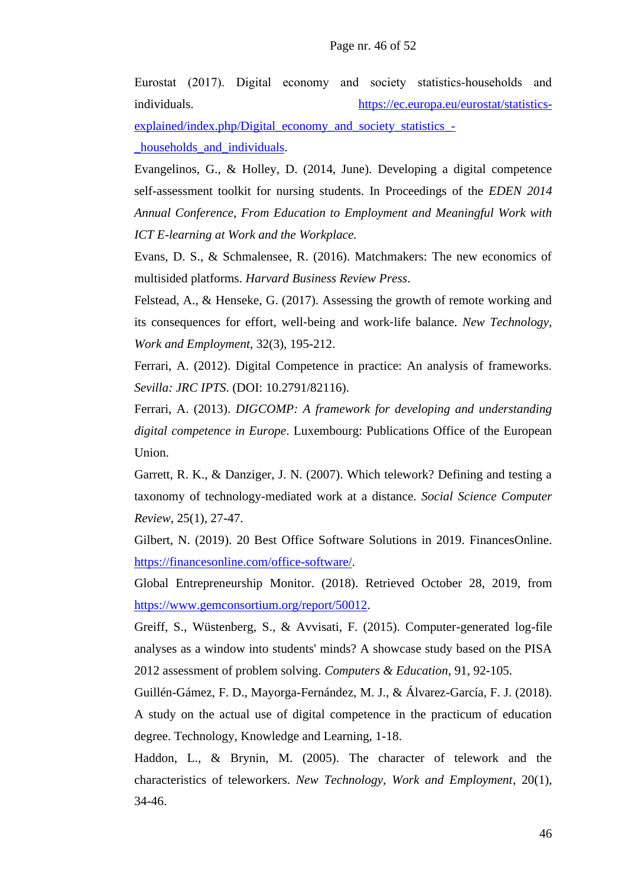Eurostat (2017). Digital economy and society statistics-households and individuals. https://ec.europa.eu/eurostat/statistics-explained/index.php/Digital_economy_and_society_statistics_-_households_and_individuals.

Evangelinos, G., & Holley, D. (2014, June). Developing a digital competence self-assessment toolkit for nursing students. In Proceedings of the *EDEN 2014 Annual Conference, From Education to Employment and Meaningful Work with ICT E-learning at Work and the Workplace.*

Evans, D. S., & Schmalensee, R. (2016). Matchmakers: The new economics of multisided platforms. *Harvard Business Review Press*.

Felstead, A., & Henseke, G. (2017). Assessing the growth of remote working and its consequences for effort, well-being and work-life balance. *New Technology, Work and Employment*, 32(3), 195-212.

Ferrari, A. (2012). Digital Competence in practice: An analysis of frameworks. *Sevilla: JRC IPTS*. (DOI: 10.2791/82116).

Ferrari, A. (2013). *DIGCOMP: A framework for developing and understanding digital competence in Europe*. Luxembourg: Publications Office of the European Union.

Garrett, R. K., & Danziger, J. N. (2007). Which telework? Defining and testing a taxonomy of technology-mediated work at a distance. *Social Science Computer Review*, 25(1), 27-47.

Gilbert, N. (2019). 20 Best Office Software Solutions in 2019. FinancesOnline. https://financesonline.com/office-software/.

Global Entrepreneurship Monitor. (2018). Retrieved October 28, 2019, from https://www.gemconsortium.org/report/50012.

Greiff, S., Wüstenberg, S., & Avvisati, F. (2015). Computer-generated log-file analyses as a window into students' minds? A showcase study based on the PISA 2012 assessment of problem solving. *Computers & Education*, 91, 92-105.

Guillén-Gámez, F. D., Mayorga-Fernández, M. J., & Álvarez-García, F. J. (2018). A study on the actual use of digital competence in the practicum of education degree. Technology, Knowledge and Learning, 1-18.

Haddon, L., & Brynin, M. (2005). The character of telework and the characteristics of teleworkers. *New Technology, Work and Employment*, 20(1), 34-46.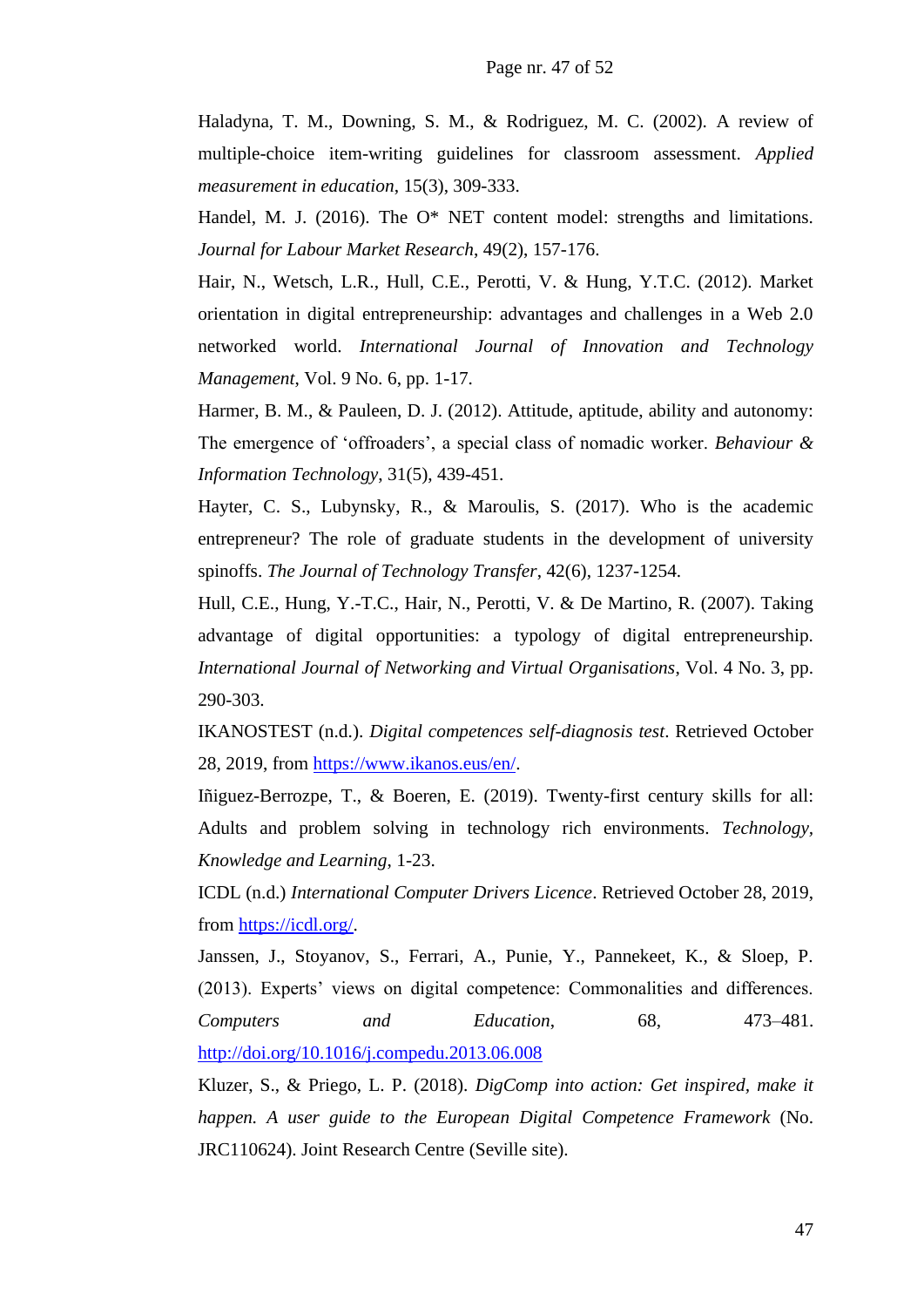Haladyna, T. M., Downing, S. M., & Rodriguez, M. C. (2002). A review of multiple-choice item-writing guidelines for classroom assessment. *Applied measurement in education*, 15(3), 309-333.

Handel, M. J. (2016). The O* NET content model: strengths and limitations. *Journal for Labour Market Research*, 49(2), 157-176.

Hair, N., Wetsch, L.R., Hull, C.E., Perotti, V. & Hung, Y.T.C. (2012). Market orientation in digital entrepreneurship: advantages and challenges in a Web 2.0 networked world. *International Journal of Innovation and Technology Management*, Vol. 9 No. 6, pp. 1-17.

Harmer, B. M., & Pauleen, D. J. (2012). Attitude, aptitude, ability and autonomy: The emergence of 'offroaders', a special class of nomadic worker. *Behaviour & Information Technology*, 31(5), 439-451.

Hayter, C. S., Lubynsky, R., & Maroulis, S. (2017). Who is the academic entrepreneur? The role of graduate students in the development of university spinoffs. *The Journal of Technology Transfer*, 42(6), 1237-1254.

Hull, C.E., Hung, Y.-T.C., Hair, N., Perotti, V. & De Martino, R. (2007). Taking advantage of digital opportunities: a typology of digital entrepreneurship. *International Journal of Networking and Virtual Organisations*, Vol. 4 No. 3, pp. 290-303.

IKANOSTEST (n.d.). *Digital competences self-diagnosis test*. Retrieved October 28, 2019, from [https://www.ikanos.eus/en/](https://www.ikanos.eus/en/).

Iñiguez-Berrozpe, T., & Boeren, E. (2019). Twenty-first century skills for all: Adults and problem solving in technology rich environments. *Technology, Knowledge and Learning*, 1-23.

ICDL (n.d.) *International Computer Drivers Licence*. Retrieved October 28, 2019, from [https://icdl.org/](https://icdl.org/).

Janssen, J., Stoyanov, S., Ferrari, A., Punie, Y., Pannekeet, K., & Sloep, P. (2013). Experts' views on digital competence: Commonalities and differences. *Computers and Education*, 68, 473–481. [http://doi.org/10.1016/j.compedu.2013.06.008](http://doi.org/10.1016/j.compedu.2013.06.008)

Kluzer, S., & Priego, L. P. (2018). *DigComp into action: Get inspired, make it happen. A user guide to the European Digital Competence Framework* (No. JRC110624). Joint Research Centre (Seville site).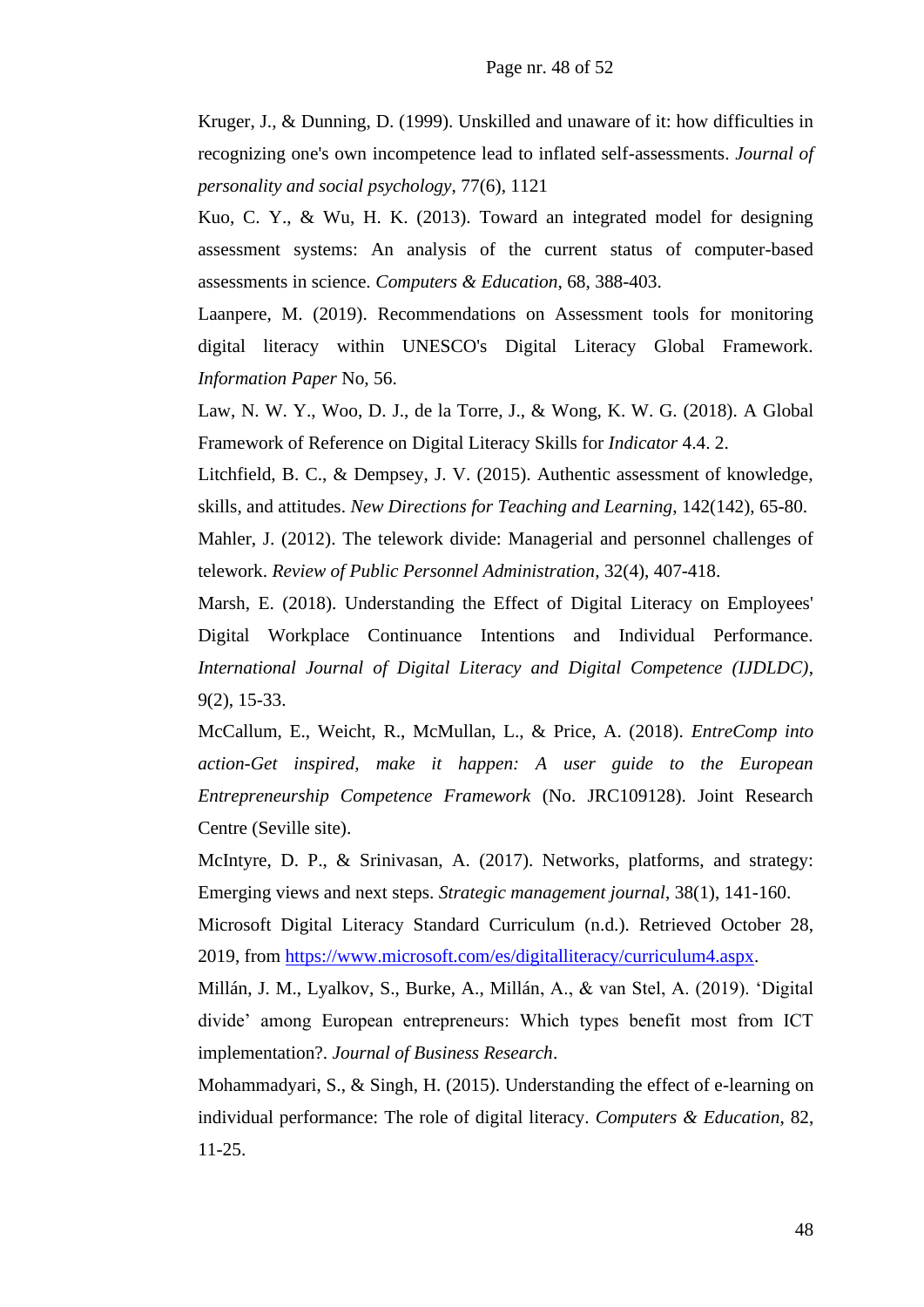Kruger, J., & Dunning, D. (1999). Unskilled and unaware of it: how difficulties in recognizing one's own incompetence lead to inflated self-assessments. *Journal of personality and social psychology*, 77(6), 1121

Kuo, C. Y., & Wu, H. K. (2013). Toward an integrated model for designing assessment systems: An analysis of the current status of computer-based assessments in science. *Computers & Education*, 68, 388-403.

Laanpere, M. (2019). Recommendations on Assessment tools for monitoring digital literacy within UNESCO's Digital Literacy Global Framework. *Information Paper* No, 56.

Law, N. W. Y., Woo, D. J., de la Torre, J., & Wong, K. W. G. (2018). A Global Framework of Reference on Digital Literacy Skills for *Indicator* 4.4. 2.

Litchfield, B. C., & Dempsey, J. V. (2015). Authentic assessment of knowledge, skills, and attitudes. *New Directions for Teaching and Learning*, 142(142), 65-80.

Mahler, J. (2012). The telework divide: Managerial and personnel challenges of telework. *Review of Public Personnel Administration*, 32(4), 407-418.

Marsh, E. (2018). Understanding the Effect of Digital Literacy on Employees' Digital Workplace Continuance Intentions and Individual Performance. *International Journal of Digital Literacy and Digital Competence (IJDLDC)*, 9(2), 15-33.

McCallum, E., Weicht, R., McMullan, L., & Price, A. (2018). *EntreComp into action-Get inspired, make it happen: A user guide to the European Entrepreneurship Competence Framework* (No. JRC109128). Joint Research Centre (Seville site).

McIntyre, D. P., & Srinivasan, A. (2017). Networks, platforms, and strategy: Emerging views and next steps. *Strategic management journal*, 38(1), 141-160.

Microsoft Digital Literacy Standard Curriculum (n.d.). Retrieved October 28, 2019, from [https://www.microsoft.com/es/digitalliteracy/curriculum4.aspx](https://www.microsoft.com/es/digitalliteracy/curriculum4.aspx).

Millán, J. M., Lyalkov, S., Burke, A., Millán, A., & van Stel, A. (2019). 'Digital divide' among European entrepreneurs: Which types benefit most from ICT implementation?. *Journal of Business Research*.

Mohammadyari, S., & Singh, H. (2015). Understanding the effect of e-learning on individual performance: The role of digital literacy. *Computers & Education*, 82, 11-25.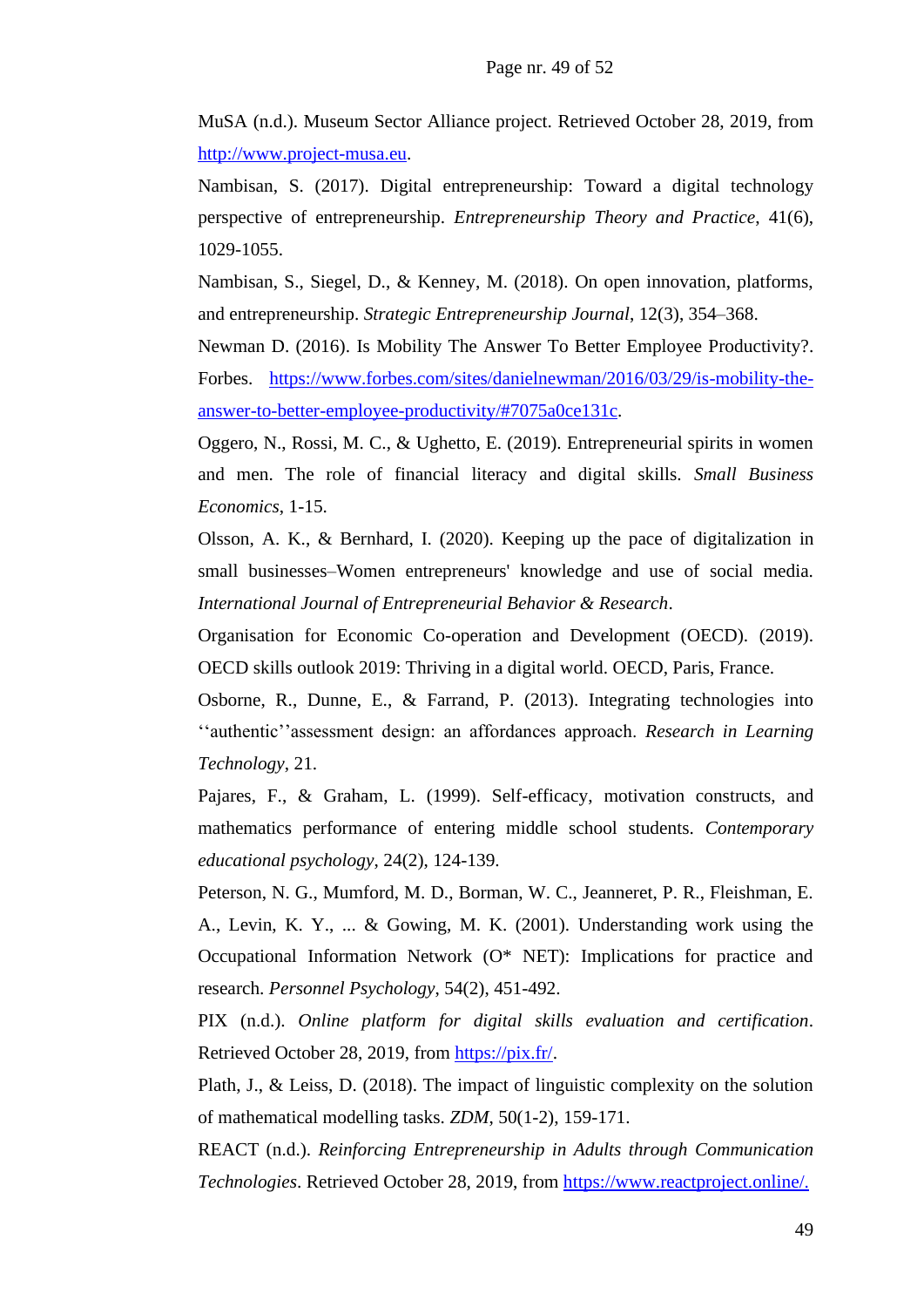MuSA (n.d.). Museum Sector Alliance project. Retrieved October 28, 2019, from http://www.project-musa.eu.

Nambisan, S. (2017). Digital entrepreneurship: Toward a digital technology perspective of entrepreneurship. *Entrepreneurship Theory and Practice*, 41(6), 1029-1055.

Nambisan, S., Siegel, D., & Kenney, M. (2018). On open innovation, platforms, and entrepreneurship. *Strategic Entrepreneurship Journal*, 12(3), 354–368.

Newman D. (2016). Is Mobility The Answer To Better Employee Productivity?. Forbes. https://www.forbes.com/sites/danielnewman/2016/03/29/is-mobility-the-answer-to-better-employee-productivity/#7075a0ce131c.

Oggero, N., Rossi, M. C., & Ughetto, E. (2019). Entrepreneurial spirits in women and men. The role of financial literacy and digital skills. *Small Business Economics*, 1-15.

Olsson, A. K., & Bernhard, I. (2020). Keeping up the pace of digitalization in small businesses–Women entrepreneurs' knowledge and use of social media. *International Journal of Entrepreneurial Behavior & Research*.

Organisation for Economic Co-operation and Development (OECD). (2019). OECD skills outlook 2019: Thriving in a digital world. OECD, Paris, France.

Osborne, R., Dunne, E., & Farrand, P. (2013). Integrating technologies into ‘‘authentic’’assessment design: an affordances approach. *Research in Learning Technology*, 21.

Pajares, F., & Graham, L. (1999). Self-efficacy, motivation constructs, and mathematics performance of entering middle school students. *Contemporary educational psychology*, 24(2), 124-139.

Peterson, N. G., Mumford, M. D., Borman, W. C., Jeanneret, P. R., Fleishman, E. A., Levin, K. Y., ... & Gowing, M. K. (2001). Understanding work using the Occupational Information Network (O* NET): Implications for practice and research. *Personnel Psychology*, 54(2), 451-492.

PIX (n.d.). *Online platform for digital skills evaluation and certification*. Retrieved October 28, 2019, from https://pix.fr/.

Plath, J., & Leiss, D. (2018). The impact of linguistic complexity on the solution of mathematical modelling tasks. *ZDM*, 50(1-2), 159-171.

REACT (n.d.). *Reinforcing Entrepreneurship in Adults through Communication Technologies*. Retrieved October 28, 2019, from https://www.reactproject.online/.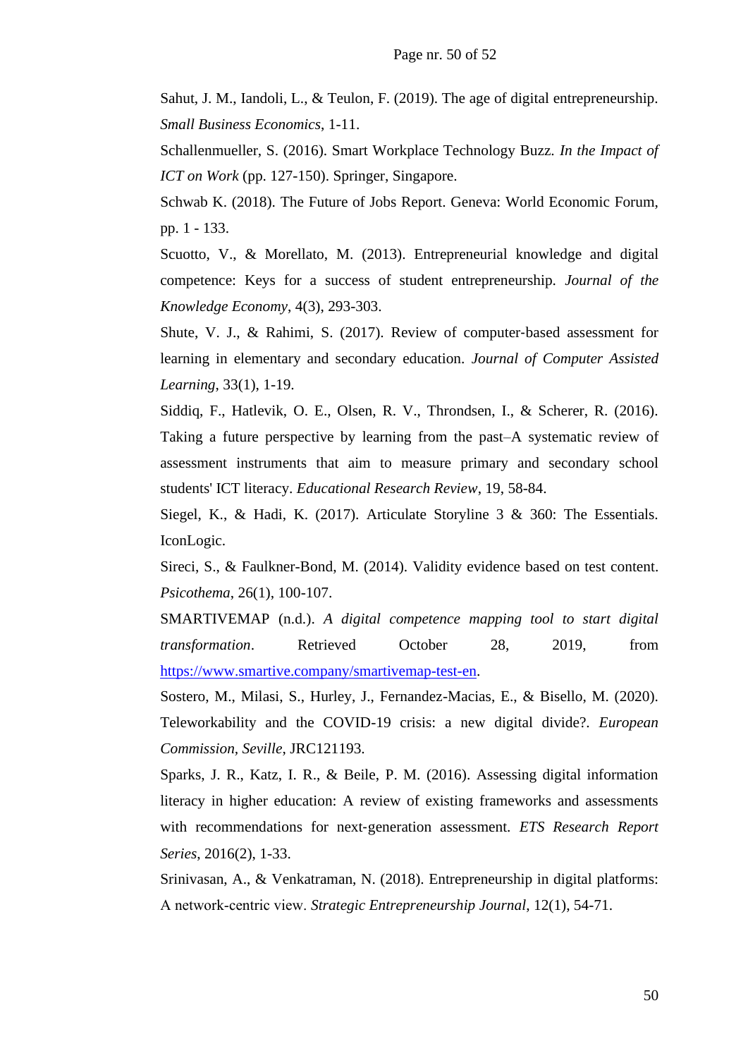Sahut, J. M., Iandoli, L., & Teulon, F. (2019). The age of digital entrepreneurship. *Small Business Economics*, 1-11.

Schallenmueller, S. (2016). Smart Workplace Technology Buzz. *In the Impact of ICT on Work* (pp. 127-150). Springer, Singapore.

Schwab K. (2018). The Future of Jobs Report. Geneva: World Economic Forum, pp. 1 - 133.

Scuotto, V., & Morellato, M. (2013). Entrepreneurial knowledge and digital competence: Keys for a success of student entrepreneurship. *Journal of the Knowledge Economy*, 4(3), 293-303.

Shute, V. J., & Rahimi, S. (2017). Review of computer-based assessment for learning in elementary and secondary education. *Journal of Computer Assisted Learning*, 33(1), 1-19.

Siddiq, F., Hatlevik, O. E., Olsen, R. V., Throndsen, I., & Scherer, R. (2016). Taking a future perspective by learning from the past–A systematic review of assessment instruments that aim to measure primary and secondary school students' ICT literacy. *Educational Research Review*, 19, 58-84.

Siegel, K., & Hadi, K. (2017). Articulate Storyline 3 & 360: The Essentials. IconLogic.

Sireci, S., & Faulkner-Bond, M. (2014). Validity evidence based on test content. *Psicothema*, 26(1), 100-107.

SMARTIVEMAP (n.d.). *A digital competence mapping tool to start digital transformation*. Retrieved October 28, 2019, from https://www.smartive.company/smartivemap-test-en.

Sostero, M., Milasi, S., Hurley, J., Fernandez-Macias, E., & Bisello, M. (2020). Teleworkability and the COVID-19 crisis: a new digital divide?. *European Commission, Seville*, JRC121193.

Sparks, J. R., Katz, I. R., & Beile, P. M. (2016). Assessing digital information literacy in higher education: A review of existing frameworks and assessments with recommendations for next‐generation assessment. *ETS Research Report Series*, 2016(2), 1-33.

Srinivasan, A., & Venkatraman, N. (2018). Entrepreneurship in digital platforms: A network-centric view. *Strategic Entrepreneurship Journal*, 12(1), 54-71.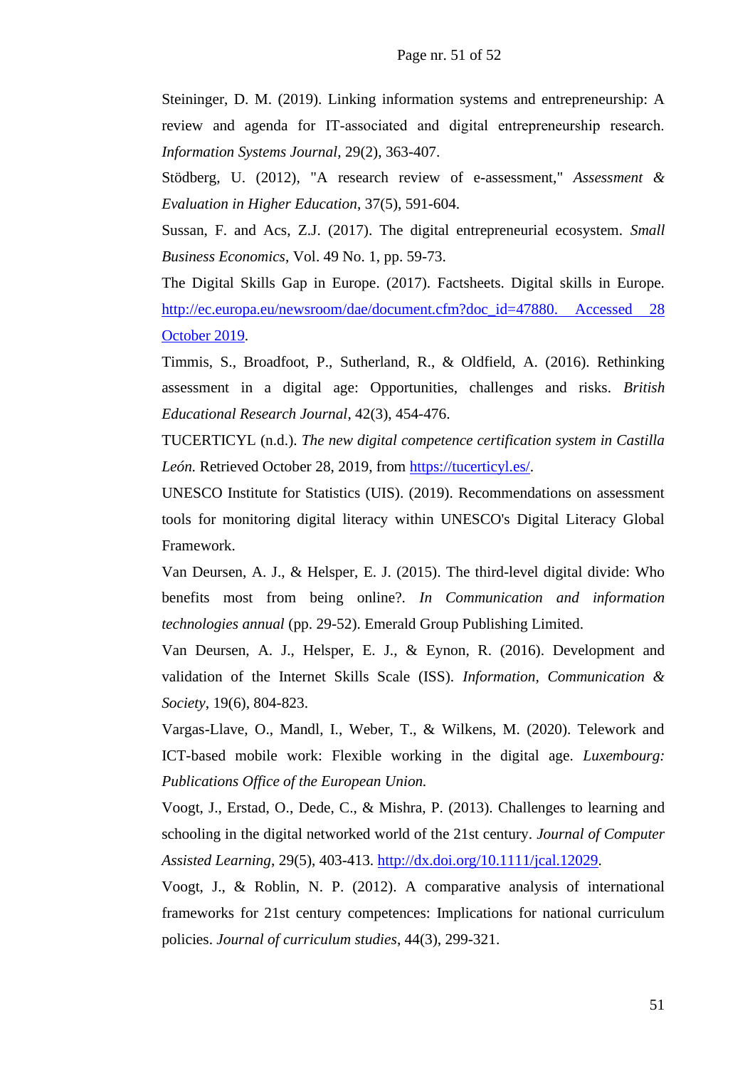Steininger, D. M. (2019). Linking information systems and entrepreneurship: A review and agenda for IT-associated and digital entrepreneurship research. *Information Systems Journal*, 29(2), 363-407.

Stödberg, U. (2012), "A research review of e-assessment," *Assessment & Evaluation in Higher Education*, 37(5), 591-604.

Sussan, F. and Acs, Z.J. (2017). The digital entrepreneurial ecosystem. *Small Business Economics*, Vol. 49 No. 1, pp. 59-73.

The Digital Skills Gap in Europe. (2017). Factsheets. Digital skills in Europe. [http://ec.europa.eu/newsroom/dae/document.cfm?doc_id=47880. Accessed 28 October 2019](http://ec.europa.eu/newsroom/dae/document.cfm?doc_id=47880).

Timmis, S., Broadfoot, P., Sutherland, R., & Oldfield, A. (2016). Rethinking assessment in a digital age: Opportunities, challenges and risks. *British Educational Research Journal*, 42(3), 454-476.

TUCERTICYL (n.d.). *The new digital competence certification system in Castilla León.* Retrieved October 28, 2019, from [https://tucerticyl.es/](https://tucerticyl.es/).

UNESCO Institute for Statistics (UIS). (2019). Recommendations on assessment tools for monitoring digital literacy within UNESCO's Digital Literacy Global Framework.

Van Deursen, A. J., & Helsper, E. J. (2015). The third-level digital divide: Who benefits most from being online?. *In Communication and information technologies annual* (pp. 29-52). Emerald Group Publishing Limited.

Van Deursen, A. J., Helsper, E. J., & Eynon, R. (2016). Development and validation of the Internet Skills Scale (ISS). *Information, Communication & Society*, 19(6), 804-823.

Vargas-Llave, O., Mandl, I., Weber, T., & Wilkens, M. (2020). Telework and ICT-based mobile work: Flexible working in the digital age. *Luxembourg: Publications Office of the European Union.*

Voogt, J., Erstad, O., Dede, C., & Mishra, P. (2013). Challenges to learning and schooling in the digital networked world of the 21st century. *Journal of Computer Assisted Learning*, 29(5), 403-413. [http://dx.doi.org/10.1111/jcal.12029](http://dx.doi.org/10.1111/jcal.12029).

Voogt, J., & Roblin, N. P. (2012). A comparative analysis of international frameworks for 21st century competences: Implications for national curriculum policies. *Journal of curriculum studies*, 44(3), 299-321.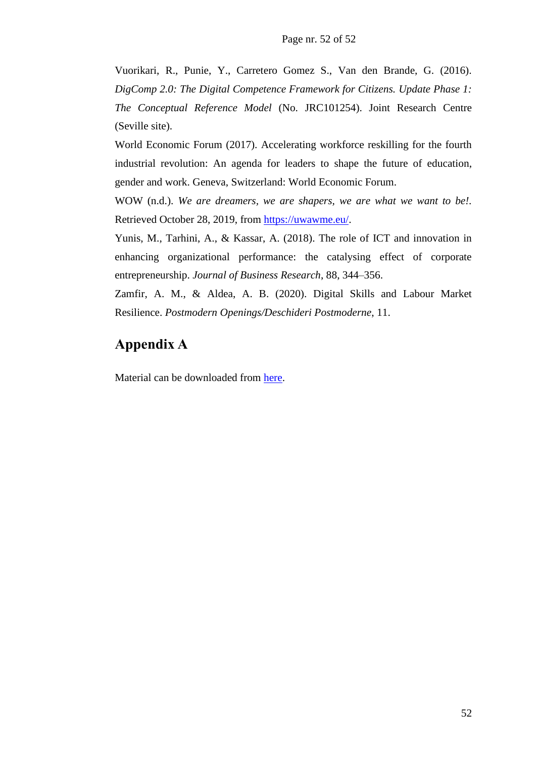Vuorikari, R., Punie, Y., Carretero Gomez S., Van den Brande, G. (2016). *DigComp 2.0: The Digital Competence Framework for Citizens. Update Phase 1: The Conceptual Reference Model* (No. JRC101254). Joint Research Centre (Seville site).

World Economic Forum (2017). Accelerating workforce reskilling for the fourth industrial revolution: An agenda for leaders to shape the future of education, gender and work. Geneva, Switzerland: World Economic Forum.

WOW (n.d.). *We are dreamers, we are shapers, we are what we want to be!*. Retrieved October 28, 2019, from https://uwawme.eu/.

Yunis, M., Tarhini, A., & Kassar, A. (2018). The role of ICT and innovation in enhancing organizational performance: the catalysing effect of corporate entrepreneurship. *Journal of Business Research*, 88, 344–356.

Zamfir, A. M., & Aldea, A. B. (2020). Digital Skills and Labour Market Resilience. *Postmodern Openings/Deschideri Postmoderne*, 11.

# Appendix A

Material can be downloaded from here.